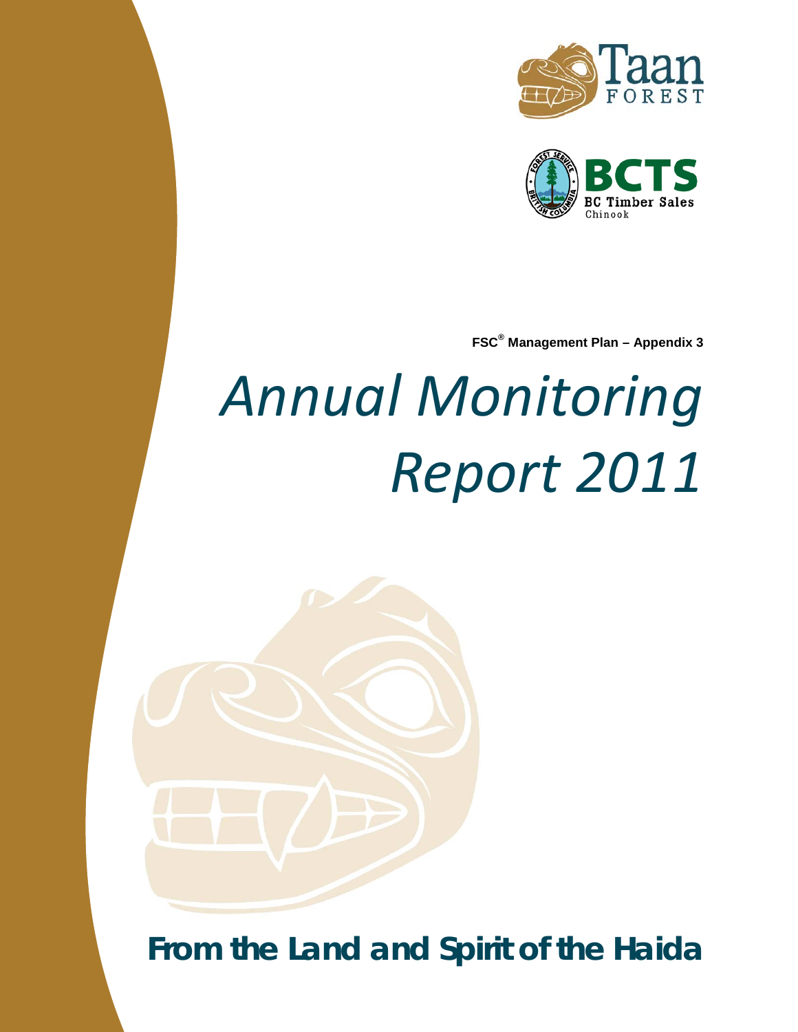Taan FOREST

BCTS BC Timber Sales Chinook

**FSC® Management Plan – Appendix 3**

# *Annual Monitoring Report 2011*

**From the Land and Spirit of the Haida**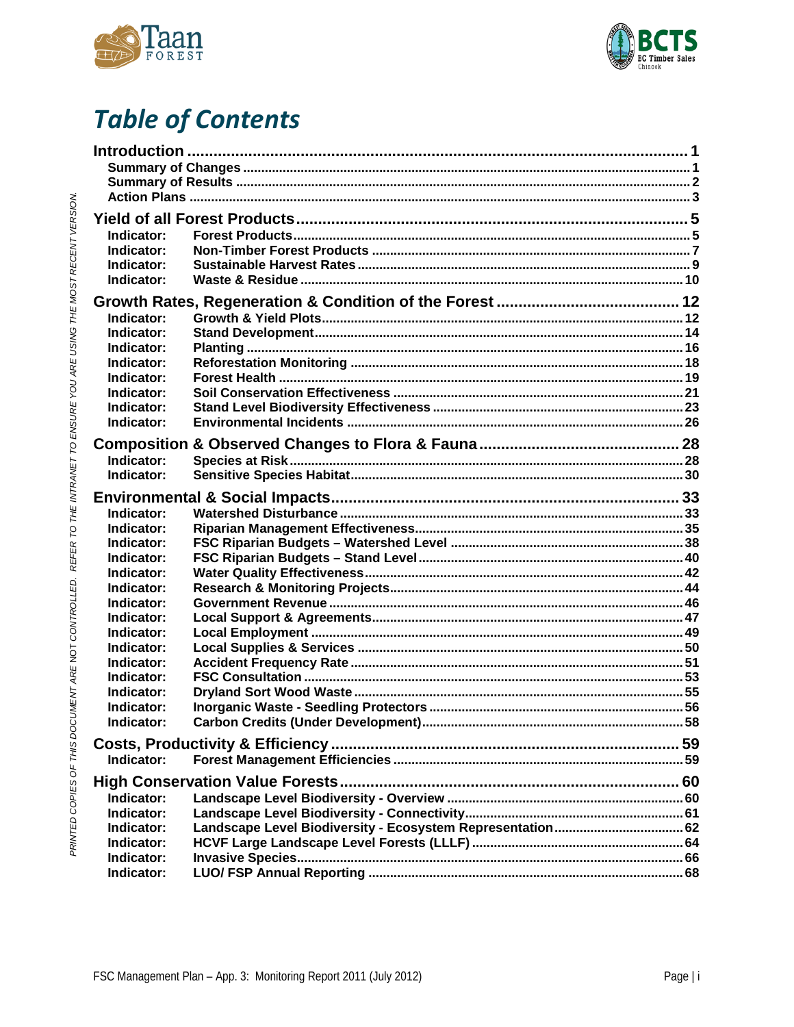# Table of Contents

| | | |
|---|---|---|
| **Introduction** | | **1** |
| Summary of Changes | | 1 |
| Summary of Results | | 2 |
| Action Plans | | 3 |
| **Yield of all Forest Products** | | **5** |
| Indicator: | Forest Products | 5 |
| Indicator: | Non-Timber Forest Products | 7 |
| Indicator: | Sustainable Harvest Rates | 9 |
| Indicator: | Waste & Residue | 10 |
| **Growth Rates, Regeneration & Condition of the Forest** | | **12** |
| Indicator: | Growth & Yield Plots | 12 |
| Indicator: | Stand Development | 14 |
| Indicator: | Planting | 16 |
| Indicator: | Reforestation Monitoring | 18 |
| Indicator: | Forest Health | 19 |
| Indicator: | Soil Conservation Effectiveness | 21 |
| Indicator: | Stand Level Biodiversity Effectiveness | 23 |
| Indicator: | Environmental Incidents | 26 |
| **Composition & Observed Changes to Flora & Fauna** | | **28** |
| Indicator: | Species at Risk | 28 |
| Indicator: | Sensitive Species Habitat | 30 |
| **Environmental & Social Impacts** | | **33** |
| Indicator: | Watershed Disturbance | 33 |
| Indicator: | Riparian Management Effectiveness | 35 |
| Indicator: | FSC Riparian Budgets – Watershed Level | 38 |
| Indicator: | FSC Riparian Budgets – Stand Level | 40 |
| Indicator: | Water Quality Effectiveness | 42 |
| Indicator: | Research & Monitoring Projects | 44 |
| Indicator: | Government Revenue | 46 |
| Indicator: | Local Support & Agreements | 47 |
| Indicator: | Local Employment | 49 |
| Indicator: | Local Supplies & Services | 50 |
| Indicator: | Accident Frequency Rate | 51 |
| Indicator: | FSC Consultation | 53 |
| Indicator: | Dryland Sort Wood Waste | 55 |
| Indicator: | Inorganic Waste - Seedling Protectors | 56 |
| Indicator: | Carbon Credits (Under Development) | 58 |
| **Costs, Productivity & Efficiency** | | **59** |
| Indicator: | Forest Management Efficiencies | 59 |
| **High Conservation Value Forests** | | **60** |
| Indicator: | Landscape Level Biodiversity - Overview | 60 |
| Indicator: | Landscape Level Biodiversity - Connectivity | 61 |
| Indicator: | Landscape Level Biodiversity - Ecosystem Representation | 62 |
| Indicator: | HCVF Large Landscape Level Forests (LLLF) | 64 |
| Indicator: | Invasive Species | 66 |
| Indicator: | LUO/ FSP Annual Reporting | 68 |

*PRINTED COPIES OF THIS DOCUMENT ARE NOT CONTROLLED. REFER TO THE INTRANET TO ENSURE YOU ARE USING THE MOST RECENT VERSION.*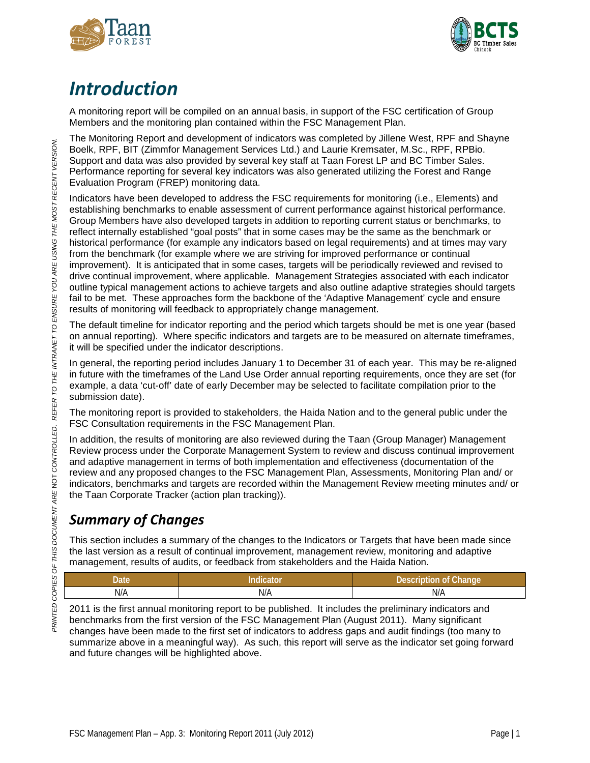# Introduction

A monitoring report will be compiled on an annual basis, in support of the FSC certification of Group Members and the monitoring plan contained within the FSC Management Plan.

The Monitoring Report and development of indicators was completed by Jillene West, RPF and Shayne Boelk, RPF, BIT (Zimmfor Management Services Ltd.) and Laurie Kremsater, M.Sc., RPF, RPBio. Support and data was also provided by several key staff at Taan Forest LP and BC Timber Sales. Performance reporting for several key indicators was also generated utilizing the Forest and Range Evaluation Program (FREP) monitoring data.

Indicators have been developed to address the FSC requirements for monitoring (i.e., Elements) and establishing benchmarks to enable assessment of current performance against historical performance. Group Members have also developed targets in addition to reporting current status or benchmarks, to reflect internally established "goal posts" that in some cases may be the same as the benchmark or historical performance (for example any indicators based on legal requirements) and at times may vary from the benchmark (for example where we are striving for improved performance or continual improvement). It is anticipated that in some cases, targets will be periodically reviewed and revised to drive continual improvement, where applicable. Management Strategies associated with each indicator outline typical management actions to achieve targets and also outline adaptive strategies should targets fail to be met. These approaches form the backbone of the 'Adaptive Management' cycle and ensure results of monitoring will feedback to appropriately change management.

The default timeline for indicator reporting and the period which targets should be met is one year (based on annual reporting). Where specific indicators and targets are to be measured on alternate timeframes, it will be specified under the indicator descriptions.

In general, the reporting period includes January 1 to December 31 of each year. This may be re-aligned in future with the timeframes of the Land Use Order annual reporting requirements, once they are set (for example, a data 'cut-off' date of early December may be selected to facilitate compilation prior to the submission date).

The monitoring report is provided to stakeholders, the Haida Nation and to the general public under the FSC Consultation requirements in the FSC Management Plan.

In addition, the results of monitoring are also reviewed during the Taan (Group Manager) Management Review process under the Corporate Management System to review and discuss continual improvement and adaptive management in terms of both implementation and effectiveness (documentation of the review and any proposed changes to the FSC Management Plan, Assessments, Monitoring Plan and/ or indicators, benchmarks and targets are recorded within the Management Review meeting minutes and/ or the Taan Corporate Tracker (action plan tracking)).

## Summary of Changes

This section includes a summary of the changes to the Indicators or Targets that have been made since the last version as a result of continual improvement, management review, monitoring and adaptive management, results of audits, or feedback from stakeholders and the Haida Nation.

| Date | Indicator | Description of Change |
|---|---|---|
| N/A | N/A | N/A |

2011 is the first annual monitoring report to be published. It includes the preliminary indicators and benchmarks from the first version of the FSC Management Plan (August 2011). Many significant changes have been made to the first set of indicators to address gaps and audit findings (too many to summarize above in a meaningful way). As such, this report will serve as the indicator set going forward and future changes will be highlighted above.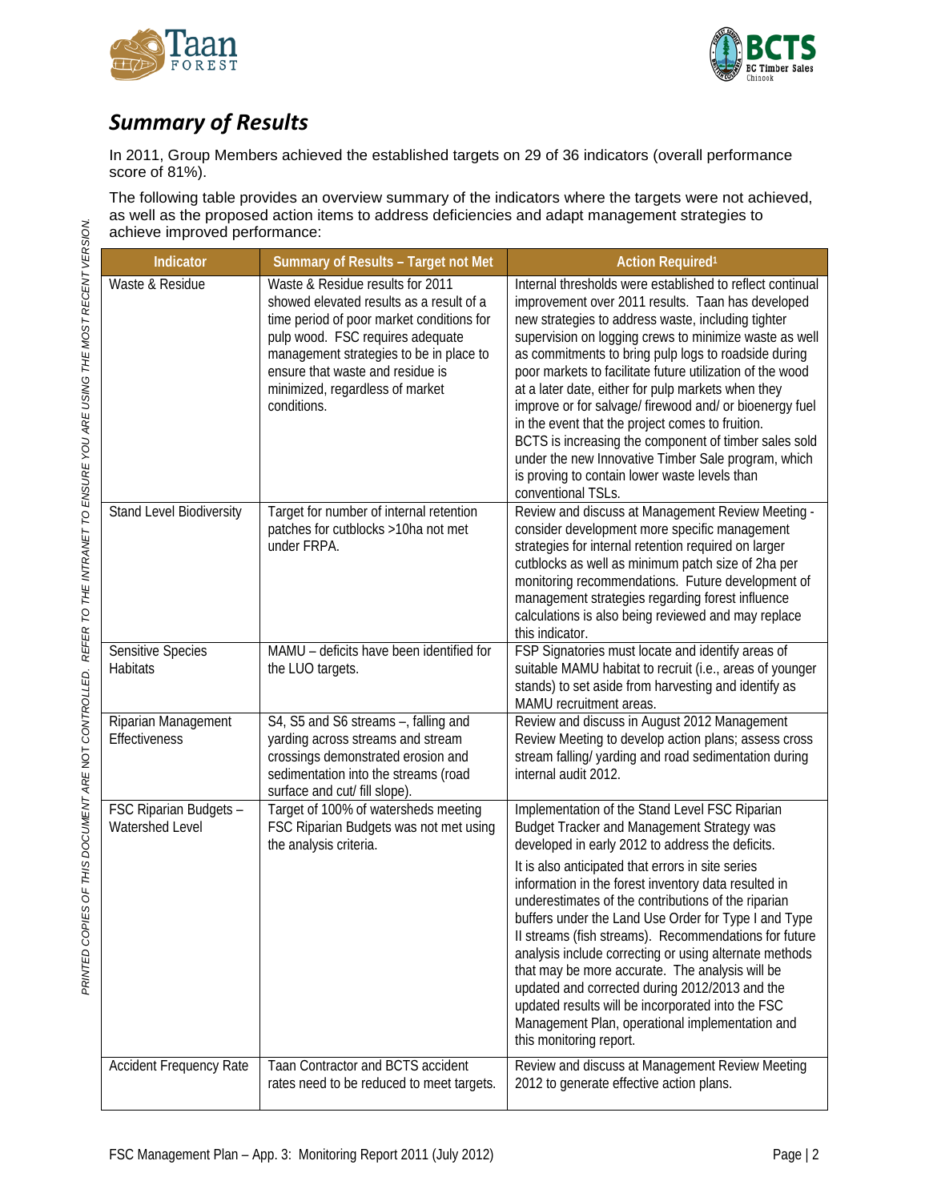## *Summary of Results*

In 2011, Group Members achieved the established targets on 29 of 36 indicators (overall performance score of 81%).

The following table provides an overview summary of the indicators where the targets were not achieved, as well as the proposed action items to address deficiencies and adapt management strategies to achieve improved performance:

| Indicator | Summary of Results – Target not Met | Action Required[1] |
|---|---|---|
| Waste & Residue | Waste & Residue results for 2011 showed elevated results as a result of a time period of poor market conditions for pulp wood. FSC requires adequate management strategies to be in place to ensure that waste and residue is minimized, regardless of market conditions. | Internal thresholds were established to reflect continual improvement over 2011 results. Taan has developed new strategies to address waste, including tighter supervision on logging crews to minimize waste as well as commitments to bring pulp logs to roadside during poor markets to facilitate future utilization of the wood at a later date, either for pulp markets when they improve or for salvage/ firewood and/ or bioenergy fuel in the event that the project comes to fruition. BCTS is increasing the component of timber sales sold under the new Innovative Timber Sale program, which is proving to contain lower waste levels than conventional TSLs. |
| Stand Level Biodiversity | Target for number of internal retention patches for cutblocks >10ha not met under FRPA. | Review and discuss at Management Review Meeting - consider development more specific management strategies for internal retention required on larger cutblocks as well as minimum patch size of 2ha per monitoring recommendations. Future development of management strategies regarding forest influence calculations is also being reviewed and may replace this indicator. |
| Sensitive Species Habitats | MAMU – deficits have been identified for the LUO targets. | FSP Signatories must locate and identify areas of suitable MAMU habitat to recruit (i.e., areas of younger stands) to set aside from harvesting and identify as MAMU recruitment areas. |
| Riparian Management Effectiveness | S4, S5 and S6 streams –, falling and yarding across streams and stream crossings demonstrated erosion and sedimentation into the streams (road surface and cut/ fill slope). | Review and discuss in August 2012 Management Review Meeting to develop action plans; assess cross stream falling/ yarding and road sedimentation during internal audit 2012. |
| FSC Riparian Budgets – Watershed Level | Target of 100% of watersheds meeting FSC Riparian Budgets was not met using the analysis criteria. | Implementation of the Stand Level FSC Riparian Budget Tracker and Management Strategy was developed in early 2012 to address the deficits.<br><br>It is also anticipated that errors in site series information in the forest inventory data resulted in underestimates of the contributions of the riparian buffers under the Land Use Order for Type I and Type II streams (fish streams). Recommendations for future analysis include correcting or using alternate methods that may be more accurate. The analysis will be updated and corrected during 2012/2013 and the updated results will be incorporated into the FSC Management Plan, operational implementation and this monitoring report. |
| Accident Frequency Rate | Taan Contractor and BCTS accident rates need to be reduced to meet targets. | Review and discuss at Management Review Meeting 2012 to generate effective action plans. |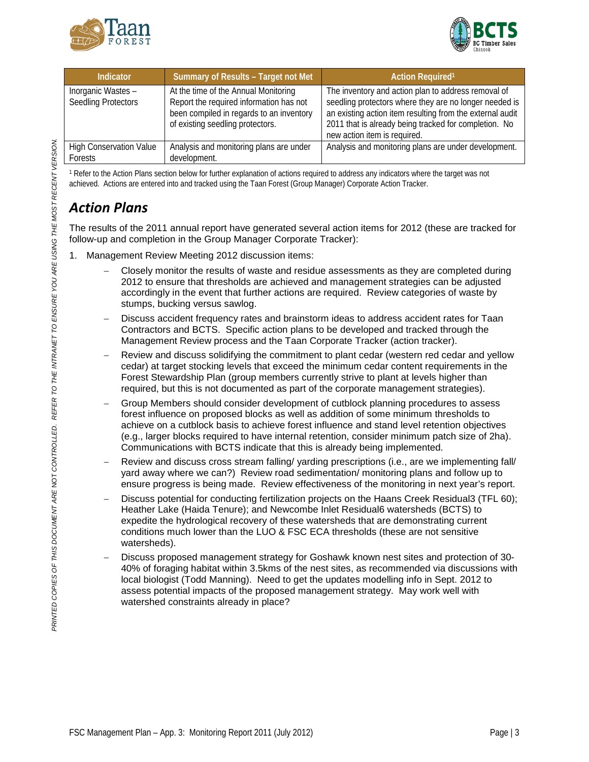| Indicator | Summary of Results – Target not Met | Action Required[1] |
| --- | --- | --- |
| Inorganic Wastes – Seedling Protectors | At the time of the Annual Monitoring Report the required information has not been compiled in regards to an inventory of existing seedling protectors. | The inventory and action plan to address removal of seedling protectors where they are no longer needed is an existing action item resulting from the external audit 2011 that is already being tracked for completion. No new action item is required. |
| High Conservation Value Forests | Analysis and monitoring plans are under development. | Analysis and monitoring plans are under development. |

[1] Refer to the Action Plans section below for further explanation of actions required to address any indicators where the target was not achieved. Actions are entered into and tracked using the Taan Forest (Group Manager) Corporate Action Tracker.

## Action Plans

The results of the 2011 annual report have generated several action items for 2012 (these are tracked for follow-up and completion in the Group Manager Corporate Tracker):

1. Management Review Meeting 2012 discussion items:
   - Closely monitor the results of waste and residue assessments as they are completed during 2012 to ensure that thresholds are achieved and management strategies can be adjusted accordingly in the event that further actions are required. Review categories of waste by stumps, bucking versus sawlog.
   - Discuss accident frequency rates and brainstorm ideas to address accident rates for Taan Contractors and BCTS. Specific action plans to be developed and tracked through the Management Review process and the Taan Corporate Tracker (action tracker).
   - Review and discuss solidifying the commitment to plant cedar (western red cedar and yellow cedar) at target stocking levels that exceed the minimum cedar content requirements in the Forest Stewardship Plan (group members currently strive to plant at levels higher than required, but this is not documented as part of the corporate management strategies).
   - Group Members should consider development of cutblock planning procedures to assess forest influence on proposed blocks as well as addition of some minimum thresholds to achieve on a cutblock basis to achieve forest influence and stand level retention objectives (e.g., larger blocks required to have internal retention, consider minimum patch size of 2ha). Communications with BCTS indicate that this is already being implemented.
   - Review and discuss cross stream falling/ yarding prescriptions (i.e., are we implementing fall/ yard away where we can?) Review road sedimentation/ monitoring plans and follow up to ensure progress is being made. Review effectiveness of the monitoring in next year's report.
   - Discuss potential for conducting fertilization projects on the Haans Creek Residual3 (TFL 60); Heather Lake (Haida Tenure); and Newcombe Inlet Residual6 watersheds (BCTS) to expedite the hydrological recovery of these watersheds that are demonstrating current conditions much lower than the LUO & FSC ECA thresholds (these are not sensitive watersheds).
   - Discuss proposed management strategy for Goshawk known nest sites and protection of 30-40% of foraging habitat within 3.5kms of the nest sites, as recommended via discussions with local biologist (Todd Manning). Need to get the updates modelling info in Sept. 2012 to assess potential impacts of the proposed management strategy. May work well with watershed constraints already in place?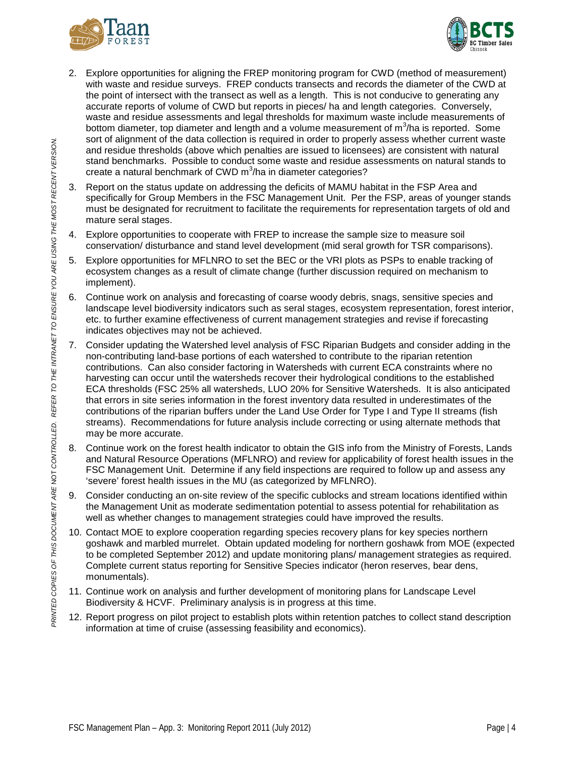2. Explore opportunities for aligning the FREP monitoring program for CWD (method of measurement) with waste and residue surveys. FREP conducts transects and records the diameter of the CWD at the point of intersect with the transect as well as a length. This is not conducive to generating any accurate reports of volume of CWD but reports in pieces/ ha and length categories. Conversely, waste and residue assessments and legal thresholds for maximum waste include measurements of bottom diameter, top diameter and length and a volume measurement of $m^3$/ha is reported. Some sort of alignment of the data collection is required in order to properly assess whether current waste and residue thresholds (above which penalties are issued to licensees) are consistent with natural stand benchmarks. Possible to conduct some waste and residue assessments on natural stands to create a natural benchmark of CWD $m^3$/ha in diameter categories?
3. Report on the status update on addressing the deficits of MAMU habitat in the FSP Area and specifically for Group Members in the FSC Management Unit. Per the FSP, areas of younger stands must be designated for recruitment to facilitate the requirements for representation targets of old and mature seral stages.
4. Explore opportunities to cooperate with FREP to increase the sample size to measure soil conservation/ disturbance and stand level development (mid seral growth for TSR comparisons).
5. Explore opportunities for MFLNRO to set the BEC or the VRI plots as PSPs to enable tracking of ecosystem changes as a result of climate change (further discussion required on mechanism to implement).
6. Continue work on analysis and forecasting of coarse woody debris, snags, sensitive species and landscape level biodiversity indicators such as seral stages, ecosystem representation, forest interior, etc. to further examine effectiveness of current management strategies and revise if forecasting indicates objectives may not be achieved.
7. Consider updating the Watershed level analysis of FSC Riparian Budgets and consider adding in the non-contributing land-base portions of each watershed to contribute to the riparian retention contributions. Can also consider factoring in Watersheds with current ECA constraints where no harvesting can occur until the watersheds recover their hydrological conditions to the established ECA thresholds (FSC 25% all watersheds, LUO 20% for Sensitive Watersheds. It is also anticipated that errors in site series information in the forest inventory data resulted in underestimates of the contributions of the riparian buffers under the Land Use Order for Type I and Type II streams (fish streams). Recommendations for future analysis include correcting or using alternate methods that may be more accurate.
8. Continue work on the forest health indicator to obtain the GIS info from the Ministry of Forests, Lands and Natural Resource Operations (MFLNRO) and review for applicability of forest health issues in the FSC Management Unit. Determine if any field inspections are required to follow up and assess any 'severe' forest health issues in the MU (as categorized by MFLNRO).
9. Consider conducting an on-site review of the specific cublocks and stream locations identified within the Management Unit as moderate sedimentation potential to assess potential for rehabilitation as well as whether changes to management strategies could have improved the results.
10. Contact MOE to explore cooperation regarding species recovery plans for key species northern goshawk and marbled murrelet. Obtain updated modeling for northern goshawk from MOE (expected to be completed September 2012) and update monitoring plans/ management strategies as required. Complete current status reporting for Sensitive Species indicator (heron reserves, bear dens, monumentals).
11. Continue work on analysis and further development of monitoring plans for Landscape Level Biodiversity & HCVF. Preliminary analysis is in progress at this time.
12. Report progress on pilot project to establish plots within retention patches to collect stand description information at time of cruise (assessing feasibility and economics).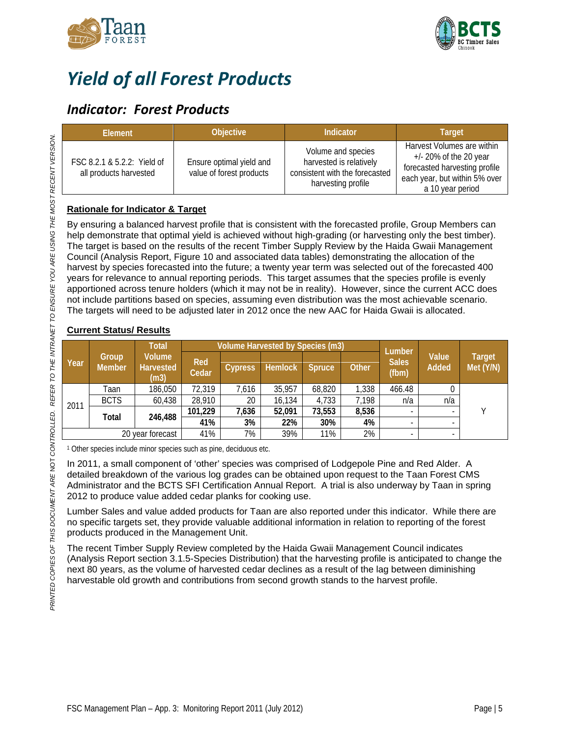# Yield of all Forest Products

## Indicator: Forest Products

| Element | Objective | Indicator | Target |
|---|---|---|---|
| FSC 8.2.1 & 5.2.2: Yield of all products harvested | Ensure optimal yield and value of forest products | Volume and species harvested is relatively consistent with the forecasted harvesting profile | Harvest Volumes are within +/- 20% of the 20 year forecasted harvesting profile each year, but within 5% over a 10 year period |

**Rationale for Indicator & Target**

By ensuring a balanced harvest profile that is consistent with the forecasted profile, Group Members can help demonstrate that optimal yield is achieved without high-grading (or harvesting only the best timber). The target is based on the results of the recent Timber Supply Review by the Haida Gwaii Management Council (Analysis Report, Figure 10 and associated data tables) demonstrating the allocation of the harvest by species forecasted into the future; a twenty year term was selected out of the forecasted 400 years for relevance to annual reporting periods. This target assumes that the species profile is evenly apportioned across tenure holders (which it may not be in reality). However, since the current ACC does not include partitions based on species, assuming even distribution was the most achievable scenario. The targets will need to be adjusted later in 2012 once the new AAC for Haida Gwaii is allocated.

**Current Status/ Results**

| Year | Group Member | Total Volume Harvested (m3) | Volume Harvested by Species (m3) | | | | | Lumber Sales (fbm) | Value Added | Target Met (Y/N) |
|---|---|---|---|---|---|---|---|---|---|---|
| | | | Red Cedar | Cypress | Hemlock | Spruce | Other | | | |
| 2011 | Taan | 186,050 | 72,319 | 7,616 | 35,957 | 68,820 | 1,338 | 466.48 | 0 | Y |
| | BCTS | 60,438 | 28,910 | 20 | 16,134 | 4,733 | 7,198 | n/a | n/a | |
| | **Total** | **246,488** | **101,229** | **7,636** | **52,091** | **73,553** | **8,536** | - | - | |
| | | | **41%** | **3%** | **22%** | **30%** | **4%** | - | - | |
| 20 year forecast | | | 41% | 7% | 39% | 11% | 2% | - | - | |

[1] Other species include minor species such as pine, deciduous etc.

In 2011, a small component of 'other' species was comprised of Lodgepole Pine and Red Alder. A detailed breakdown of the various log grades can be obtained upon request to the Taan Forest CMS Administrator and the BCTS SFI Certification Annual Report. A trial is also underway by Taan in spring 2012 to produce value added cedar planks for cooking use.

Lumber Sales and value added products for Taan are also reported under this indicator. While there are no specific targets set, they provide valuable additional information in relation to reporting of the forest products produced in the Management Unit.

The recent Timber Supply Review completed by the Haida Gwaii Management Council indicates (Analysis Report section 3.1.5-Species Distribution) that the harvesting profile is anticipated to change the next 80 years, as the volume of harvested cedar declines as a result of the lag between diminishing harvestable old growth and contributions from second growth stands to the harvest profile.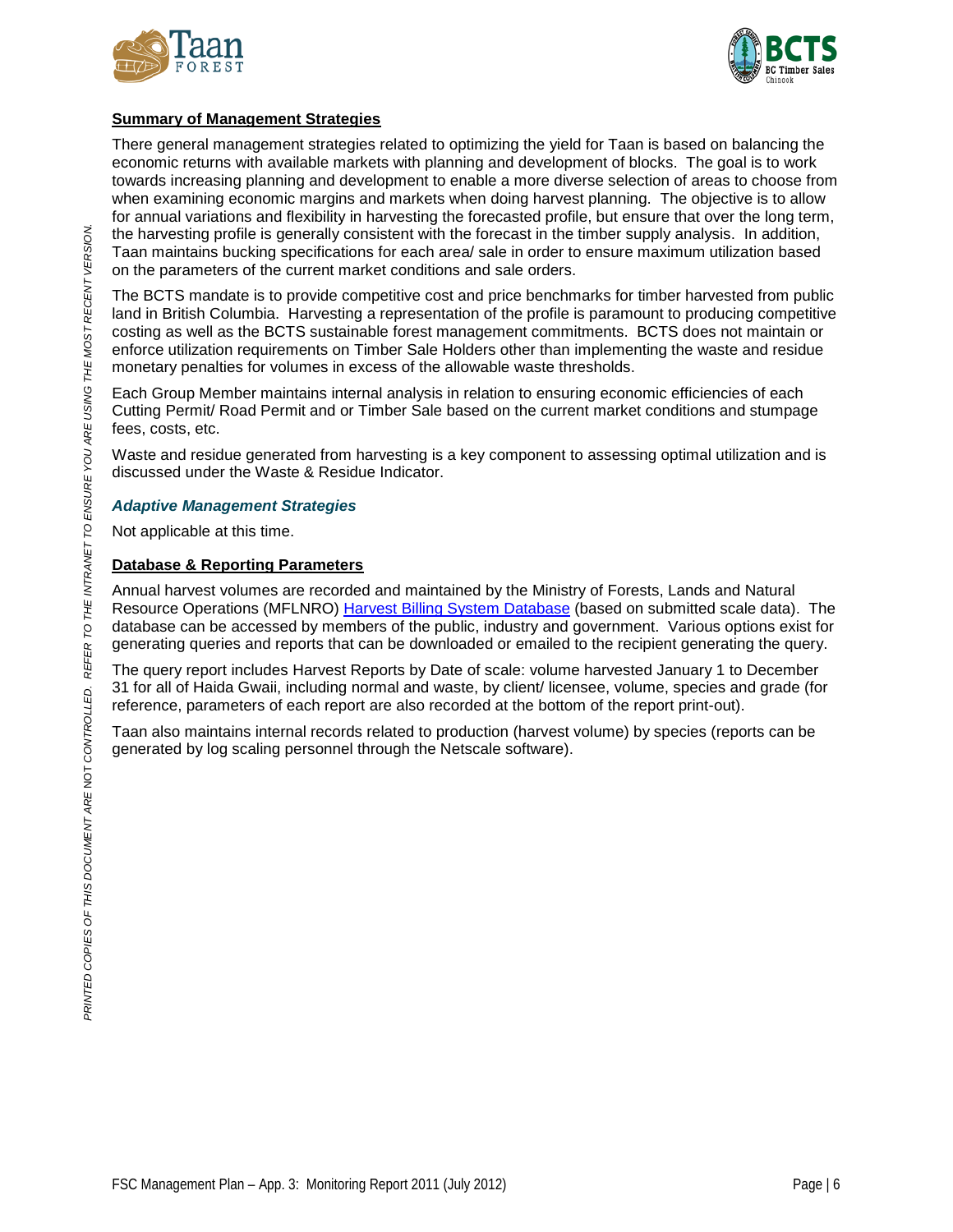## Summary of Management Strategies

There general management strategies related to optimizing the yield for Taan is based on balancing the economic returns with available markets with planning and development of blocks. The goal is to work towards increasing planning and development to enable a more diverse selection of areas to choose from when examining economic margins and markets when doing harvest planning. The objective is to allow for annual variations and flexibility in harvesting the forecasted profile, but ensure that over the long term, the harvesting profile is generally consistent with the forecast in the timber supply analysis. In addition, Taan maintains bucking specifications for each area/ sale in order to ensure maximum utilization based on the parameters of the current market conditions and sale orders.

The BCTS mandate is to provide competitive cost and price benchmarks for timber harvested from public land in British Columbia. Harvesting a representation of the profile is paramount to producing competitive costing as well as the BCTS sustainable forest management commitments. BCTS does not maintain or enforce utilization requirements on Timber Sale Holders other than implementing the waste and residue monetary penalties for volumes in excess of the allowable waste thresholds.

Each Group Member maintains internal analysis in relation to ensuring economic efficiencies of each Cutting Permit/ Road Permit and or Timber Sale based on the current market conditions and stumpage fees, costs, etc.

Waste and residue generated from harvesting is a key component to assessing optimal utilization and is discussed under the Waste & Residue Indicator.

### *Adaptive Management Strategies*

Not applicable at this time.

## Database & Reporting Parameters

Annual harvest volumes are recorded and maintained by the Ministry of Forests, Lands and Natural Resource Operations (MFLNRO) Harvest Billing System Database (based on submitted scale data). The database can be accessed by members of the public, industry and government. Various options exist for generating queries and reports that can be downloaded or emailed to the recipient generating the query.

The query report includes Harvest Reports by Date of scale: volume harvested January 1 to December 31 for all of Haida Gwaii, including normal and waste, by client/ licensee, volume, species and grade (for reference, parameters of each report are also recorded at the bottom of the report print-out).

Taan also maintains internal records related to production (harvest volume) by species (reports can be generated by log scaling personnel through the Netscale software).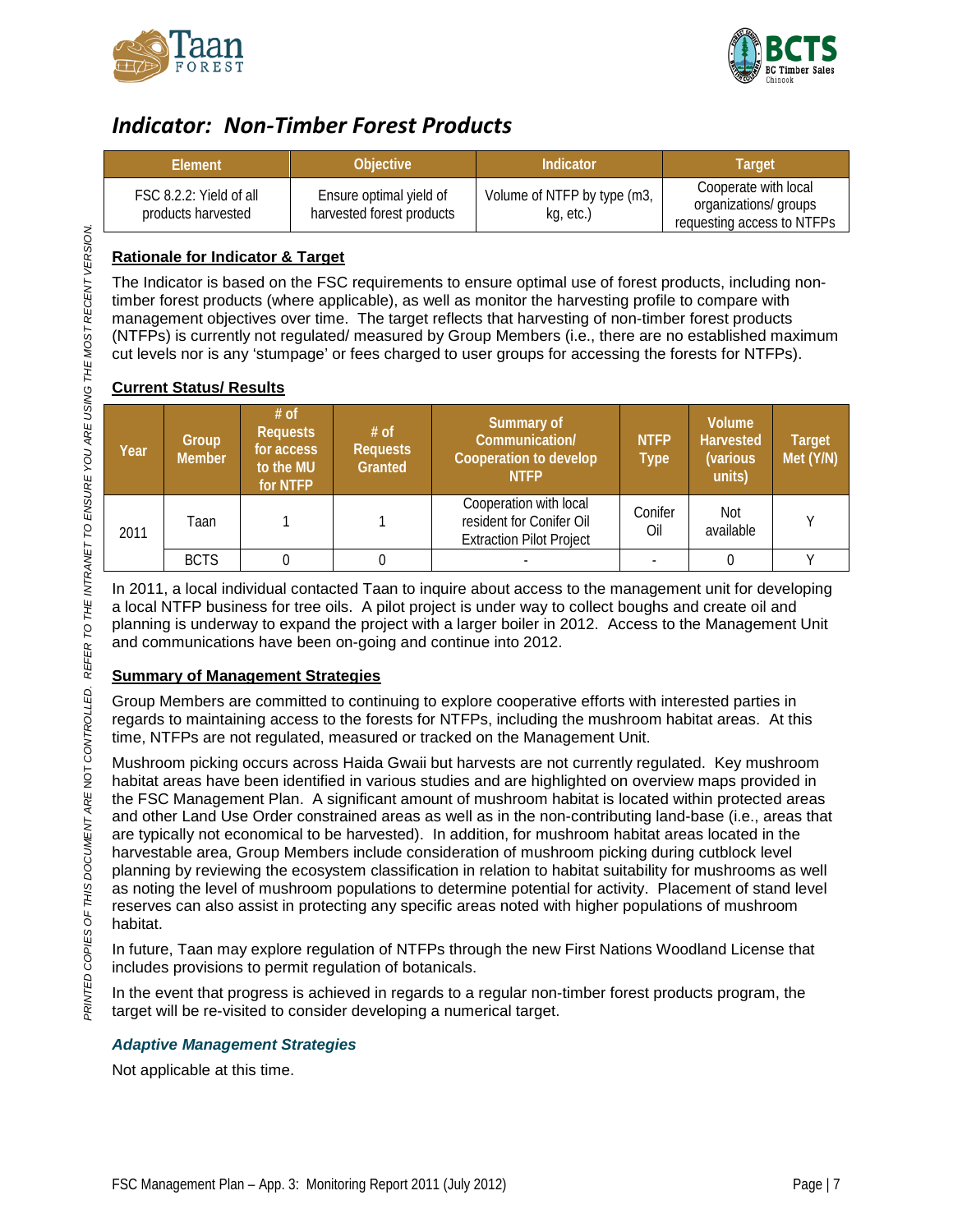## *Indicator: Non-Timber Forest Products*

| Element | Objective | Indicator | Target |
|---|---|---|---|
| FSC 8.2.2: Yield of all products harvested | Ensure optimal yield of harvested forest products | Volume of NTFP by type (m3, kg, etc.) | Cooperate with local organizations/ groups requesting access to NTFPs |

**Rationale for Indicator & Target**

The Indicator is based on the FSC requirements to ensure optimal use of forest products, including non-timber forest products (where applicable), as well as monitor the harvesting profile to compare with management objectives over time. The target reflects that harvesting of non-timber forest products (NTFPs) is currently not regulated/ measured by Group Members (i.e., there are no established maximum cut levels nor is any 'stumpage' or fees charged to user groups for accessing the forests for NTFPs).

**Current Status/ Results**

| Year | Group Member | # of Requests for access to the MU for NTFP | # of Requests Granted | Summary of Communication/ Cooperation to develop NTFP | NTFP Type | Volume Harvested (various units) | Target Met (Y/N) |
|---|---|---|---|---|---|---|---|
| 2011 | Taan | 1 | 1 | Cooperation with local resident for Conifer Oil Extraction Pilot Project | Conifer Oil | Not available | Y |
| | BCTS | 0 | 0 | - | - | 0 | Y |

In 2011, a local individual contacted Taan to inquire about access to the management unit for developing a local NTFP business for tree oils. A pilot project is under way to collect boughs and create oil and planning is underway to expand the project with a larger boiler in 2012. Access to the Management Unit and communications have been on-going and continue into 2012.

**Summary of Management Strategies**

Group Members are committed to continuing to explore cooperative efforts with interested parties in regards to maintaining access to the forests for NTFPs, including the mushroom habitat areas. At this time, NTFPs are not regulated, measured or tracked on the Management Unit.

Mushroom picking occurs across Haida Gwaii but harvests are not currently regulated. Key mushroom habitat areas have been identified in various studies and are highlighted on overview maps provided in the FSC Management Plan. A significant amount of mushroom habitat is located within protected areas and other Land Use Order constrained areas as well as in the non-contributing land-base (i.e., areas that are typically not economical to be harvested). In addition, for mushroom habitat areas located in the harvestable area, Group Members include consideration of mushroom picking during cutblock level planning by reviewing the ecosystem classification in relation to habitat suitability for mushrooms as well as noting the level of mushroom populations to determine potential for activity. Placement of stand level reserves can also assist in protecting any specific areas noted with higher populations of mushroom habitat.

In future, Taan may explore regulation of NTFPs through the new First Nations Woodland License that includes provisions to permit regulation of botanicals.

In the event that progress is achieved in regards to a regular non-timber forest products program, the target will be re-visited to consider developing a numerical target.

***Adaptive Management Strategies***

Not applicable at this time.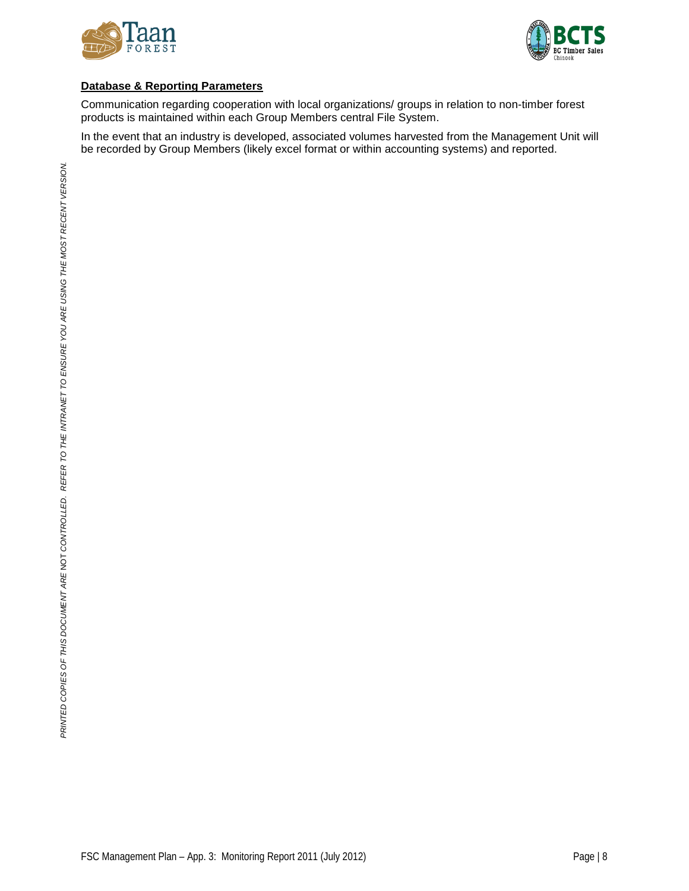**Database & Reporting Parameters**

Communication regarding cooperation with local organizations/ groups in relation to non-timber forest products is maintained within each Group Members central File System.

In the event that an industry is developed, associated volumes harvested from the Management Unit will be recorded by Group Members (likely excel format or within accounting systems) and reported.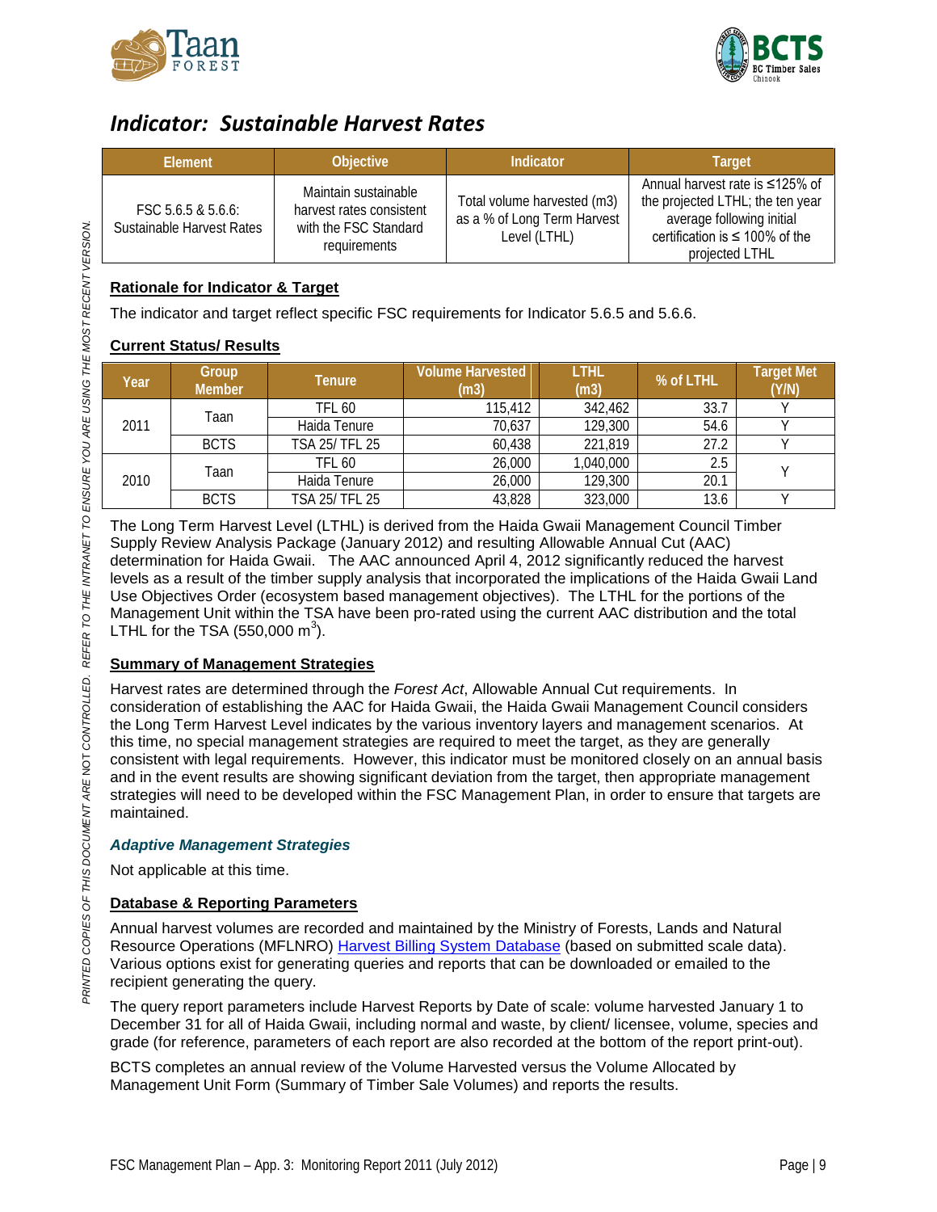## *Indicator: Sustainable Harvest Rates*

| Element | Objective | Indicator | Target |
|---|---|---|---|
| FSC 5.6.5 & 5.6.6: Sustainable Harvest Rates | Maintain sustainable harvest rates consistent with the FSC Standard requirements | Total volume harvested (m3) as a % of Long Term Harvest Level (LTHL) | Annual harvest rate is ≤125% of the projected LTHL; the ten year average following initial certification is ≤ 100% of the projected LTHL |

**Rationale for Indicator & Target**

The indicator and target reflect specific FSC requirements for Indicator 5.6.5 and 5.6.6.

**Current Status/ Results**

| Year | Group Member | Tenure | Volume Harvested (m3) | LTHL (m3) | % of LTHL | Target Met (Y/N) |
|---|---|---|---|---|---|---|
| 2011 | Taan | TFL 60 | 115,412 | 342,462 | 33.7 | Y |
| | | Haida Tenure | 70,637 | 129,300 | 54.6 | Y |
| | BCTS | TSA 25/ TFL 25 | 60,438 | 221,819 | 27.2 | Y |
| 2010 | Taan | TFL 60 | 26,000 | 1,040,000 | 2.5 | Y |
| | | Haida Tenure | 26,000 | 129,300 | 20.1 | |
| | BCTS | TSA 25/ TFL 25 | 43,828 | 323,000 | 13.6 | Y |

The Long Term Harvest Level (LTHL) is derived from the Haida Gwaii Management Council Timber Supply Review Analysis Package (January 2012) and resulting Allowable Annual Cut (AAC) determination for Haida Gwaii. The AAC announced April 4, 2012 significantly reduced the harvest levels as a result of the timber supply analysis that incorporated the implications of the Haida Gwaii Land Use Objectives Order (ecosystem based management objectives). The LTHL for the portions of the Management Unit within the TSA have been pro-rated using the current AAC distribution and the total LTHL for the TSA (550,000 $m^3$).

**Summary of Management Strategies**

Harvest rates are determined through the *Forest Act*, Allowable Annual Cut requirements. In consideration of establishing the AAC for Haida Gwaii, the Haida Gwaii Management Council considers the Long Term Harvest Level indicates by the various inventory layers and management scenarios. At this time, no special management strategies are required to meet the target, as they are generally consistent with legal requirements. However, this indicator must be monitored closely on an annual basis and in the event results are showing significant deviation from the target, then appropriate management strategies will need to be developed within the FSC Management Plan, in order to ensure that targets are maintained.

***Adaptive Management Strategies***

Not applicable at this time.

**Database & Reporting Parameters**

Annual harvest volumes are recorded and maintained by the Ministry of Forests, Lands and Natural Resource Operations (MFLNRO) Harvest Billing System Database (based on submitted scale data). Various options exist for generating queries and reports that can be downloaded or emailed to the recipient generating the query.

The query report parameters include Harvest Reports by Date of scale: volume harvested January 1 to December 31 for all of Haida Gwaii, including normal and waste, by client/ licensee, volume, species and grade (for reference, parameters of each report are also recorded at the bottom of the report print-out).

BCTS completes an annual review of the Volume Harvested versus the Volume Allocated by Management Unit Form (Summary of Timber Sale Volumes) and reports the results.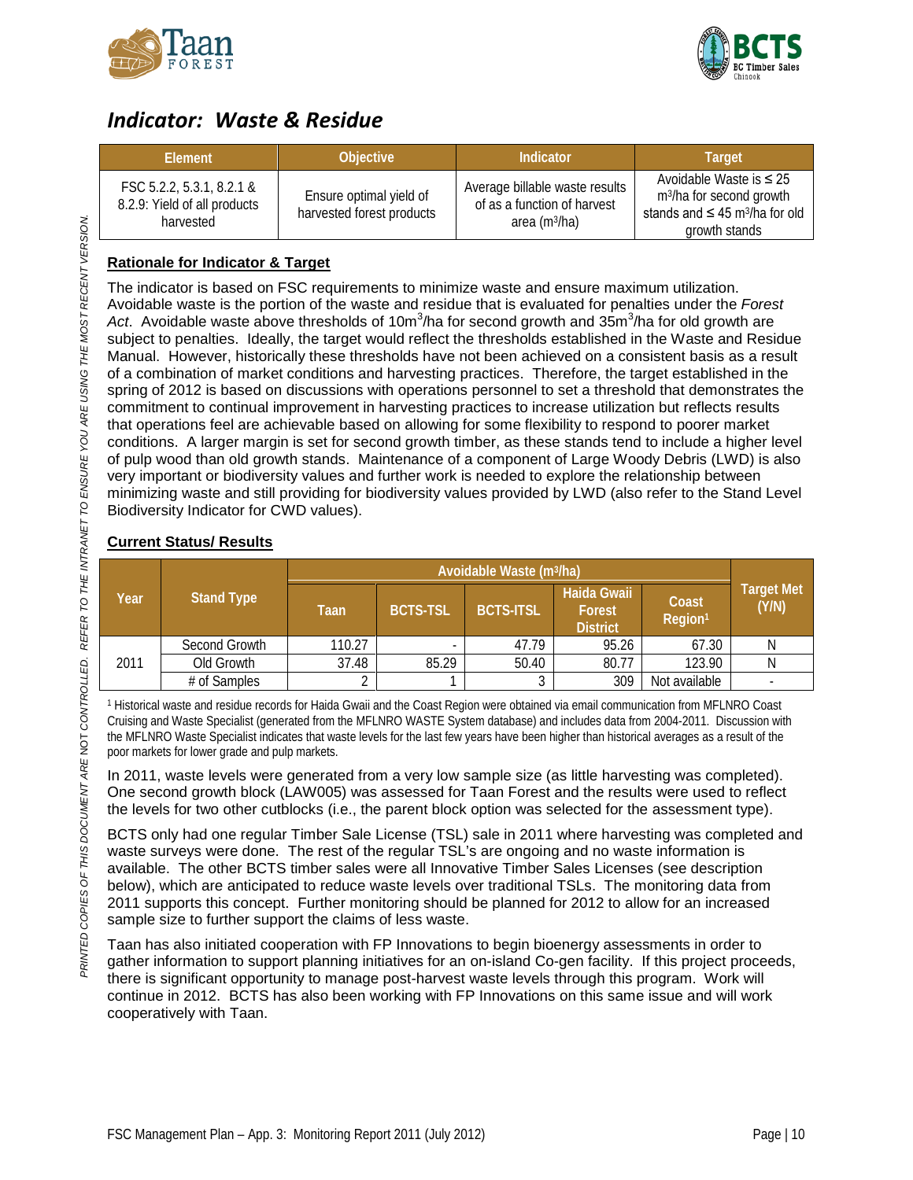## *Indicator: Waste & Residue*

| Element | Objective | Indicator | Target |
|---|---|---|---|
| FSC 5.2.2, 5.3.1, 8.2.1 & 8.2.9: Yield of all products harvested | Ensure optimal yield of harvested forest products | Average billable waste results of as a function of harvest area ($m^3$/ha) | Avoidable Waste is ≤ 25 $m^3$/ha for second growth stands and ≤ 45 $m^3$/ha for old growth stands |

**Rationale for Indicator & Target**

The indicator is based on FSC requirements to minimize waste and ensure maximum utilization. Avoidable waste is the portion of the waste and residue that is evaluated for penalties under the *Forest Act*. Avoidable waste above thresholds of 10$m^3$/ha for second growth and 35$m^3$/ha for old growth are subject to penalties. Ideally, the target would reflect the thresholds established in the Waste and Residue Manual. However, historically these thresholds have not been achieved on a consistent basis as a result of a combination of market conditions and harvesting practices. Therefore, the target established in the spring of 2012 is based on discussions with operations personnel to set a threshold that demonstrates the commitment to continual improvement in harvesting practices to increase utilization but reflects results that operations feel are achievable based on allowing for some flexibility to respond to poorer market conditions. A larger margin is set for second growth timber, as these stands tend to include a higher level of pulp wood than old growth stands. Maintenance of a component of Large Woody Debris (LWD) is also very important or biodiversity values and further work is needed to explore the relationship between minimizing waste and still providing for biodiversity values provided by LWD (also refer to the Stand Level Biodiversity Indicator for CWD values).

**Current Status/ Results**

| Year | Stand Type | Avoidable Waste ($m^3$/ha) | | | | | Target Met (Y/N) |
|---|---|---|---|---|---|---|---|
| | | Taan | BCTS-TSL | BCTS-ITSL | Haida Gwaii Forest District | Coast Region[1] | |
| 2011 | Second Growth | 110.27 | - | 47.79 | 95.26 | 67.30 | N |
| | Old Growth | 37.48 | 85.29 | 50.40 | 80.77 | 123.90 | N |
| | # of Samples | 2 | 1 | 3 | 309 | Not available | - |

[1] Historical waste and residue records for Haida Gwaii and the Coast Region were obtained via email communication from MFLNRO Coast Cruising and Waste Specialist (generated from the MFLNRO WASTE System database) and includes data from 2004-2011. Discussion with the MFLNRO Waste Specialist indicates that waste levels for the last few years have been higher than historical averages as a result of the poor markets for lower grade and pulp markets.

In 2011, waste levels were generated from a very low sample size (as little harvesting was completed). One second growth block (LAW005) was assessed for Taan Forest and the results were used to reflect the levels for two other cutblocks (i.e., the parent block option was selected for the assessment type).

BCTS only had one regular Timber Sale License (TSL) sale in 2011 where harvesting was completed and waste surveys were done. The rest of the regular TSL's are ongoing and no waste information is available. The other BCTS timber sales were all Innovative Timber Sales Licenses (see description below), which are anticipated to reduce waste levels over traditional TSLs. The monitoring data from 2011 supports this concept. Further monitoring should be planned for 2012 to allow for an increased sample size to further support the claims of less waste.

Taan has also initiated cooperation with FP Innovations to begin bioenergy assessments in order to gather information to support planning initiatives for an on-island Co-gen facility. If this project proceeds, there is significant opportunity to manage post-harvest waste levels through this program. Work will continue in 2012. BCTS has also been working with FP Innovations on this same issue and will work cooperatively with Taan.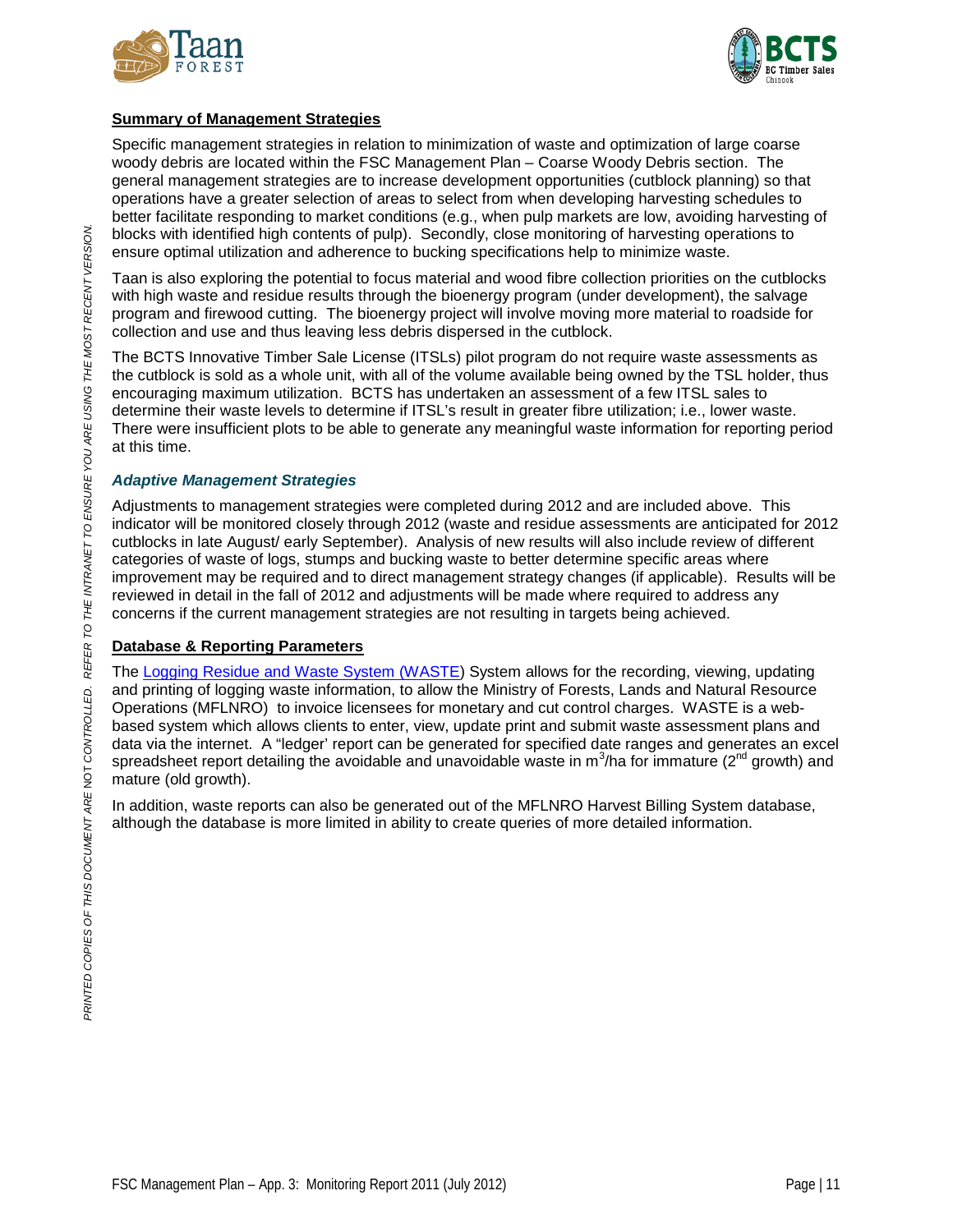**Summary of Management Strategies**

Specific management strategies in relation to minimization of waste and optimization of large coarse woody debris are located within the FSC Management Plan – Coarse Woody Debris section. The general management strategies are to increase development opportunities (cutblock planning) so that operations have a greater selection of areas to select from when developing harvesting schedules to better facilitate responding to market conditions (e.g., when pulp markets are low, avoiding harvesting of blocks with identified high contents of pulp). Secondly, close monitoring of harvesting operations to ensure optimal utilization and adherence to bucking specifications help to minimize waste.

Taan is also exploring the potential to focus material and wood fibre collection priorities on the cutblocks with high waste and residue results through the bioenergy program (under development), the salvage program and firewood cutting. The bioenergy project will involve moving more material to roadside for collection and use and thus leaving less debris dispersed in the cutblock.

The BCTS Innovative Timber Sale License (ITSLs) pilot program do not require waste assessments as the cutblock is sold as a whole unit, with all of the volume available being owned by the TSL holder, thus encouraging maximum utilization. BCTS has undertaken an assessment of a few ITSL sales to determine their waste levels to determine if ITSL's result in greater fibre utilization; i.e., lower waste. There were insufficient plots to be able to generate any meaningful waste information for reporting period at this time.

***Adaptive Management Strategies***

Adjustments to management strategies were completed during 2012 and are included above. This indicator will be monitored closely through 2012 (waste and residue assessments are anticipated for 2012 cutblocks in late August/ early September). Analysis of new results will also include review of different categories of waste of logs, stumps and bucking waste to better determine specific areas where improvement may be required and to direct management strategy changes (if applicable). Results will be reviewed in detail in the fall of 2012 and adjustments will be made where required to address any concerns if the current management strategies are not resulting in targets being achieved.

**Database & Reporting Parameters**

The Logging Residue and Waste System (WASTE) System allows for the recording, viewing, updating and printing of logging waste information, to allow the Ministry of Forests, Lands and Natural Resource Operations (MFLNRO) to invoice licensees for monetary and cut control charges. WASTE is a web-based system which allows clients to enter, view, update print and submit waste assessment plans and data via the internet. A "ledger' report can be generated for specified date ranges and generates an excel spreadsheet report detailing the avoidable and unavoidable waste in $m^3$/ha for immature ($2^{nd}$ growth) and mature (old growth).

In addition, waste reports can also be generated out of the MFLNRO Harvest Billing System database, although the database is more limited in ability to create queries of more detailed information.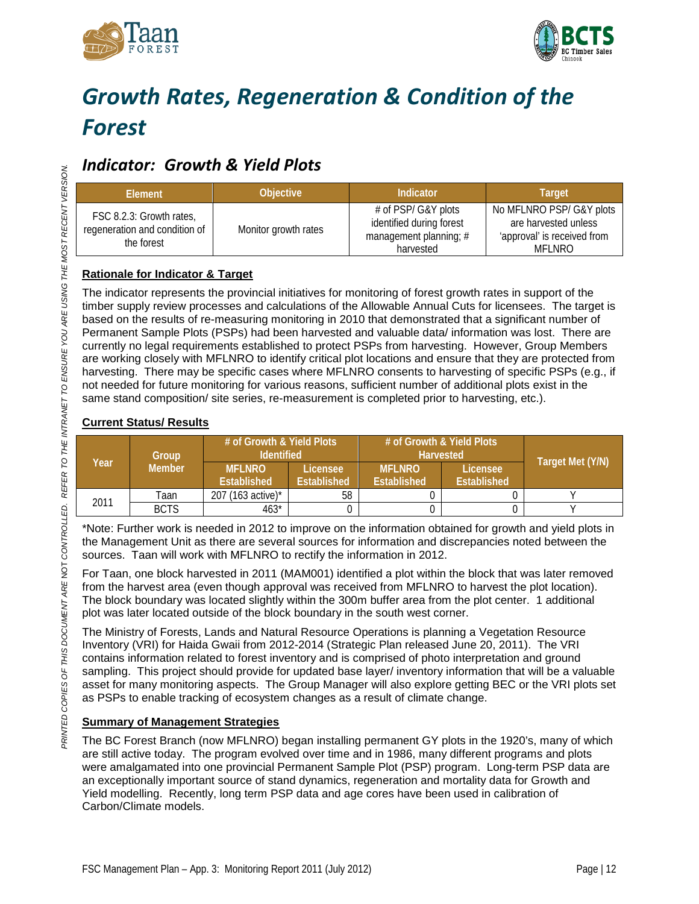# *Growth Rates, Regeneration & Condition of the Forest*

## *Indicator: Growth & Yield Plots*

| Element | Objective | Indicator | Target |
|---|---|---|---|
| FSC 8.2.3: Growth rates, regeneration and condition of the forest | Monitor growth rates | # of PSP/ G&Y plots identified during forest management planning; # harvested | No MFLNRO PSP/ G&Y plots are harvested unless 'approval' is received from MFLNRO |

**Rationale for Indicator & Target**

The indicator represents the provincial initiatives for monitoring of forest growth rates in support of the timber supply review processes and calculations of the Allowable Annual Cuts for licensees. The target is based on the results of re-measuring monitoring in 2010 that demonstrated that a significant number of Permanent Sample Plots (PSPs) had been harvested and valuable data/ information was lost. There are currently no legal requirements established to protect PSPs from harvesting. However, Group Members are working closely with MFLNRO to identify critical plot locations and ensure that they are protected from harvesting. There may be specific cases where MFLNRO consents to harvesting of specific PSPs (e.g., if not needed for future monitoring for various reasons, sufficient number of additional plots exist in the same stand composition/ site series, re-measurement is completed prior to harvesting, etc.).

**Current Status/ Results**

| Year | Group Member | # of Growth & Yield Plots Identified | | # of Growth & Yield Plots Harvested | | Target Met (Y/N) |
|---|---|---|---|---|---|---|
| | | MFLNRO Established | Licensee Established | MFLNRO Established | Licensee Established | |
| 2011 | Taan | 207 (163 active)* | 58 | 0 | 0 | Y |
| | BCTS | 463* | 0 | 0 | 0 | Y |

*Note: Further work is needed in 2012 to improve on the information obtained for growth and yield plots in the Management Unit as there are several sources for information and discrepancies noted between the sources. Taan will work with MFLNRO to rectify the information in 2012.

For Taan, one block harvested in 2011 (MAM001) identified a plot within the block that was later removed from the harvest area (even though approval was received from MFLNRO to harvest the plot location). The block boundary was located slightly within the 300m buffer area from the plot center. 1 additional plot was later located outside of the block boundary in the south west corner.

The Ministry of Forests, Lands and Natural Resource Operations is planning a Vegetation Resource Inventory (VRI) for Haida Gwaii from 2012-2014 (Strategic Plan released June 20, 2011). The VRI contains information related to forest inventory and is comprised of photo interpretation and ground sampling. This project should provide for updated base layer/ inventory information that will be a valuable asset for many monitoring aspects. The Group Manager will also explore getting BEC or the VRI plots set as PSPs to enable tracking of ecosystem changes as a result of climate change.

**Summary of Management Strategies**

The BC Forest Branch (now MFLNRO) began installing permanent GY plots in the 1920's, many of which are still active today. The program evolved over time and in 1986, many different programs and plots were amalgamated into one provincial Permanent Sample Plot (PSP) program. Long-term PSP data are an exceptionally important source of stand dynamics, regeneration and mortality data for Growth and Yield modelling. Recently, long term PSP data and age cores have been used in calibration of Carbon/Climate models.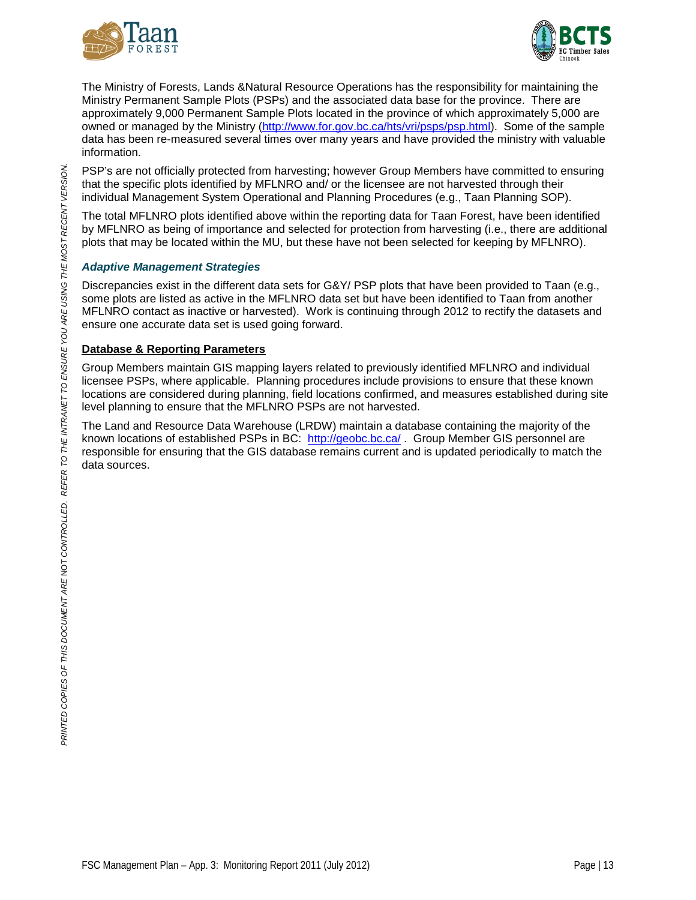The Ministry of Forests, Lands &Natural Resource Operations has the responsibility for maintaining the Ministry Permanent Sample Plots (PSPs) and the associated data base for the province. There are approximately 9,000 Permanent Sample Plots located in the province of which approximately 5,000 are owned or managed by the Ministry (http://www.for.gov.bc.ca/hts/vri/psps/psp.html). Some of the sample data has been re-measured several times over many years and have provided the ministry with valuable information.

PSP's are not officially protected from harvesting; however Group Members have committed to ensuring that the specific plots identified by MFLNRO and/ or the licensee are not harvested through their individual Management System Operational and Planning Procedures (e.g., Taan Planning SOP).

The total MFLNRO plots identified above within the reporting data for Taan Forest, have been identified by MFLNRO as being of importance and selected for protection from harvesting (i.e., there are additional plots that may be located within the MU, but these have not been selected for keeping by MFLNRO).

### *Adaptive Management Strategies*

Discrepancies exist in the different data sets for G&Y/ PSP plots that have been provided to Taan (e.g., some plots are listed as active in the MFLNRO data set but have been identified to Taan from another MFLNRO contact as inactive or harvested). Work is continuing through 2012 to rectify the datasets and ensure one accurate data set is used going forward.

### Database & Reporting Parameters

Group Members maintain GIS mapping layers related to previously identified MFLNRO and individual licensee PSPs, where applicable. Planning procedures include provisions to ensure that these known locations are considered during planning, field locations confirmed, and measures established during site level planning to ensure that the MFLNRO PSPs are not harvested.

The Land and Resource Data Warehouse (LRDW) maintain a database containing the majority of the known locations of established PSPs in BC: http://geobc.bc.ca/ . Group Member GIS personnel are responsible for ensuring that the GIS database remains current and is updated periodically to match the data sources.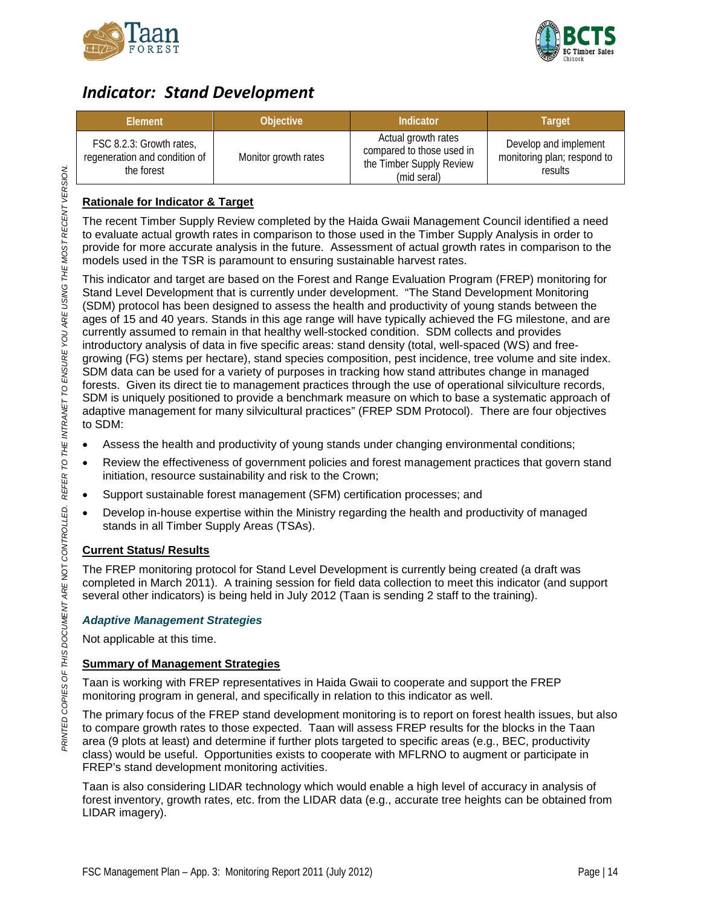## *Indicator: Stand Development*

| Element | Objective | Indicator | Target |
|---|---|---|---|
| FSC 8.2.3: Growth rates, regeneration and condition of the forest | Monitor growth rates | Actual growth rates compared to those used in the Timber Supply Review (mid seral) | Develop and implement monitoring plan; respond to results |

### Rationale for Indicator & Target

The recent Timber Supply Review completed by the Haida Gwaii Management Council identified a need to evaluate actual growth rates in comparison to those used in the Timber Supply Analysis in order to provide for more accurate analysis in the future. Assessment of actual growth rates in comparison to the models used in the TSR is paramount to ensuring sustainable harvest rates.

This indicator and target are based on the Forest and Range Evaluation Program (FREP) monitoring for Stand Level Development that is currently under development. "The Stand Development Monitoring (SDM) protocol has been designed to assess the health and productivity of young stands between the ages of 15 and 40 years. Stands in this age range will have typically achieved the FG milestone, and are currently assumed to remain in that healthy well-stocked condition. SDM collects and provides introductory analysis of data in five specific areas: stand density (total, well-spaced (WS) and free-growing (FG) stems per hectare), stand species composition, pest incidence, tree volume and site index. SDM data can be used for a variety of purposes in tracking how stand attributes change in managed forests. Given its direct tie to management practices through the use of operational silviculture records, SDM is uniquely positioned to provide a benchmark measure on which to base a systematic approach of adaptive management for many silvicultural practices" (FREP SDM Protocol). There are four objectives to SDM:

- Assess the health and productivity of young stands under changing environmental conditions;
- Review the effectiveness of government policies and forest management practices that govern stand initiation, resource sustainability and risk to the Crown;
- Support sustainable forest management (SFM) certification processes; and
- Develop in-house expertise within the Ministry regarding the health and productivity of managed stands in all Timber Supply Areas (TSAs).

### Current Status/ Results

The FREP monitoring protocol for Stand Level Development is currently being created (a draft was completed in March 2011). A training session for field data collection to meet this indicator (and support several other indicators) is being held in July 2012 (Taan is sending 2 staff to the training).

#### *Adaptive Management Strategies*

Not applicable at this time.

### Summary of Management Strategies

Taan is working with FREP representatives in Haida Gwaii to cooperate and support the FREP monitoring program in general, and specifically in relation to this indicator as well.

The primary focus of the FREP stand development monitoring is to report on forest health issues, but also to compare growth rates to those expected. Taan will assess FREP results for the blocks in the Taan area (9 plots at least) and determine if further plots targeted to specific areas (e.g., BEC, productivity class) would be useful. Opportunities exists to cooperate with MFLRNO to augment or participate in FREP's stand development monitoring activities.

Taan is also considering LIDAR technology which would enable a high level of accuracy in analysis of forest inventory, growth rates, etc. from the LIDAR data (e.g., accurate tree heights can be obtained from LIDAR imagery).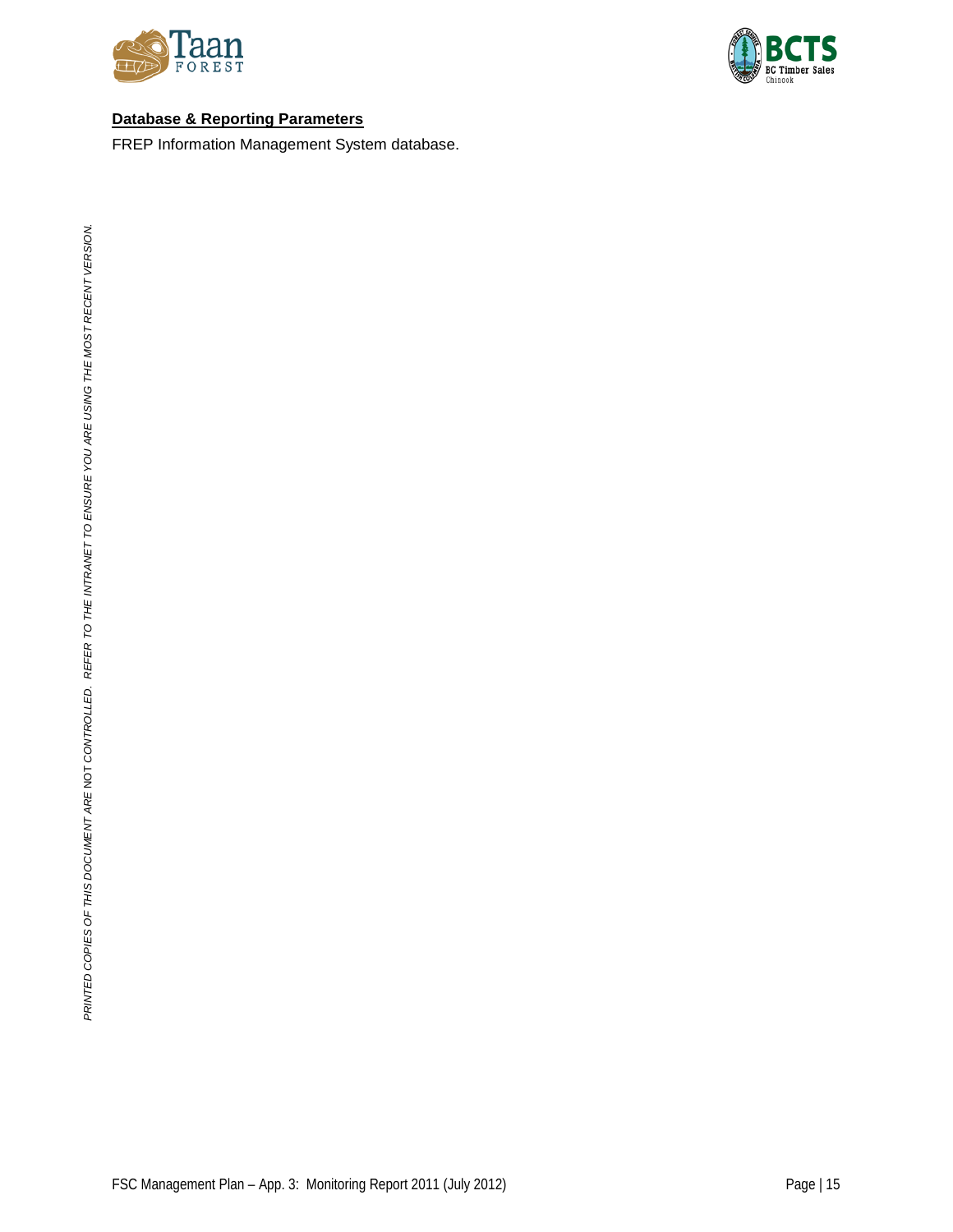**Database & Reporting Parameters**

FREP Information Management System database.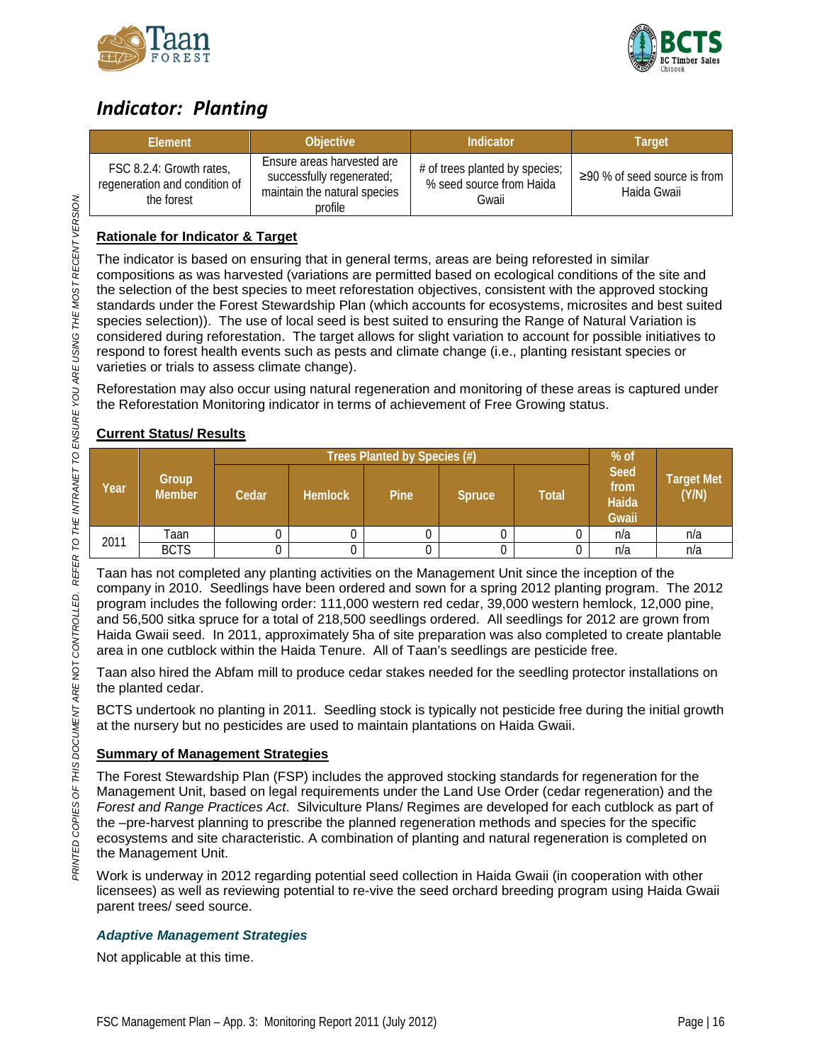## *Indicator: Planting*

| Element | Objective | Indicator | Target |
|---|---|---|---|
| FSC 8.2.4: Growth rates, regeneration and condition of the forest | Ensure areas harvested are successfully regenerated; maintain the natural species profile | # of trees planted by species; % seed source from Haida Gwaii | ≥90 % of seed source is from Haida Gwaii |

**Rationale for Indicator & Target**

The indicator is based on ensuring that in general terms, areas are being reforested in similar compositions as was harvested (variations are permitted based on ecological conditions of the site and the selection of the best species to meet reforestation objectives, consistent with the approved stocking standards under the Forest Stewardship Plan (which accounts for ecosystems, microsites and best suited species selection)). The use of local seed is best suited to ensuring the Range of Natural Variation is considered during reforestation. The target allows for slight variation to account for possible initiatives to respond to forest health events such as pests and climate change (i.e., planting resistant species or varieties or trials to assess climate change).

Reforestation may also occur using natural regeneration and monitoring of these areas is captured under the Reforestation Monitoring indicator in terms of achievement of Free Growing status.

**Current Status/ Results**

| Year | Group Member | Trees Planted by Species (#) | | | | | % of Seed from Haida Gwaii | Target Met (Y/N) |
|---|---|---|---|---|---|---|---|---|
| | | Cedar | Hemlock | Pine | Spruce | Total | | |
| 2011 | Taan | 0 | 0 | 0 | 0 | 0 | n/a | n/a |
| | BCTS | 0 | 0 | 0 | 0 | 0 | n/a | n/a |

Taan has not completed any planting activities on the Management Unit since the inception of the company in 2010. Seedlings have been ordered and sown for a spring 2012 planting program. The 2012 program includes the following order: 111,000 western red cedar, 39,000 western hemlock, 12,000 pine, and 56,500 sitka spruce for a total of 218,500 seedlings ordered. All seedlings for 2012 are grown from Haida Gwaii seed. In 2011, approximately 5ha of site preparation was also completed to create plantable area in one cutblock within the Haida Tenure. All of Taan's seedlings are pesticide free.

Taan also hired the Abfam mill to produce cedar stakes needed for the seedling protector installations on the planted cedar.

BCTS undertook no planting in 2011. Seedling stock is typically not pesticide free during the initial growth at the nursery but no pesticides are used to maintain plantations on Haida Gwaii.

**Summary of Management Strategies**

The Forest Stewardship Plan (FSP) includes the approved stocking standards for regeneration for the Management Unit, based on legal requirements under the Land Use Order (cedar regeneration) and the *Forest and Range Practices Act*. Silviculture Plans/ Regimes are developed for each cutblock as part of the –pre-harvest planning to prescribe the planned regeneration methods and species for the specific ecosystems and site characteristic. A combination of planting and natural regeneration is completed on the Management Unit.

Work is underway in 2012 regarding potential seed collection in Haida Gwaii (in cooperation with other licensees) as well as reviewing potential to re-vive the seed orchard breeding program using Haida Gwaii parent trees/ seed source.

***Adaptive Management Strategies***

Not applicable at this time.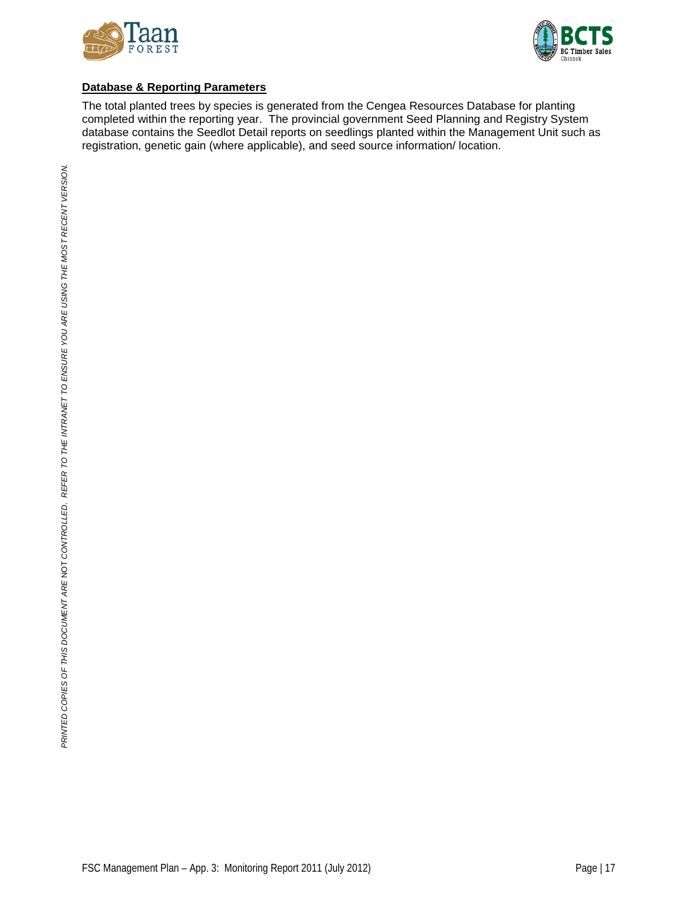**Database & Reporting Parameters**

The total planted trees by species is generated from the Cengea Resources Database for planting completed within the reporting year. The provincial government Seed Planning and Registry System database contains the Seedlot Detail reports on seedlings planted within the Management Unit such as registration, genetic gain (where applicable), and seed source information/ location.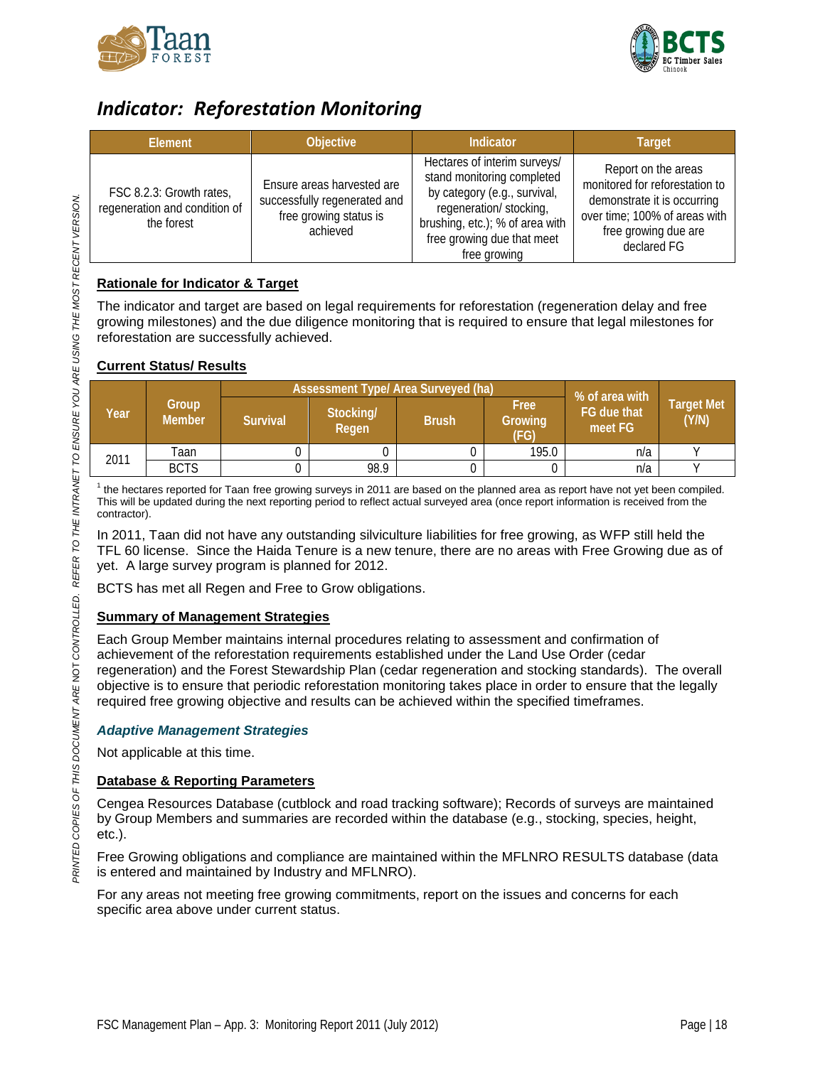## *Indicator: Reforestation Monitoring*

| Element | Objective | Indicator | Target |
|---|---|---|---|
| FSC 8.2.3: Growth rates, regeneration and condition of the forest | Ensure areas harvested are successfully regenerated and free growing status is achieved | Hectares of interim surveys/ stand monitoring completed by category (e.g., survival, regeneration/ stocking, brushing, etc.); % of area with free growing due that meet free growing | Report on the areas monitored for reforestation to demonstrate it is occurring over time; 100% of areas with free growing due are declared FG |

**Rationale for Indicator & Target**

The indicator and target are based on legal requirements for reforestation (regeneration delay and free growing milestones) and the due diligence monitoring that is required to ensure that legal milestones for reforestation are successfully achieved.

**Current Status/ Results**

| Year | Group Member | Assessment Type/ Area Surveyed (ha) | | | | % of area with FG due that meet FG | Target Met (Y/N) |
|---|---|---|---|---|---|---|---|
| | | Survival | Stocking/ Regen | Brush | Free Growing (FG) | | |
| 2011 | Taan | 0 | 0 | 0 | 195.0 | n/a | Y |
| | BCTS | 0 | 98.9 | 0 | 0 | n/a | Y |

[1] the hectares reported for Taan free growing surveys in 2011 are based on the planned area as report have not yet been compiled. This will be updated during the next reporting period to reflect actual surveyed area (once report information is received from the contractor).

In 2011, Taan did not have any outstanding silviculture liabilities for free growing, as WFP still held the TFL 60 license. Since the Haida Tenure is a new tenure, there are no areas with Free Growing due as of yet. A large survey program is planned for 2012.

BCTS has met all Regen and Free to Grow obligations.

**Summary of Management Strategies**

Each Group Member maintains internal procedures relating to assessment and confirmation of achievement of the reforestation requirements established under the Land Use Order (cedar regeneration) and the Forest Stewardship Plan (cedar regeneration and stocking standards). The overall objective is to ensure that periodic reforestation monitoring takes place in order to ensure that the legally required free growing objective and results can be achieved within the specified timeframes.

***Adaptive Management Strategies***

Not applicable at this time.

**Database & Reporting Parameters**

Cengea Resources Database (cutblock and road tracking software); Records of surveys are maintained by Group Members and summaries are recorded within the database (e.g., stocking, species, height, etc.).

Free Growing obligations and compliance are maintained within the MFLNRO RESULTS database (data is entered and maintained by Industry and MFLNRO).

For any areas not meeting free growing commitments, report on the issues and concerns for each specific area above under current status.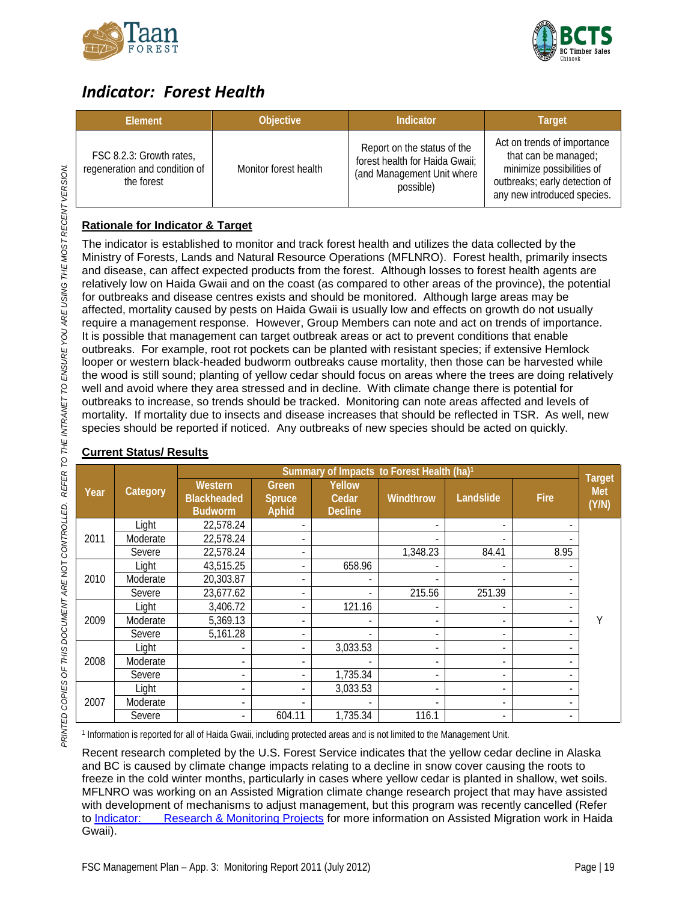## *Indicator: Forest Health*

| Element | Objective | Indicator | Target |
|---|---|---|---|
| FSC 8.2.3: Growth rates, regeneration and condition of the forest | Monitor forest health | Report on the status of the forest health for Haida Gwaii; (and Management Unit where possible) | Act on trends of importance that can be managed; minimize possibilities of outbreaks; early detection of any new introduced species. |

### Rationale for Indicator & Target

The indicator is established to monitor and track forest health and utilizes the data collected by the Ministry of Forests, Lands and Natural Resource Operations (MFLNRO). Forest health, primarily insects and disease, can affect expected products from the forest. Although losses to forest health agents are relatively low on Haida Gwaii and on the coast (as compared to other areas of the province), the potential for outbreaks and disease centres exists and should be monitored. Although large areas may be affected, mortality caused by pests on Haida Gwaii is usually low and effects on growth do not usually require a management response. However, Group Members can note and act on trends of importance. It is possible that management can target outbreak areas or act to prevent conditions that enable outbreaks. For example, root rot pockets can be planted with resistant species; if extensive Hemlock looper or western black-headed budworm outbreaks cause mortality, then those can be harvested while the wood is still sound; planting of yellow cedar should focus on areas where the trees are doing relatively well and avoid where they area stressed and in decline. With climate change there is potential for outbreaks to increase, so trends should be tracked. Monitoring can note areas affected and levels of mortality. If mortality due to insects and disease increases that should be reflected in TSR. As well, new species should be reported if noticed. Any outbreaks of new species should be acted on quickly.

### Current Status/ Results

| Year | Category | Summary of Impacts to Forest Health (ha)[1] | | | | | | Target Met (Y/N) |
|---|---|---|---|---|---|---|---|---|
| | | Western Blackheaded Budworm | Green Spruce Aphid | Yellow Cedar Decline | Windthrow | Landslide | Fire | |
| 2011 | Light | 22,578.24 | - | | - | - | - | Y |
| | Moderate | 22,578.24 | - | | - | - | - | |
| | Severe | 22,578.24 | - | | 1,348.23 | 84.41 | 8.95 | |
| 2010 | Light | 43,515.25 | - | 658.96 | - | - | - | |
| | Moderate | 20,303.87 | - | - | - | - | - | |
| | Severe | 23,677.62 | - | - | 215.56 | 251.39 | - | |
| 2009 | Light | 3,406.72 | - | 121.16 | - | - | - | |
| | Moderate | 5,369.13 | - | - | - | - | - | |
| | Severe | 5,161.28 | - | - | - | - | - | |
| 2008 | Light | - | - | 3,033.53 | - | - | - | |
| | Moderate | - | - | - | - | - | - | |
| | Severe | - | - | 1,735.34 | - | - | - | |
| 2007 | Light | - | - | 3,033.53 | - | - | - | |
| | Moderate | - | - | - | - | - | - | |
| | Severe | - | 604.11 | 1,735.34 | 116.1 | - | - | |

[1] Information is reported for all of Haida Gwaii, including protected areas and is not limited to the Management Unit.

Recent research completed by the U.S. Forest Service indicates that the yellow cedar decline in Alaska and BC is caused by climate change impacts relating to a decline in snow cover causing the roots to freeze in the cold winter months, particularly in cases where yellow cedar is planted in shallow, wet soils. MFLNRO was working on an Assisted Migration climate change research project that may have assisted with development of mechanisms to adjust management, but this program was recently cancelled (Refer to Indicator: Research & Monitoring Projects for more information on Assisted Migration work in Haida Gwaii).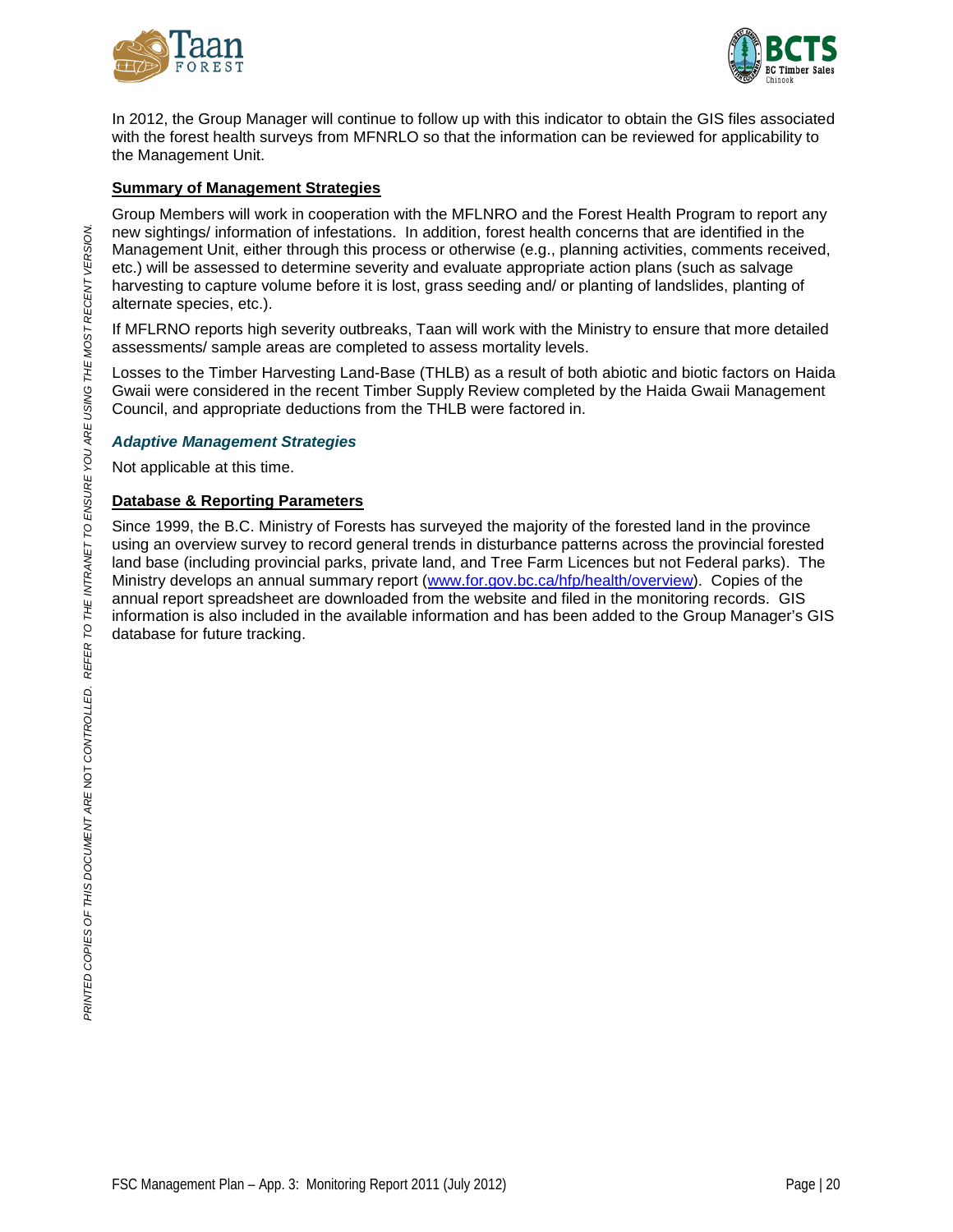In 2012, the Group Manager will continue to follow up with this indicator to obtain the GIS files associated with the forest health surveys from MFNRLO so that the information can be reviewed for applicability to the Management Unit.

**Summary of Management Strategies**

Group Members will work in cooperation with the MFLNRO and the Forest Health Program to report any new sightings/ information of infestations. In addition, forest health concerns that are identified in the Management Unit, either through this process or otherwise (e.g., planning activities, comments received, etc.) will be assessed to determine severity and evaluate appropriate action plans (such as salvage harvesting to capture volume before it is lost, grass seeding and/ or planting of landslides, planting of alternate species, etc.).

If MFLRNO reports high severity outbreaks, Taan will work with the Ministry to ensure that more detailed assessments/ sample areas are completed to assess mortality levels.

Losses to the Timber Harvesting Land-Base (THLB) as a result of both abiotic and biotic factors on Haida Gwaii were considered in the recent Timber Supply Review completed by the Haida Gwaii Management Council, and appropriate deductions from the THLB were factored in.

***Adaptive Management Strategies***

Not applicable at this time.

**Database & Reporting Parameters**

Since 1999, the B.C. Ministry of Forests has surveyed the majority of the forested land in the province using an overview survey to record general trends in disturbance patterns across the provincial forested land base (including provincial parks, private land, and Tree Farm Licences but not Federal parks). The Ministry develops an annual summary report (www.for.gov.bc.ca/hfp/health/overview). Copies of the annual report spreadsheet are downloaded from the website and filed in the monitoring records. GIS information is also included in the available information and has been added to the Group Manager's GIS database for future tracking.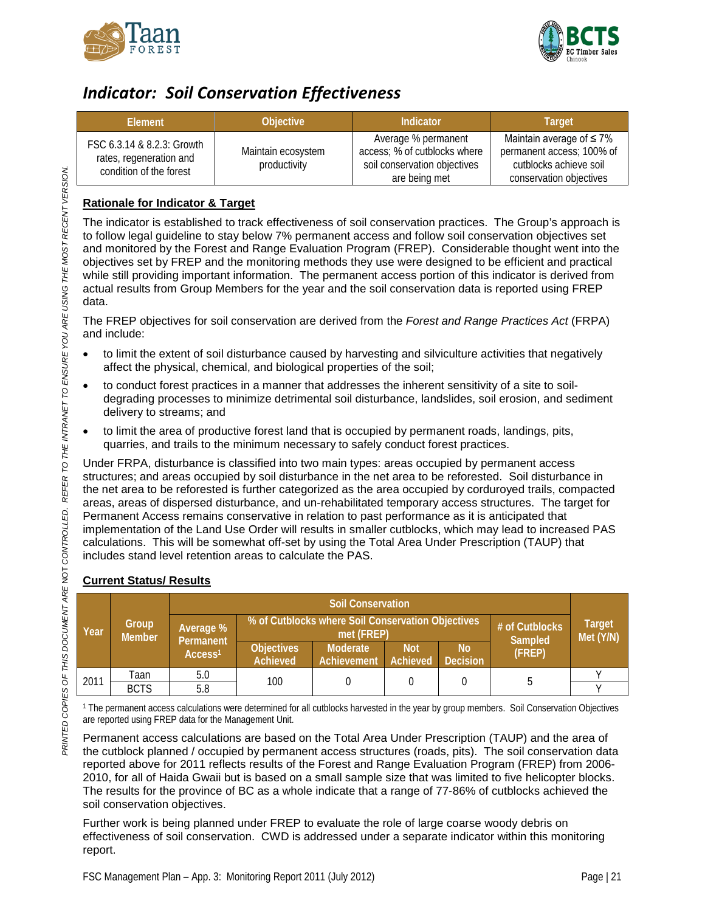## *Indicator: Soil Conservation Effectiveness*

| Element | Objective | Indicator | Target |
|---|---|---|---|
| FSC 6.3.14 & 8.2.3: Growth rates, regeneration and condition of the forest | Maintain ecosystem productivity | Average % permanent access; % of cutblocks where soil conservation objectives are being met | Maintain average of ≤ 7% permanent access; 100% of cutblocks achieve soil conservation objectives |

**Rationale for Indicator & Target**

The indicator is established to track effectiveness of soil conservation practices. The Group's approach is to follow legal guideline to stay below 7% permanent access and follow soil conservation objectives set and monitored by the Forest and Range Evaluation Program (FREP). Considerable thought went into the objectives set by FREP and the monitoring methods they use were designed to be efficient and practical while still providing important information. The permanent access portion of this indicator is derived from actual results from Group Members for the year and the soil conservation data is reported using FREP data.

The FREP objectives for soil conservation are derived from the *Forest and Range Practices Act* (FRPA) and include:

- to limit the extent of soil disturbance caused by harvesting and silviculture activities that negatively affect the physical, chemical, and biological properties of the soil;
- to conduct forest practices in a manner that addresses the inherent sensitivity of a site to soil-degrading processes to minimize detrimental soil disturbance, landslides, soil erosion, and sediment delivery to streams; and
- to limit the area of productive forest land that is occupied by permanent roads, landings, pits, quarries, and trails to the minimum necessary to safely conduct forest practices.

Under FRPA, disturbance is classified into two main types: areas occupied by permanent access structures; and areas occupied by soil disturbance in the net area to be reforested. Soil disturbance in the net area to be reforested is further categorized as the area occupied by corduroyed trails, compacted areas, areas of dispersed disturbance, and un-rehabilitated temporary access structures. The target for Permanent Access remains conservative in relation to past performance as it is anticipated that implementation of the Land Use Order will results in smaller cutblocks, which may lead to increased PAS calculations. This will be somewhat off-set by using the Total Area Under Prescription (TAUP) that includes stand level retention areas to calculate the PAS.

**Current Status/ Results**

| Year | Group Member | Soil Conservation | | | | | | Target Met (Y/N) |
|---|---|---|---|---|---|---|---|---|
| | | Average % Permanent Access[1] | % of Cutblocks where Soil Conservation Objectives met (FREP) | | | | # of Cutblocks Sampled (FREP) | |
| | | | Objectives Achieved | Moderate Achievement | Not Achieved | No Decision | | |
| 2011 | Taan | 5.0 | 100 | 0 | 0 | 0 | 5 | Y |
| | BCTS | 5.8 | | | | | | Y |

[1] The permanent access calculations were determined for all cutblocks harvested in the year by group members. Soil Conservation Objectives are reported using FREP data for the Management Unit.

Permanent access calculations are based on the Total Area Under Prescription (TAUP) and the area of the cutblock planned / occupied by permanent access structures (roads, pits). The soil conservation data reported above for 2011 reflects results of the Forest and Range Evaluation Program (FREP) from 2006-2010, for all of Haida Gwaii but is based on a small sample size that was limited to five helicopter blocks. The results for the province of BC as a whole indicate that a range of 77-86% of cutblocks achieved the soil conservation objectives.

Further work is being planned under FREP to evaluate the role of large coarse woody debris on effectiveness of soil conservation. CWD is addressed under a separate indicator within this monitoring report.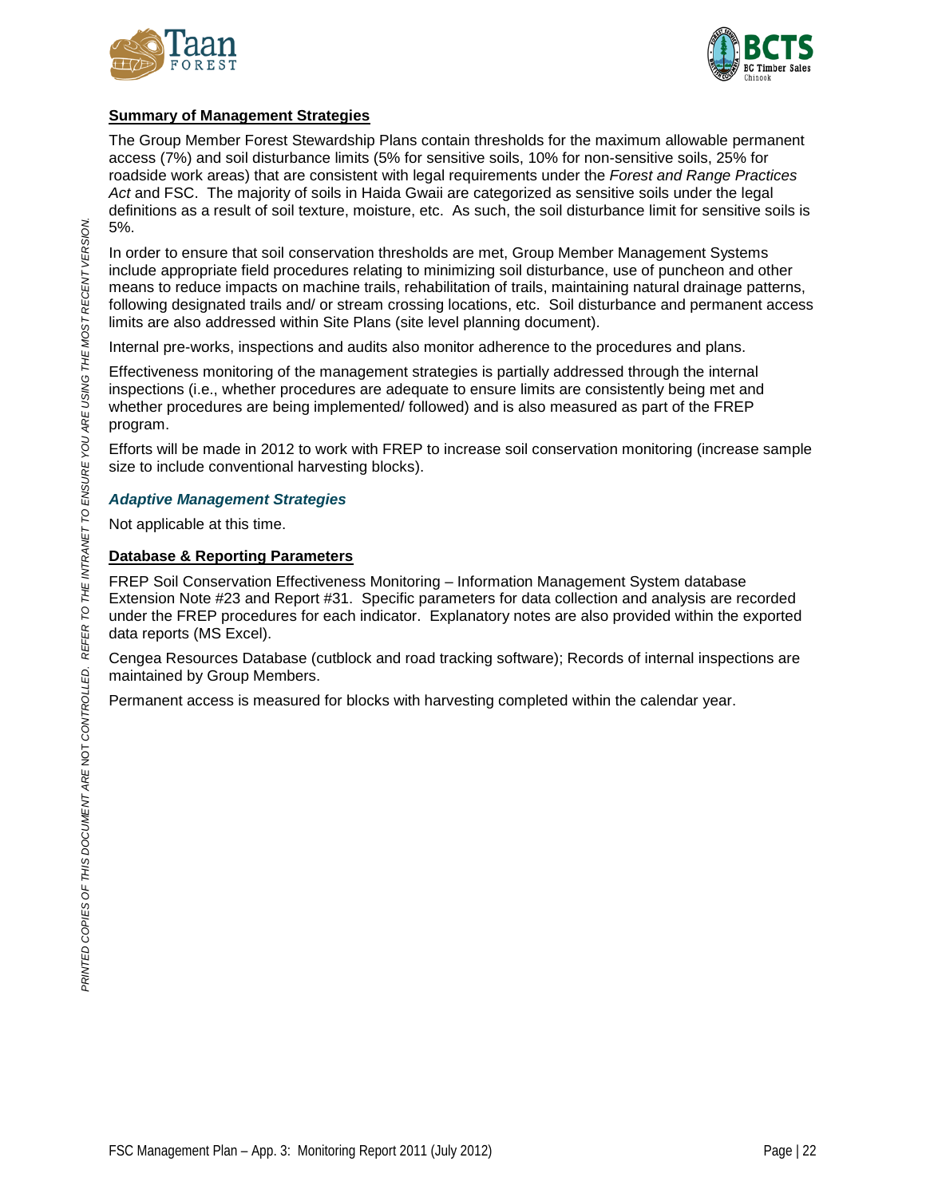**Summary of Management Strategies**

The Group Member Forest Stewardship Plans contain thresholds for the maximum allowable permanent access (7%) and soil disturbance limits (5% for sensitive soils, 10% for non-sensitive soils, 25% for roadside work areas) that are consistent with legal requirements under the *Forest and Range Practices Act* and FSC. The majority of soils in Haida Gwaii are categorized as sensitive soils under the legal definitions as a result of soil texture, moisture, etc. As such, the soil disturbance limit for sensitive soils is 5%.

In order to ensure that soil conservation thresholds are met, Group Member Management Systems include appropriate field procedures relating to minimizing soil disturbance, use of puncheon and other means to reduce impacts on machine trails, rehabilitation of trails, maintaining natural drainage patterns, following designated trails and/ or stream crossing locations, etc. Soil disturbance and permanent access limits are also addressed within Site Plans (site level planning document).

Internal pre-works, inspections and audits also monitor adherence to the procedures and plans.

Effectiveness monitoring of the management strategies is partially addressed through the internal inspections (i.e., whether procedures are adequate to ensure limits are consistently being met and whether procedures are being implemented/ followed) and is also measured as part of the FREP program.

Efforts will be made in 2012 to work with FREP to increase soil conservation monitoring (increase sample size to include conventional harvesting blocks).

***Adaptive Management Strategies***

Not applicable at this time.

**Database & Reporting Parameters**

FREP Soil Conservation Effectiveness Monitoring – Information Management System database Extension Note #23 and Report #31. Specific parameters for data collection and analysis are recorded under the FREP procedures for each indicator. Explanatory notes are also provided within the exported data reports (MS Excel).

Cengea Resources Database (cutblock and road tracking software); Records of internal inspections are maintained by Group Members.

Permanent access is measured for blocks with harvesting completed within the calendar year.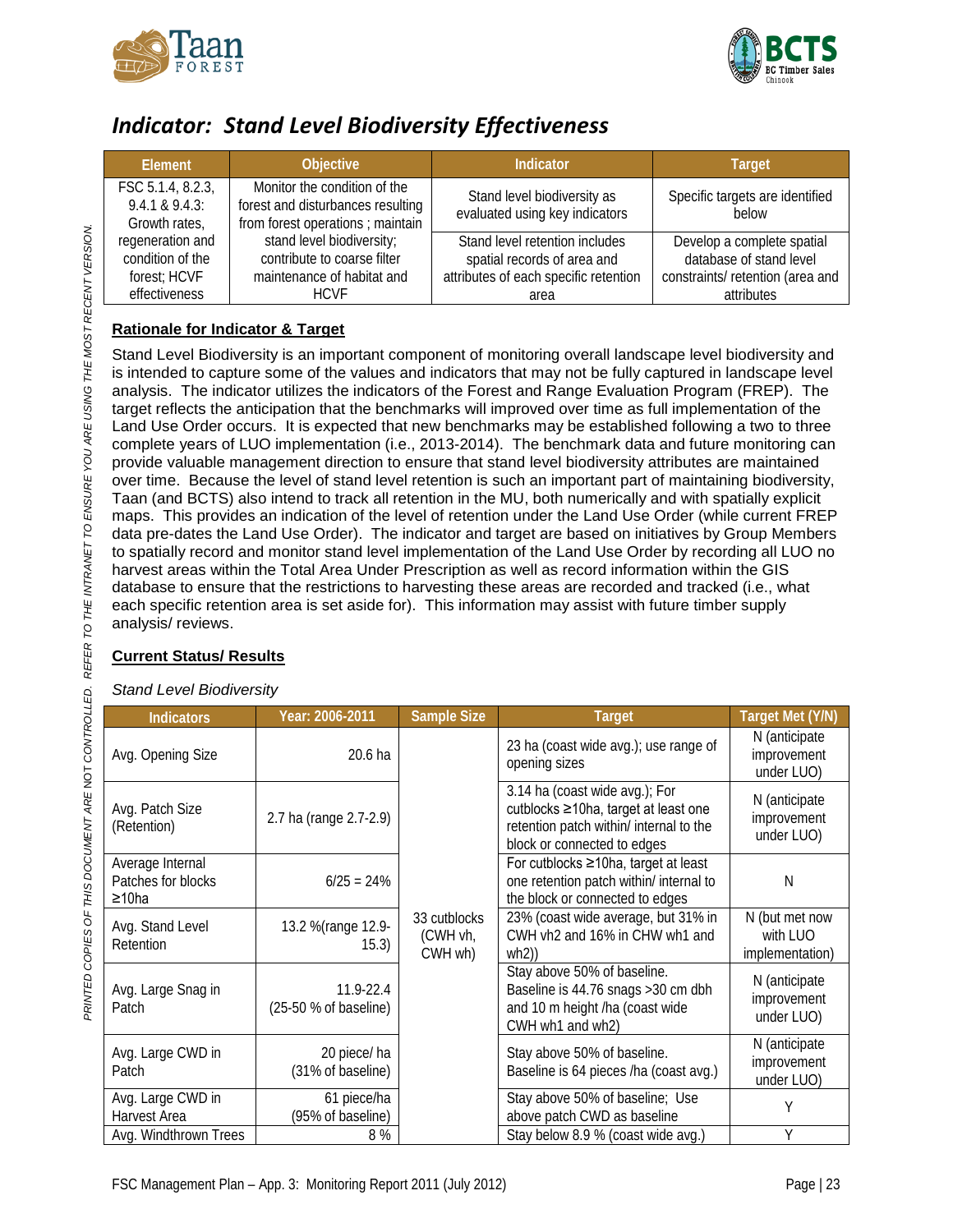## *Indicator: Stand Level Biodiversity Effectiveness*

| Element | Objective | Indicator | Target |
|---|---|---|---|
| FSC 5.1.4, 8.2.3, 9.4.1 & 9.4.3: Growth rates, regeneration and condition of the forest; HCVF effectiveness | Monitor the condition of the forest and disturbances resulting from forest operations ; maintain stand level biodiversity; contribute to coarse filter maintenance of habitat and HCVF | Stand level biodiversity as evaluated using key indicators | Specific targets are identified below |
| | | Stand level retention includes spatial records of area and attributes of each specific retention area | Develop a complete spatial database of stand level constraints/ retention (area and attributes |

**Rationale for Indicator & Target**

Stand Level Biodiversity is an important component of monitoring overall landscape level biodiversity and is intended to capture some of the values and indicators that may not be fully captured in landscape level analysis. The indicator utilizes the indicators of the Forest and Range Evaluation Program (FREP). The target reflects the anticipation that the benchmarks will improved over time as full implementation of the Land Use Order occurs. It is expected that new benchmarks may be established following a two to three complete years of LUO implementation (i.e., 2013-2014). The benchmark data and future monitoring can provide valuable management direction to ensure that stand level biodiversity attributes are maintained over time. Because the level of stand level retention is such an important part of maintaining biodiversity, Taan (and BCTS) also intend to track all retention in the MU, both numerically and with spatially explicit maps. This provides an indication of the level of retention under the Land Use Order (while current FREP data pre-dates the Land Use Order). The indicator and target are based on initiatives by Group Members to spatially record and monitor stand level implementation of the Land Use Order by recording all LUO no harvest areas within the Total Area Under Prescription as well as record information within the GIS database to ensure that the restrictions to harvesting these areas are recorded and tracked (i.e., what each specific retention area is set aside for). This information may assist with future timber supply analysis/ reviews.

**Current Status/ Results**

*Stand Level Biodiversity*

| Indicators | Year: 2006-2011 | Sample Size | Target | Target Met (Y/N) |
|---|---|---|---|---|
| Avg. Opening Size | 20.6 ha | 33 cutblocks (CWH vh, CWH wh) | 23 ha (coast wide avg.); use range of opening sizes | N (anticipate improvement under LUO) |
| Avg. Patch Size (Retention) | 2.7 ha (range 2.7-2.9) | | 3.14 ha (coast wide avg.); For cutblocks ≥10ha, target at least one retention patch within/ internal to the block or connected to edges | N (anticipate improvement under LUO) |
| Average Internal Patches for blocks ≥10ha | 6/25 = 24% | | For cutblocks ≥10ha, target at least one retention patch within/ internal to the block or connected to edges | N |
| Avg. Stand Level Retention | 13.2 %(range 12.9-15.3) | | 23% (coast wide average, but 31% in CWH vh2 and 16% in CHW wh1 and wh2)) | N (but met now with LUO implementation) |
| Avg. Large Snag in Patch | 11.9-22.4 (25-50 % of baseline) | | Stay above 50% of baseline. Baseline is 44.76 snags >30 cm dbh and 10 m height /ha (coast wide CWH wh1 and wh2) | N (anticipate improvement under LUO) |
| Avg. Large CWD in Patch | 20 piece/ ha (31% of baseline) | | Stay above 50% of baseline. Baseline is 64 pieces /ha (coast avg.) | N (anticipate improvement under LUO) |
| Avg. Large CWD in Harvest Area | 61 piece/ha (95% of baseline) | | Stay above 50% of baseline; Use above patch CWD as baseline | Y |
| Avg. Windthrown Trees | 8 % | | Stay below 8.9 % (coast wide avg.) | Y |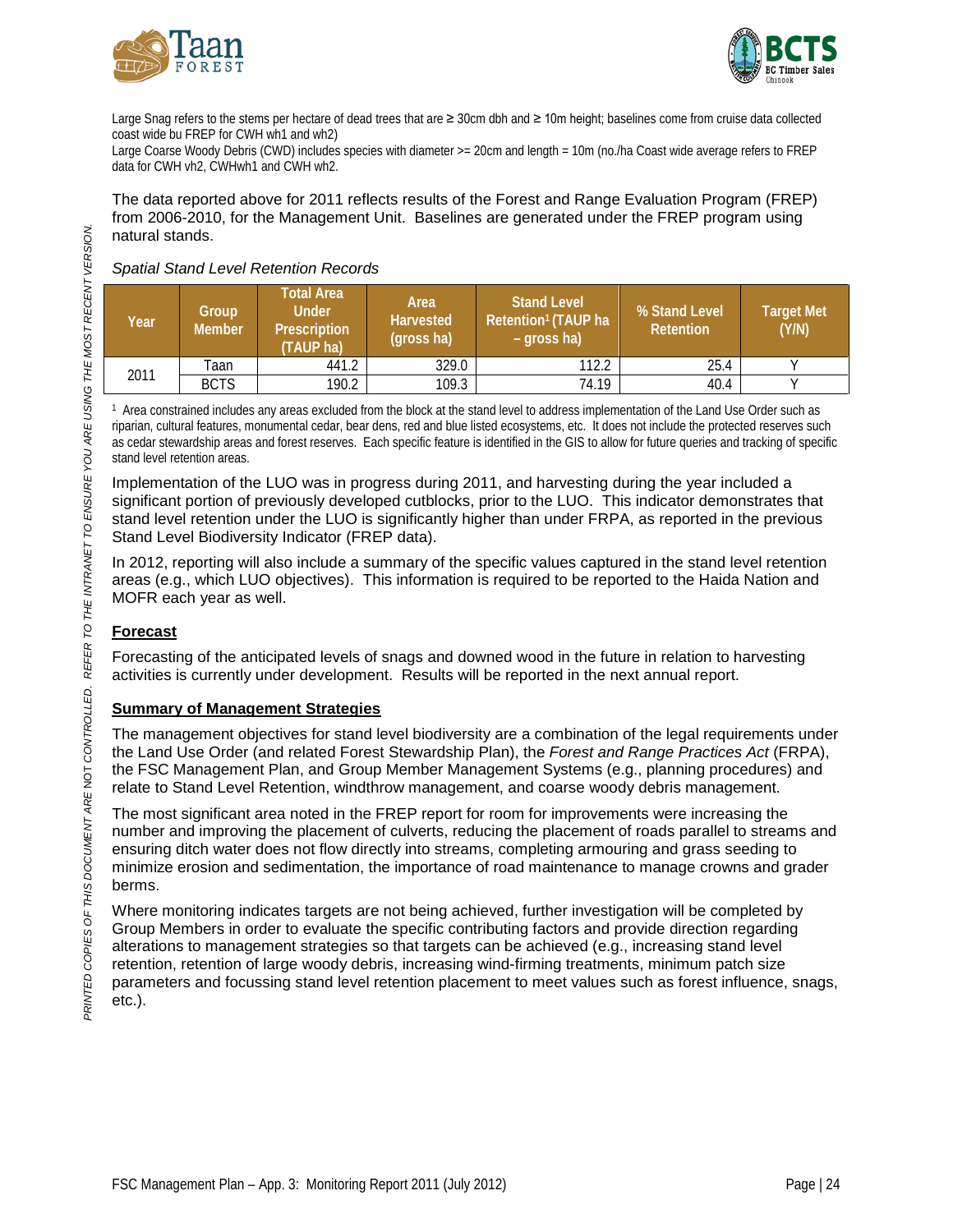Large Snag refers to the stems per hectare of dead trees that are ≥ 30cm dbh and ≥ 10m height; baselines come from cruise data collected coast wide bu FREP for CWH wh1 and wh2)

Large Coarse Woody Debris (CWD) includes species with diameter >= 20cm and length = 10m (no./ha Coast wide average refers to FREP data for CWH vh2, CWHwh1 and CWH wh2.

The data reported above for 2011 reflects results of the Forest and Range Evaluation Program (FREP) from 2006-2010, for the Management Unit. Baselines are generated under the FREP program using natural stands.

*Spatial Stand Level Retention Records*

| Year | Group Member | Total Area Under Prescription (TAUP ha) | Area Harvested (gross ha) | Stand Level Retention[1] (TAUP ha – gross ha) | % Stand Level Retention | Target Met (Y/N) |
|---|---|---|---|---|---|---|
| 2011 | Taan | 441.2 | 329.0 | 112.2 | 25.4 | Y |
| | BCTS | 190.2 | 109.3 | 74.19 | 40.4 | Y |

[1] Area constrained includes any areas excluded from the block at the stand level to address implementation of the Land Use Order such as riparian, cultural features, monumental cedar, bear dens, red and blue listed ecosystems, etc. It does not include the protected reserves such as cedar stewardship areas and forest reserves. Each specific feature is identified in the GIS to allow for future queries and tracking of specific stand level retention areas.

Implementation of the LUO was in progress during 2011, and harvesting during the year included a significant portion of previously developed cutblocks, prior to the LUO. This indicator demonstrates that stand level retention under the LUO is significantly higher than under FRPA, as reported in the previous Stand Level Biodiversity Indicator (FREP data).

In 2012, reporting will also include a summary of the specific values captured in the stand level retention areas (e.g., which LUO objectives). This information is required to be reported to the Haida Nation and MOFR each year as well.

**Forecast**

Forecasting of the anticipated levels of snags and downed wood in the future in relation to harvesting activities is currently under development. Results will be reported in the next annual report.

**Summary of Management Strategies**

The management objectives for stand level biodiversity are a combination of the legal requirements under the Land Use Order (and related Forest Stewardship Plan), the *Forest and Range Practices Act* (FRPA), the FSC Management Plan, and Group Member Management Systems (e.g., planning procedures) and relate to Stand Level Retention, windthrow management, and coarse woody debris management.

The most significant area noted in the FREP report for room for improvements were increasing the number and improving the placement of culverts, reducing the placement of roads parallel to streams and ensuring ditch water does not flow directly into streams, completing armouring and grass seeding to minimize erosion and sedimentation, the importance of road maintenance to manage crowns and grader berms.

Where monitoring indicates targets are not being achieved, further investigation will be completed by Group Members in order to evaluate the specific contributing factors and provide direction regarding alterations to management strategies so that targets can be achieved (e.g., increasing stand level retention, retention of large woody debris, increasing wind-firming treatments, minimum patch size parameters and focussing stand level retention placement to meet values such as forest influence, snags, etc.).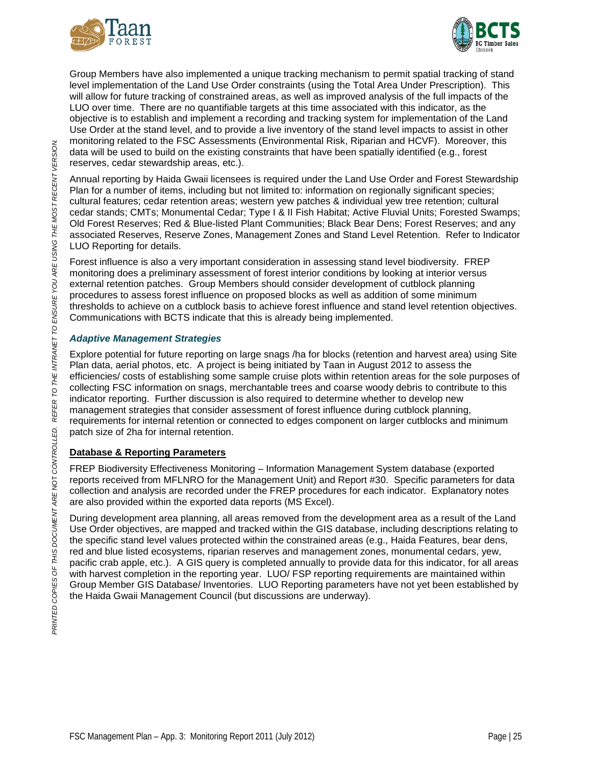Group Members have also implemented a unique tracking mechanism to permit spatial tracking of stand level implementation of the Land Use Order constraints (using the Total Area Under Prescription). This will allow for future tracking of constrained areas, as well as improved analysis of the full impacts of the LUO over time. There are no quantifiable targets at this time associated with this indicator, as the objective is to establish and implement a recording and tracking system for implementation of the Land Use Order at the stand level, and to provide a live inventory of the stand level impacts to assist in other monitoring related to the FSC Assessments (Environmental Risk, Riparian and HCVF). Moreover, this data will be used to build on the existing constraints that have been spatially identified (e.g., forest reserves, cedar stewardship areas, etc.).

Annual reporting by Haida Gwaii licensees is required under the Land Use Order and Forest Stewardship Plan for a number of items, including but not limited to: information on regionally significant species; cultural features; cedar retention areas; western yew patches & individual yew tree retention; cultural cedar stands; CMTs; Monumental Cedar; Type I & II Fish Habitat; Active Fluvial Units; Forested Swamps; Old Forest Reserves; Red & Blue-listed Plant Communities; Black Bear Dens; Forest Reserves; and any associated Reserves, Reserve Zones, Management Zones and Stand Level Retention. Refer to Indicator LUO Reporting for details.

Forest influence is also a very important consideration in assessing stand level biodiversity. FREP monitoring does a preliminary assessment of forest interior conditions by looking at interior versus external retention patches. Group Members should consider development of cutblock planning procedures to assess forest influence on proposed blocks as well as addition of some minimum thresholds to achieve on a cutblock basis to achieve forest influence and stand level retention objectives. Communications with BCTS indicate that this is already being implemented.

### *Adaptive Management Strategies*

Explore potential for future reporting on large snags /ha for blocks (retention and harvest area) using Site Plan data, aerial photos, etc. A project is being initiated by Taan in August 2012 to assess the efficiencies/ costs of establishing some sample cruise plots within retention areas for the sole purposes of collecting FSC information on snags, merchantable trees and coarse woody debris to contribute to this indicator reporting. Further discussion is also required to determine whether to develop new management strategies that consider assessment of forest influence during cutblock planning, requirements for internal retention or connected to edges component on larger cutblocks and minimum patch size of 2ha for internal retention.

**Database & Reporting Parameters**

FREP Biodiversity Effectiveness Monitoring – Information Management System database (exported reports received from MFLNRO for the Management Unit) and Report #30. Specific parameters for data collection and analysis are recorded under the FREP procedures for each indicator. Explanatory notes are also provided within the exported data reports (MS Excel).

During development area planning, all areas removed from the development area as a result of the Land Use Order objectives, are mapped and tracked within the GIS database, including descriptions relating to the specific stand level values protected within the constrained areas (e.g., Haida Features, bear dens, red and blue listed ecosystems, riparian reserves and management zones, monumental cedars, yew, pacific crab apple, etc.). A GIS query is completed annually to provide data for this indicator, for all areas with harvest completion in the reporting year. LUO/ FSP reporting requirements are maintained within Group Member GIS Database/ Inventories. LUO Reporting parameters have not yet been established by the Haida Gwaii Management Council (but discussions are underway).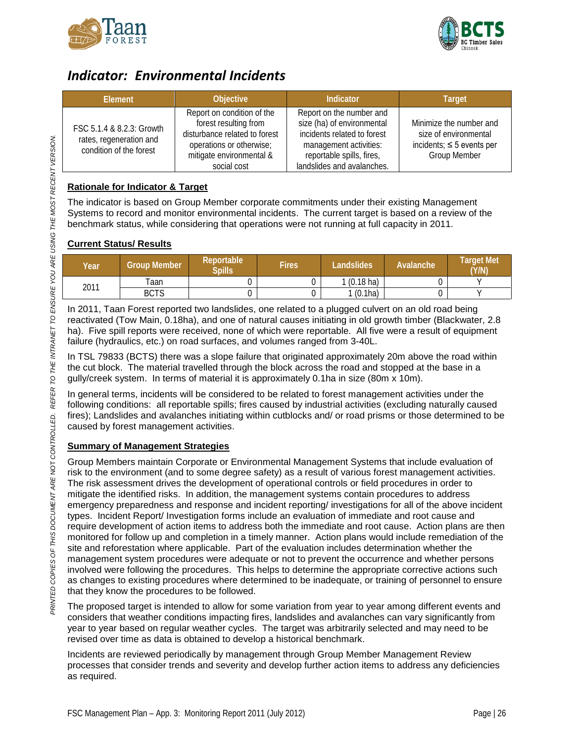## *Indicator: Environmental Incidents*

| Element | Objective | Indicator | Target |
|---|---|---|---|
| FSC 5.1.4 & 8.2.3: Growth rates, regeneration and condition of the forest | Report on condition of the forest resulting from disturbance related to forest operations or otherwise; mitigate environmental & social cost | Report on the number and size (ha) of environmental incidents related to forest management activities: reportable spills, fires, landslides and avalanches. | Minimize the number and size of environmental incidents; ≤ 5 events per Group Member |

**Rationale for Indicator & Target**

The indicator is based on Group Member corporate commitments under their existing Management Systems to record and monitor environmental incidents. The current target is based on a review of the benchmark status, while considering that operations were not running at full capacity in 2011.

**Current Status/ Results**

| Year | Group Member | Reportable Spills | Fires | Landslides | Avalanche | Target Met (Y/N) |
|---|---|---|---|---|---|---|
| 2011 | Taan | 0 | 0 | 1 (0.18 ha) | 0 | Y |
| | BCTS | 0 | 0 | 1 (0.1ha) | 0 | Y |

In 2011, Taan Forest reported two landslides, one related to a plugged culvert on an old road being reactivated (Tow Main, 0.18ha), and one of natural causes initiating in old growth timber (Blackwater, 2.8 ha). Five spill reports were received, none of which were reportable. All five were a result of equipment failure (hydraulics, etc.) on road surfaces, and volumes ranged from 3-40L.

In TSL 79833 (BCTS) there was a slope failure that originated approximately 20m above the road within the cut block. The material travelled through the block across the road and stopped at the base in a gully/creek system. In terms of material it is approximately 0.1ha in size (80m x 10m).

In general terms, incidents will be considered to be related to forest management activities under the following conditions: all reportable spills; fires caused by industrial activities (excluding naturally caused fires); Landslides and avalanches initiating within cutblocks and/ or road prisms or those determined to be caused by forest management activities.

**Summary of Management Strategies**

Group Members maintain Corporate or Environmental Management Systems that include evaluation of risk to the environment (and to some degree safety) as a result of various forest management activities. The risk assessment drives the development of operational controls or field procedures in order to mitigate the identified risks. In addition, the management systems contain procedures to address emergency preparedness and response and incident reporting/ investigations for all of the above incident types. Incident Report/ Investigation forms include an evaluation of immediate and root cause and require development of action items to address both the immediate and root cause. Action plans are then monitored for follow up and completion in a timely manner. Action plans would include remediation of the site and reforestation where applicable. Part of the evaluation includes determination whether the management system procedures were adequate or not to prevent the occurrence and whether persons involved were following the procedures. This helps to determine the appropriate corrective actions such as changes to existing procedures where determined to be inadequate, or training of personnel to ensure that they know the procedures to be followed.

The proposed target is intended to allow for some variation from year to year among different events and considers that weather conditions impacting fires, landslides and avalanches can vary significantly from year to year based on regular weather cycles. The target was arbitrarily selected and may need to be revised over time as data is obtained to develop a historical benchmark.

Incidents are reviewed periodically by management through Group Member Management Review processes that consider trends and severity and develop further action items to address any deficiencies as required.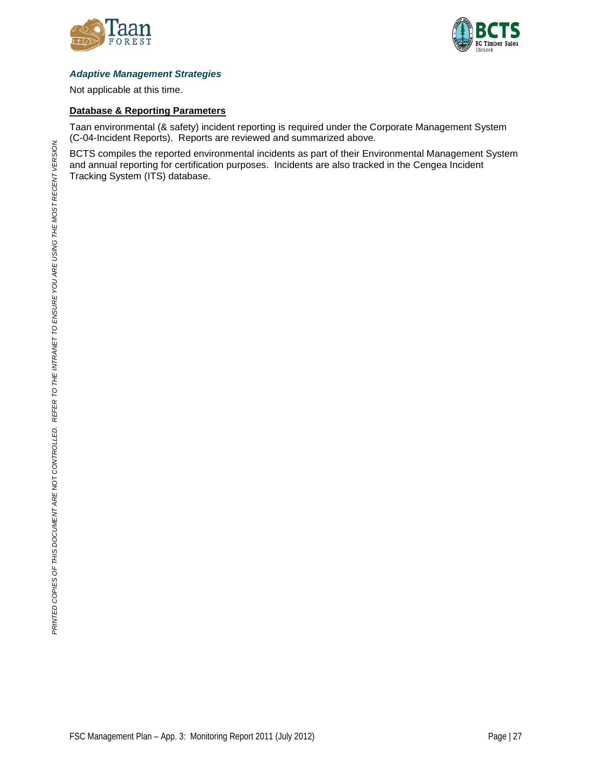### *Adaptive Management Strategies*

Not applicable at this time.

**Database & Reporting Parameters**

Taan environmental (& safety) incident reporting is required under the Corporate Management System (C-04-Incident Reports). Reports are reviewed and summarized above.

BCTS compiles the reported environmental incidents as part of their Environmental Management System and annual reporting for certification purposes. Incidents are also tracked in the Cengea Incident Tracking System (ITS) database.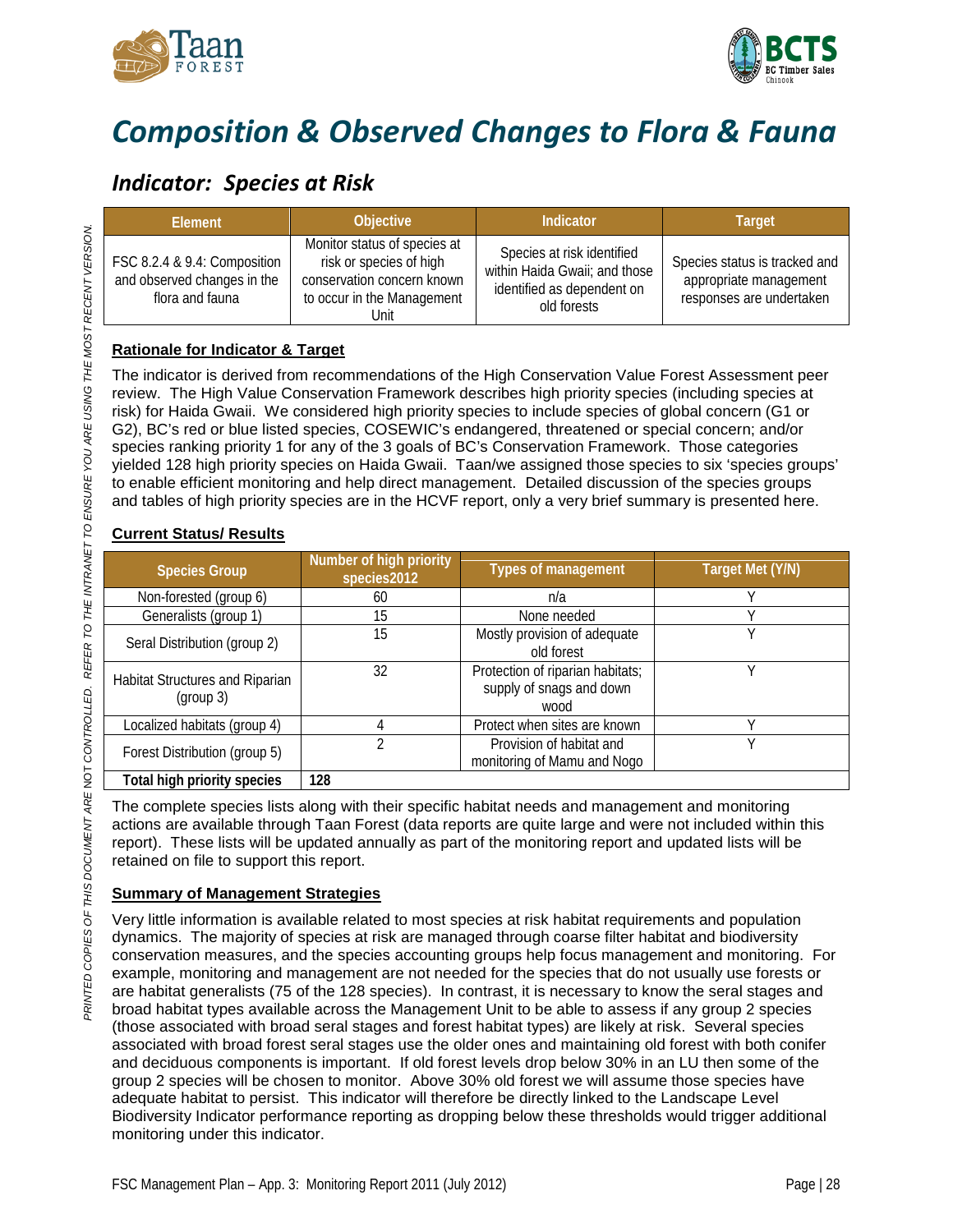# Composition & Observed Changes to Flora & Fauna

## Indicator: Species at Risk

| Element | Objective | Indicator | Target |
|---|---|---|---|
| FSC 8.2.4 & 9.4: Composition and observed changes in the flora and fauna | Monitor status of species at risk or species of high conservation concern known to occur in the Management Unit | Species at risk identified within Haida Gwaii; and those identified as dependent on old forests | Species status is tracked and appropriate management responses are undertaken |

**Rationale for Indicator & Target**

The indicator is derived from recommendations of the High Conservation Value Forest Assessment peer review. The High Value Conservation Framework describes high priority species (including species at risk) for Haida Gwaii. We considered high priority species to include species of global concern (G1 or G2), BC's red or blue listed species, COSEWIC's endangered, threatened or special concern; and/or species ranking priority 1 for any of the 3 goals of BC's Conservation Framework. Those categories yielded 128 high priority species on Haida Gwaii. Taan/we assigned those species to six 'species groups' to enable efficient monitoring and help direct management. Detailed discussion of the species groups and tables of high priority species are in the HCVF report, only a very brief summary is presented here.

**Current Status/ Results**

| Species Group | Number of high priority species2012 | Types of management | Target Met (Y/N) |
|---|---|---|---|
| Non-forested (group 6) | 60 | n/a | Y |
| Generalists (group 1) | 15 | None needed | Y |
| Seral Distribution (group 2) | 15 | Mostly provision of adequate old forest | Y |
| Habitat Structures and Riparian (group 3) | 32 | Protection of riparian habitats; supply of snags and down wood | Y |
| Localized habitats (group 4) | 4 | Protect when sites are known | Y |
| Forest Distribution (group 5) | 2 | Provision of habitat and monitoring of Mamu and Nogo | Y |
| **Total high priority species** | **128** | | |

The complete species lists along with their specific habitat needs and management and monitoring actions are available through Taan Forest (data reports are quite large and were not included within this report). These lists will be updated annually as part of the monitoring report and updated lists will be retained on file to support this report.

**Summary of Management Strategies**

Very little information is available related to most species at risk habitat requirements and population dynamics. The majority of species at risk are managed through coarse filter habitat and biodiversity conservation measures, and the species accounting groups help focus management and monitoring. For example, monitoring and management are not needed for the species that do not usually use forests or are habitat generalists (75 of the 128 species). In contrast, it is necessary to know the seral stages and broad habitat types available across the Management Unit to be able to assess if any group 2 species (those associated with broad seral stages and forest habitat types) are likely at risk. Several species associated with broad forest seral stages use the older ones and maintaining old forest with both conifer and deciduous components is important. If old forest levels drop below 30% in an LU then some of the group 2 species will be chosen to monitor. Above 30% old forest we will assume those species have adequate habitat to persist. This indicator will therefore be directly linked to the Landscape Level Biodiversity Indicator performance reporting as dropping below these thresholds would trigger additional monitoring under this indicator.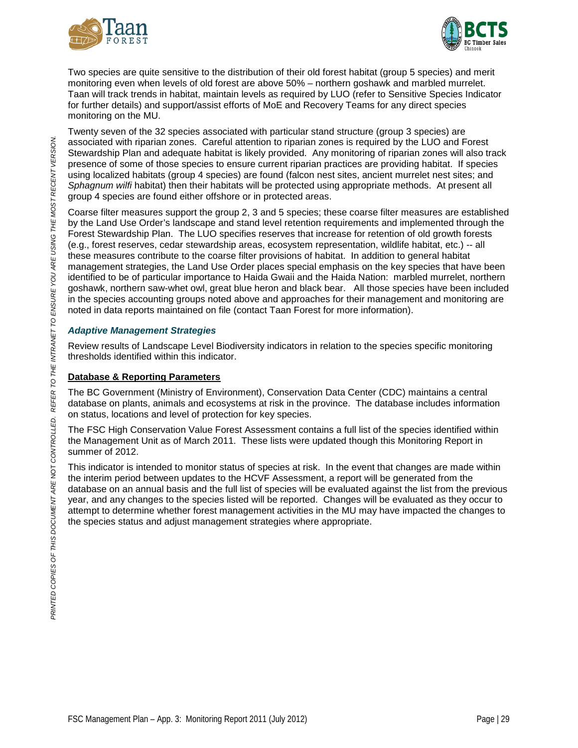Two species are quite sensitive to the distribution of their old forest habitat (group 5 species) and merit monitoring even when levels of old forest are above 50% – northern goshawk and marbled murrelet. Taan will track trends in habitat, maintain levels as required by LUO (refer to Sensitive Species Indicator for further details) and support/assist efforts of MoE and Recovery Teams for any direct species monitoring on the MU.

Twenty seven of the 32 species associated with particular stand structure (group 3 species) are associated with riparian zones. Careful attention to riparian zones is required by the LUO and Forest Stewardship Plan and adequate habitat is likely provided. Any monitoring of riparian zones will also track presence of some of those species to ensure current riparian practices are providing habitat. If species using localized habitats (group 4 species) are found (falcon nest sites, ancient murrelet nest sites; and *Sphagnum wilfi* habitat) then their habitats will be protected using appropriate methods. At present all group 4 species are found either offshore or in protected areas.

Coarse filter measures support the group 2, 3 and 5 species; these coarse filter measures are established by the Land Use Order's landscape and stand level retention requirements and implemented through the Forest Stewardship Plan. The LUO specifies reserves that increase for retention of old growth forests (e.g., forest reserves, cedar stewardship areas, ecosystem representation, wildlife habitat, etc.) -- all these measures contribute to the coarse filter provisions of habitat. In addition to general habitat management strategies, the Land Use Order places special emphasis on the key species that have been identified to be of particular importance to Haida Gwaii and the Haida Nation: marbled murrelet, northern goshawk, northern saw-whet owl, great blue heron and black bear. All those species have been included in the species accounting groups noted above and approaches for their management and monitoring are noted in data reports maintained on file (contact Taan Forest for more information).

### *Adaptive Management Strategies*

Review results of Landscape Level Biodiversity indicators in relation to the species specific monitoring thresholds identified within this indicator.

### **Database & Reporting Parameters**

The BC Government (Ministry of Environment), Conservation Data Center (CDC) maintains a central database on plants, animals and ecosystems at risk in the province. The database includes information on status, locations and level of protection for key species.

The FSC High Conservation Value Forest Assessment contains a full list of the species identified within the Management Unit as of March 2011. These lists were updated though this Monitoring Report in summer of 2012.

This indicator is intended to monitor status of species at risk. In the event that changes are made within the interim period between updates to the HCVF Assessment, a report will be generated from the database on an annual basis and the full list of species will be evaluated against the list from the previous year, and any changes to the species listed will be reported. Changes will be evaluated as they occur to attempt to determine whether forest management activities in the MU may have impacted the changes to the species status and adjust management strategies where appropriate.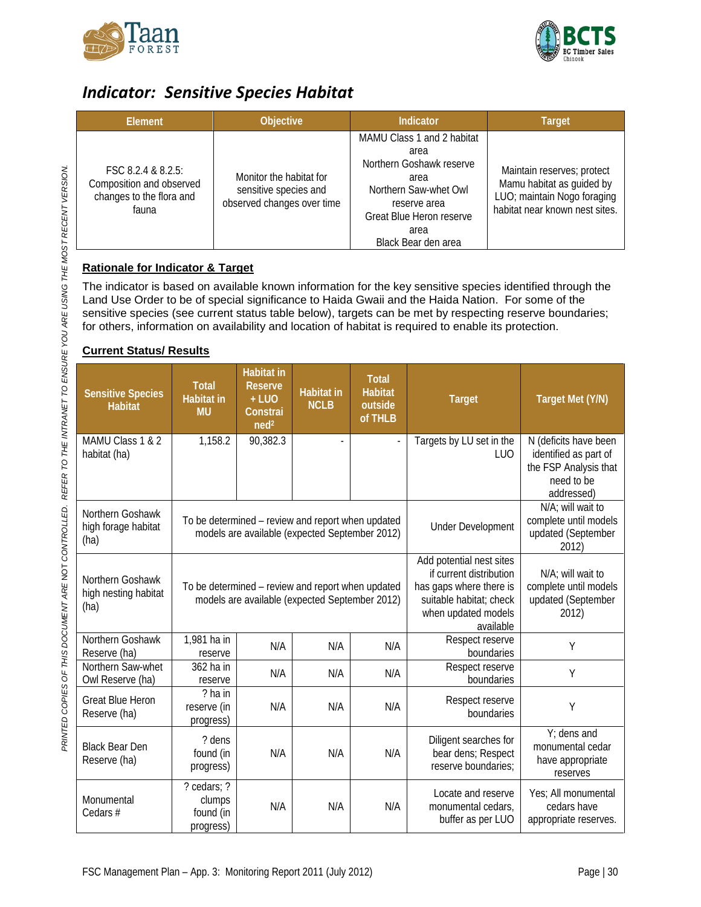## *Indicator: Sensitive Species Habitat*

| Element | Objective | Indicator | Target |
|---|---|---|---|
| FSC 8.2.4 & 8.2.5: Composition and observed changes to the flora and fauna | Monitor the habitat for sensitive species and observed changes over time | MAMU Class 1 and 2 habitat area<br>Northern Goshawk reserve area<br>Northern Saw-whet Owl reserve area<br>Great Blue Heron reserve area<br>Black Bear den area | Maintain reserves; protect Mamu habitat as guided by LUO; maintain Nogo foraging habitat near known nest sites. |

**Rationale for Indicator & Target**

The indicator is based on available known information for the key sensitive species identified through the Land Use Order to be of special significance to Haida Gwaii and the Haida Nation. For some of the sensitive species (see current status table below), targets can be met by respecting reserve boundaries; for others, information on availability and location of habitat is required to enable its protection.

**Current Status/ Results**

| Sensitive Species Habitat | Total Habitat in MU | Habitat in Reserve + LUO Constrained[2] | Habitat in NCLB | Total Habitat outside of THLB | Target | Target Met (Y/N) |
|---|---|---|---|---|---|---|
| MAMU Class 1 & 2 habitat (ha) | 1,158.2 | 90,382.3 | - | - | Targets by LU set in the LUO | N (deficits have been identified as part of the FSP Analysis that need to be addressed) |
| Northern Goshawk high forage habitat (ha) | To be determined – review and report when updated models are available (expected September 2012) | | | | Under Development | N/A; will wait to complete until models updated (September 2012) |
| Northern Goshawk high nesting habitat (ha) | To be determined – review and report when updated models are available (expected September 2012) | | | | Add potential nest sites if current distribution has gaps where there is suitable habitat; check when updated models available | N/A; will wait to complete until models updated (September 2012) |
| Northern Goshawk Reserve (ha) | 1,981 ha in reserve | N/A | N/A | N/A | Respect reserve boundaries | Y |
| Northern Saw-whet Owl Reserve (ha) | 362 ha in reserve | N/A | N/A | N/A | Respect reserve boundaries | Y |
| Great Blue Heron Reserve (ha) | ? ha in reserve (in progress) | N/A | N/A | N/A | Respect reserve boundaries | Y |
| Black Bear Den Reserve (ha) | ? dens found (in progress) | N/A | N/A | N/A | Diligent searches for bear dens; Respect reserve boundaries; | Y; dens and monumental cedar have appropriate reserves |
| Monumental Cedars # | ? cedars; ? clumps found (in progress) | N/A | N/A | N/A | Locate and reserve monumental cedars, buffer as per LUO | Yes; All monumental cedars have appropriate reserves. |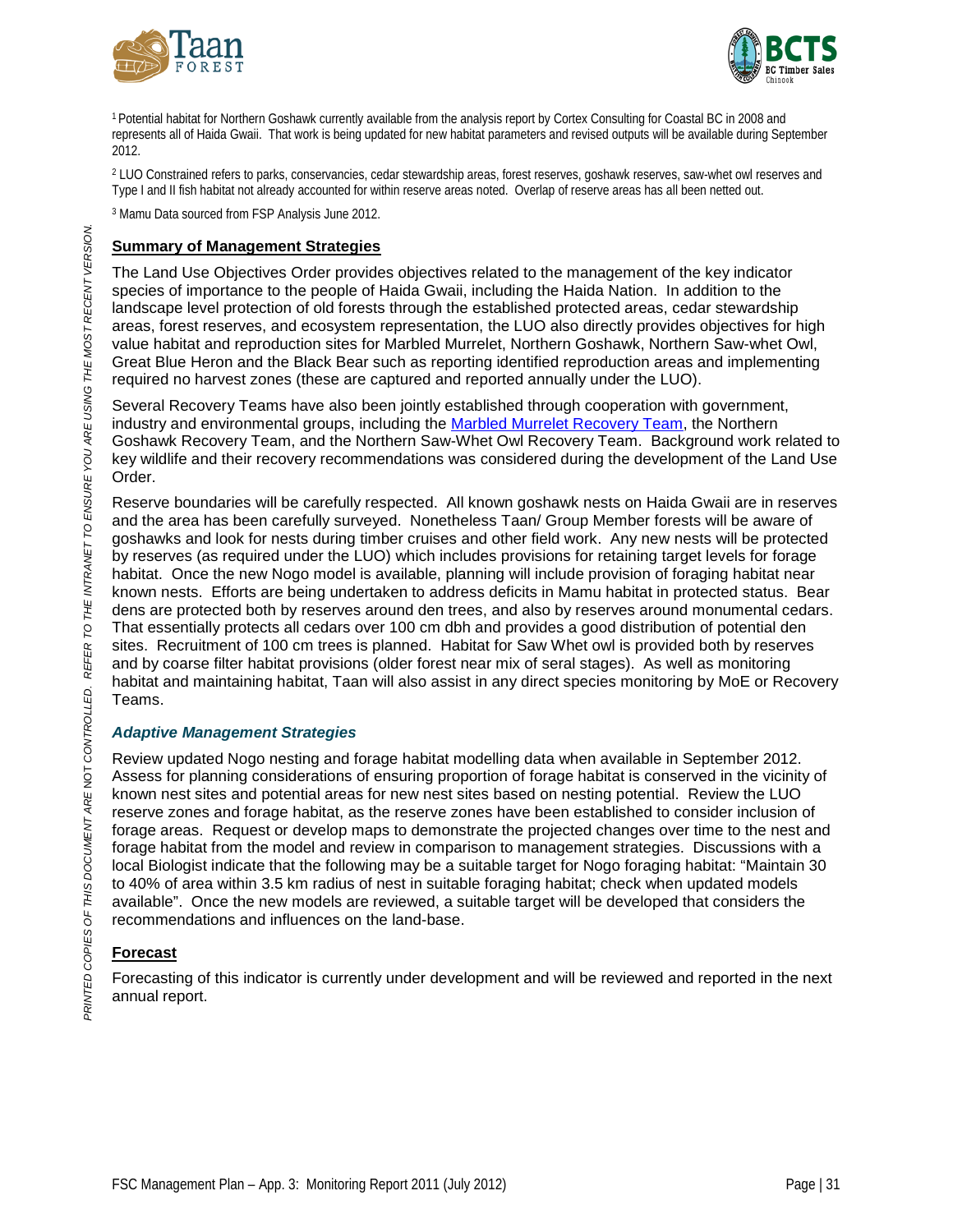[1] Potential habitat for Northern Goshawk currently available from the analysis report by Cortex Consulting for Coastal BC in 2008 and represents all of Haida Gwaii. That work is being updated for new habitat parameters and revised outputs will be available during September 2012.

[2] LUO Constrained refers to parks, conservancies, cedar stewardship areas, forest reserves, goshawk reserves, saw-whet owl reserves and Type I and II fish habitat not already accounted for within reserve areas noted. Overlap of reserve areas has all been netted out.

[3] Mamu Data sourced from FSP Analysis June 2012.

## Summary of Management Strategies

The Land Use Objectives Order provides objectives related to the management of the key indicator species of importance to the people of Haida Gwaii, including the Haida Nation. In addition to the landscape level protection of old forests through the established protected areas, cedar stewardship areas, forest reserves, and ecosystem representation, the LUO also directly provides objectives for high value habitat and reproduction sites for Marbled Murrelet, Northern Goshawk, Northern Saw-whet Owl, Great Blue Heron and the Black Bear such as reporting identified reproduction areas and implementing required no harvest zones (these are captured and reported annually under the LUO).

Several Recovery Teams have also been jointly established through cooperation with government, industry and environmental groups, including the Marbled Murrelet Recovery Team, the Northern Goshawk Recovery Team, and the Northern Saw-Whet Owl Recovery Team. Background work related to key wildlife and their recovery recommendations was considered during the development of the Land Use Order.

Reserve boundaries will be carefully respected. All known goshawk nests on Haida Gwaii are in reserves and the area has been carefully surveyed. Nonetheless Taan/ Group Member forests will be aware of goshawks and look for nests during timber cruises and other field work. Any new nests will be protected by reserves (as required under the LUO) which includes provisions for retaining target levels for forage habitat. Once the new Nogo model is available, planning will include provision of foraging habitat near known nests. Efforts are being undertaken to address deficits in Mamu habitat in protected status. Bear dens are protected both by reserves around den trees, and also by reserves around monumental cedars. That essentially protects all cedars over 100 cm dbh and provides a good distribution of potential den sites. Recruitment of 100 cm trees is planned. Habitat for Saw Whet owl is provided both by reserves and by coarse filter habitat provisions (older forest near mix of seral stages). As well as monitoring habitat and maintaining habitat, Taan will also assist in any direct species monitoring by MoE or Recovery Teams.

### *Adaptive Management Strategies*

Review updated Nogo nesting and forage habitat modelling data when available in September 2012. Assess for planning considerations of ensuring proportion of forage habitat is conserved in the vicinity of known nest sites and potential areas for new nest sites based on nesting potential. Review the LUO reserve zones and forage habitat, as the reserve zones have been established to consider inclusion of forage areas. Request or develop maps to demonstrate the projected changes over time to the nest and forage habitat from the model and review in comparison to management strategies. Discussions with a local Biologist indicate that the following may be a suitable target for Nogo foraging habitat: "Maintain 30 to 40% of area within 3.5 km radius of nest in suitable foraging habitat; check when updated models available". Once the new models are reviewed, a suitable target will be developed that considers the recommendations and influences on the land-base.

## Forecast

Forecasting of this indicator is currently under development and will be reviewed and reported in the next annual report.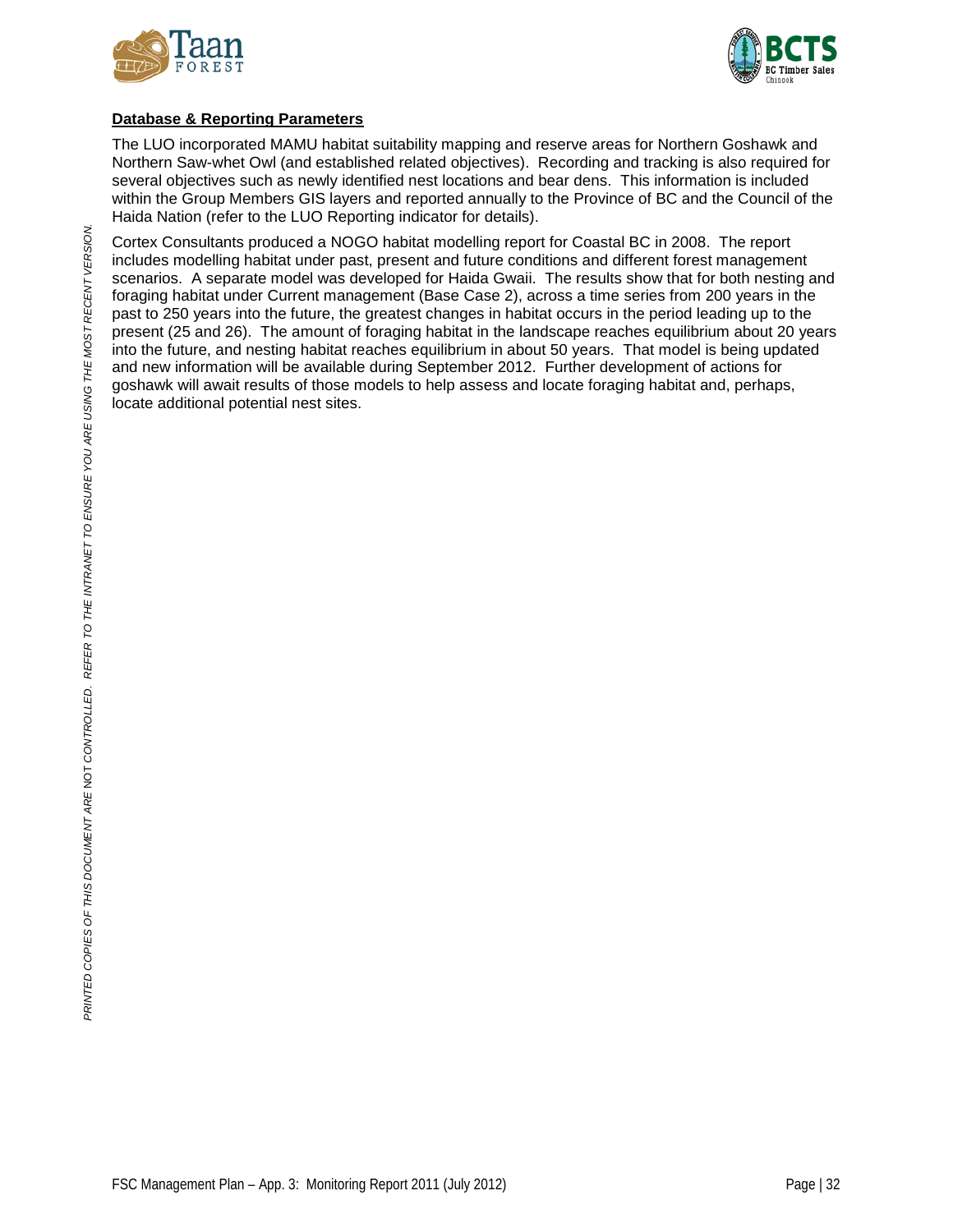**Database & Reporting Parameters**

The LUO incorporated MAMU habitat suitability mapping and reserve areas for Northern Goshawk and Northern Saw-whet Owl (and established related objectives). Recording and tracking is also required for several objectives such as newly identified nest locations and bear dens. This information is included within the Group Members GIS layers and reported annually to the Province of BC and the Council of the Haida Nation (refer to the LUO Reporting indicator for details).

Cortex Consultants produced a NOGO habitat modelling report for Coastal BC in 2008. The report includes modelling habitat under past, present and future conditions and different forest management scenarios. A separate model was developed for Haida Gwaii. The results show that for both nesting and foraging habitat under Current management (Base Case 2), across a time series from 200 years in the past to 250 years into the future, the greatest changes in habitat occurs in the period leading up to the present (25 and 26). The amount of foraging habitat in the landscape reaches equilibrium about 20 years into the future, and nesting habitat reaches equilibrium in about 50 years. That model is being updated and new information will be available during September 2012. Further development of actions for goshawk will await results of those models to help assess and locate foraging habitat and, perhaps, locate additional potential nest sites.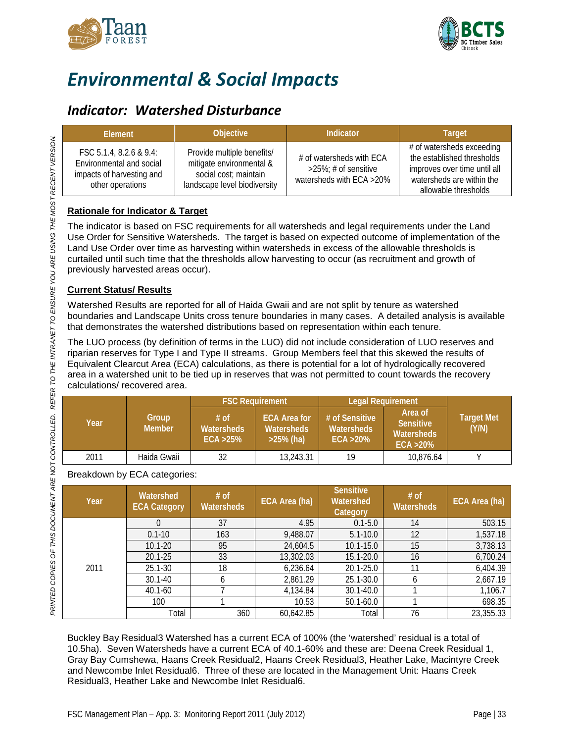# Environmental & Social Impacts

## Indicator: Watershed Disturbance

| Element | Objective | Indicator | Target |
|---|---|---|---|
| FSC 5.1.4, 8.2.6 & 9.4: Environmental and social impacts of harvesting and other operations | Provide multiple benefits/ mitigate environmental & social cost; maintain landscape level biodiversity | # of watersheds with ECA >25%; # of sensitive watersheds with ECA >20% | # of watersheds exceeding the established thresholds improves over time until all watersheds are within the allowable thresholds |

**Rationale for Indicator & Target**

The indicator is based on FSC requirements for all watersheds and legal requirements under the Land Use Order for Sensitive Watersheds. The target is based on expected outcome of implementation of the Land Use Order over time as harvesting within watersheds in excess of the allowable thresholds is curtailed until such time that the thresholds allow harvesting to occur (as recruitment and growth of previously harvested areas occur).

**Current Status/ Results**

Watershed Results are reported for all of Haida Gwaii and are not split by tenure as watershed boundaries and Landscape Units cross tenure boundaries in many cases. A detailed analysis is available that demonstrates the watershed distributions based on representation within each tenure.

The LUO process (by definition of terms in the LUO) did not include consideration of LUO reserves and riparian reserves for Type I and Type II streams. Group Members feel that this skewed the results of Equivalent Clearcut Area (ECA) calculations, as there is potential for a lot of hydrologically recovered area in a watershed unit to be tied up in reserves that was not permitted to count towards the recovery calculations/ recovered area.

| Year | Group Member | FSC Requirement | | Legal Requirement | | Target Met (Y/N) |
|---|---|---|---|---|---|---|
| | | # of Watersheds ECA >25% | ECA Area for Watersheds >25% (ha) | # of Sensitive Watersheds ECA >20% | Area of Sensitive Watersheds ECA >20% | |
| 2011 | Haida Gwaii | 32 | 13,243.31 | 19 | 10,876.64 | Y |

Breakdown by ECA categories:

| Year | Watershed ECA Category | # of Watersheds | ECA Area (ha) | Sensitive Watershed Category | # of Watersheds | ECA Area (ha) |
|---|---|---|---|---|---|---|
| 2011 | 0 | 37 | 4.95 | 0.1-5.0 | 14 | 503.15 |
| | 0.1-10 | 163 | 9,488.07 | 5.1-10.0 | 12 | 1,537.18 |
| | 10.1-20 | 95 | 24,604.5 | 10.1-15.0 | 15 | 3,738.13 |
| | 20.1-25 | 33 | 13,302.03 | 15.1-20.0 | 16 | 6,700.24 |
| | 25.1-30 | 18 | 6,236.64 | 20.1-25.0 | 11 | 6,404.39 |
| | 30.1-40 | 6 | 2,861.29 | 25.1-30.0 | 6 | 2,667.19 |
| | 40.1-60 | 7 | 4,134.84 | 30.1-40.0 | 1 | 1,106.7 |
| | 100 | 1 | 10.53 | 50.1-60.0 | 1 | 698.35 |
| | Total | 360 | 60,642.85 | Total | 76 | 23,355.33 |

Buckley Bay Residual3 Watershed has a current ECA of 100% (the 'watershed' residual is a total of 10.5ha). Seven Watersheds have a current ECA of 40.1-60% and these are: Deena Creek Residual 1, Gray Bay Cumshewa, Haans Creek Residual2, Haans Creek Residual3, Heather Lake, Macintyre Creek and Newcombe Inlet Residual6. Three of these are located in the Management Unit: Haans Creek Residual3, Heather Lake and Newcombe Inlet Residual6.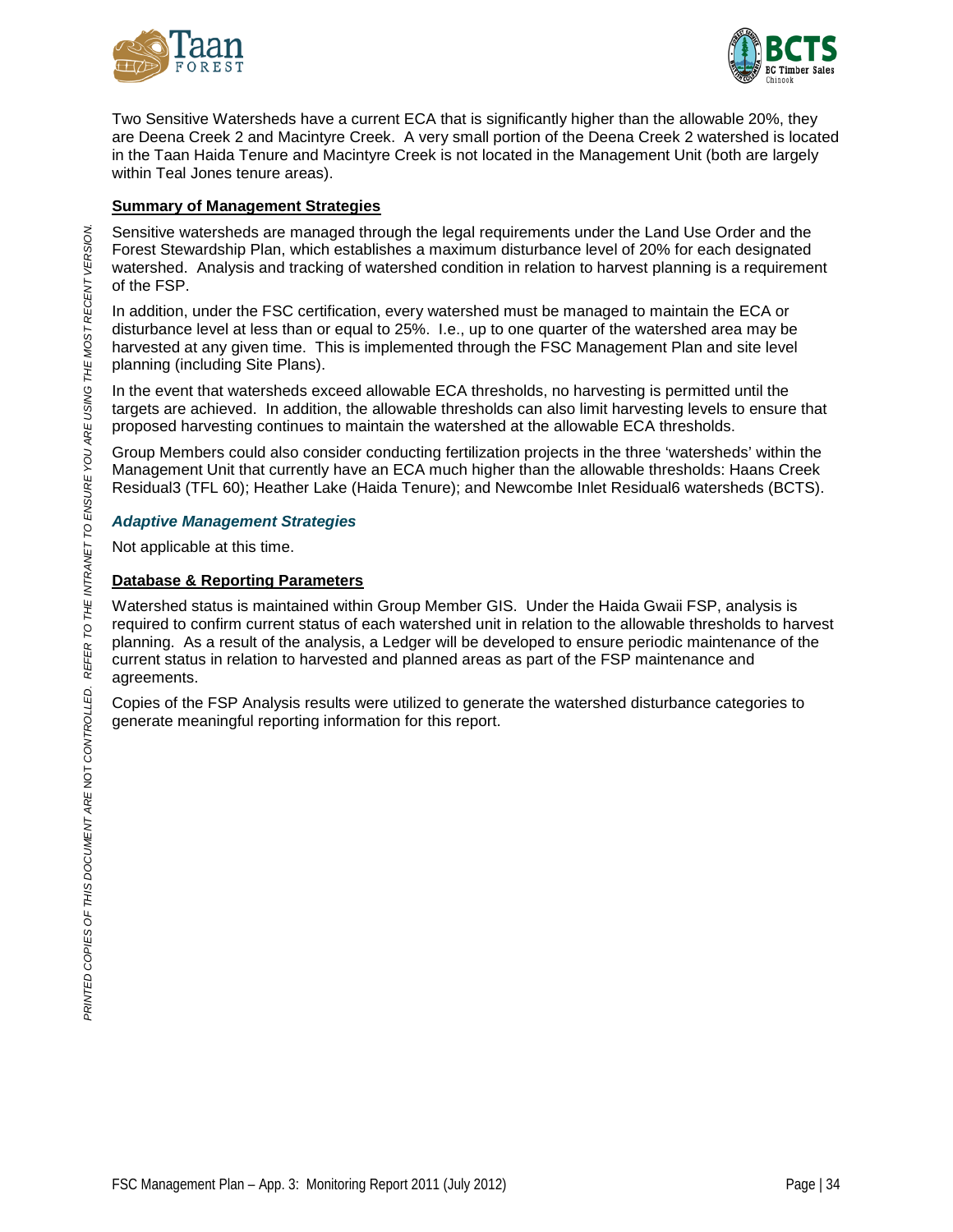Two Sensitive Watersheds have a current ECA that is significantly higher than the allowable 20%, they are Deena Creek 2 and Macintyre Creek. A very small portion of the Deena Creek 2 watershed is located in the Taan Haida Tenure and Macintyre Creek is not located in the Management Unit (both are largely within Teal Jones tenure areas).

## Summary of Management Strategies

Sensitive watersheds are managed through the legal requirements under the Land Use Order and the Forest Stewardship Plan, which establishes a maximum disturbance level of 20% for each designated watershed. Analysis and tracking of watershed condition in relation to harvest planning is a requirement of the FSP.

In addition, under the FSC certification, every watershed must be managed to maintain the ECA or disturbance level at less than or equal to 25%. I.e., up to one quarter of the watershed area may be harvested at any given time. This is implemented through the FSC Management Plan and site level planning (including Site Plans).

In the event that watersheds exceed allowable ECA thresholds, no harvesting is permitted until the targets are achieved. In addition, the allowable thresholds can also limit harvesting levels to ensure that proposed harvesting continues to maintain the watershed at the allowable ECA thresholds.

Group Members could also consider conducting fertilization projects in the three 'watersheds' within the Management Unit that currently have an ECA much higher than the allowable thresholds: Haans Creek Residual3 (TFL 60); Heather Lake (Haida Tenure); and Newcombe Inlet Residual6 watersheds (BCTS).

### *Adaptive Management Strategies*

Not applicable at this time.

## Database & Reporting Parameters

Watershed status is maintained within Group Member GIS. Under the Haida Gwaii FSP, analysis is required to confirm current status of each watershed unit in relation to the allowable thresholds to harvest planning. As a result of the analysis, a Ledger will be developed to ensure periodic maintenance of the current status in relation to harvested and planned areas as part of the FSP maintenance and agreements.

Copies of the FSP Analysis results were utilized to generate the watershed disturbance categories to generate meaningful reporting information for this report.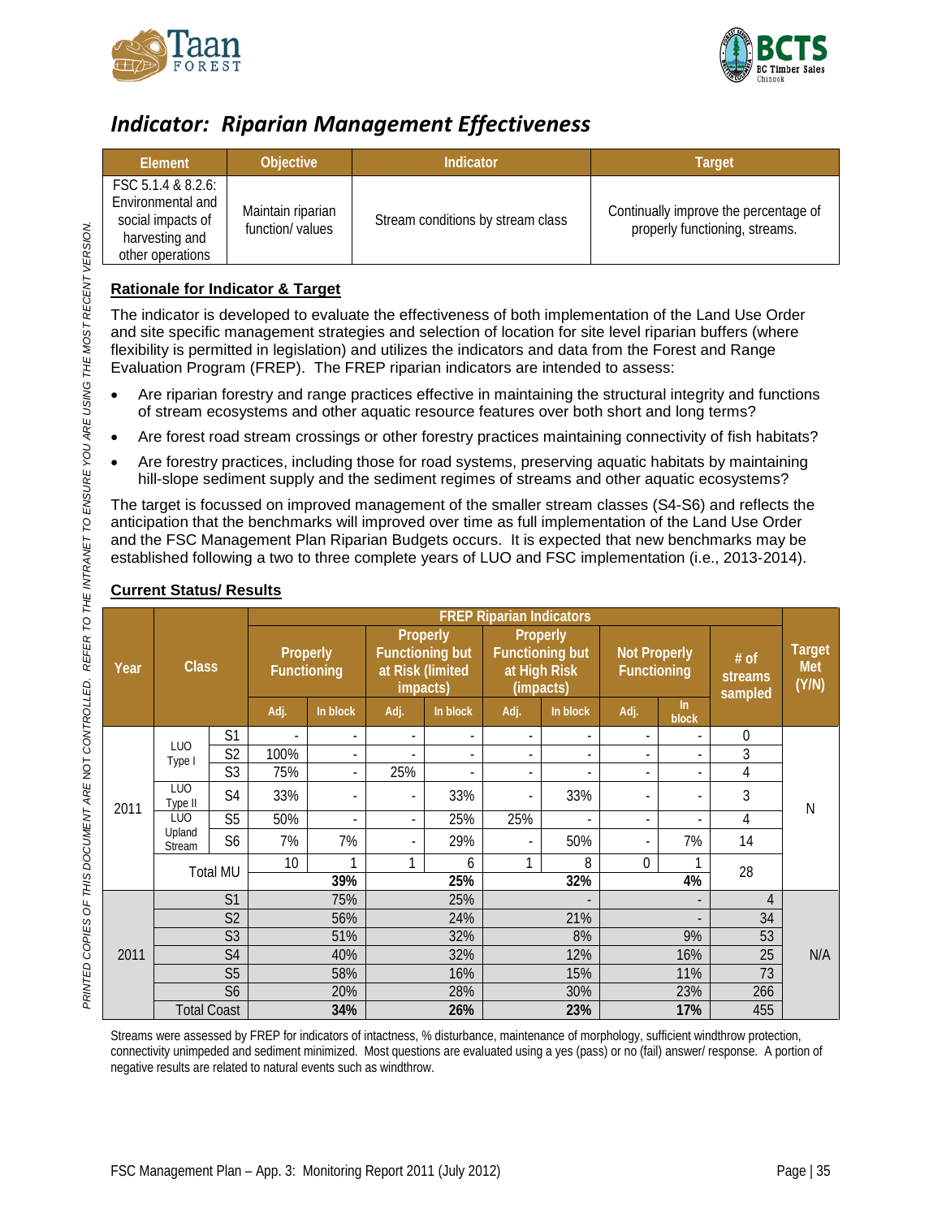## *Indicator: Riparian Management Effectiveness*

| Element | Objective | Indicator | Target |
|---|---|---|---|
| FSC 5.1.4 & 8.2.6: Environmental and social impacts of harvesting and other operations | Maintain riparian function/ values | Stream conditions by stream class | Continually improve the percentage of properly functioning, streams. |

**Rationale for Indicator & Target**

The indicator is developed to evaluate the effectiveness of both implementation of the Land Use Order and site specific management strategies and selection of location for site level riparian buffers (where flexibility is permitted in legislation) and utilizes the indicators and data from the Forest and Range Evaluation Program (FREP). The FREP riparian indicators are intended to assess:

- Are riparian forestry and range practices effective in maintaining the structural integrity and functions of stream ecosystems and other aquatic resource features over both short and long terms?
- Are forest road stream crossings or other forestry practices maintaining connectivity of fish habitats?
- Are forestry practices, including those for road systems, preserving aquatic habitats by maintaining hill-slope sediment supply and the sediment regimes of streams and other aquatic ecosystems?

The target is focussed on improved management of the smaller stream classes (S4-S6) and reflects the anticipation that the benchmarks will improved over time as full implementation of the Land Use Order and the FSC Management Plan Riparian Budgets occurs. It is expected that new benchmarks may be established following a two to three complete years of LUO and FSC implementation (i.e., 2013-2014).

**Current Status/ Results**

| Year | Class | | FREP Riparian Indicators | | | | | | | | | Target Met (Y/N) |
|---|---|---|---|---|---|---|---|---|---|---|---|---|
| | | | Properly Functioning | | Properly Functioning but at Risk (limited impacts) | | Properly Functioning but at High Risk (impacts) | | Not Properly Functioning | | # of streams sampled | |
| | | | Adj. | In block | Adj. | In block | Adj. | In block | Adj. | In block | | |
| 2011 | LUO Type I | S1 | - | - | - | - | - | - | - | - | 0 | N |
| | | S2 | 100% | - | - | - | - | - | - | - | 3 | |
| | | S3 | 75% | - | 25% | - | - | - | - | - | 4 | |
| | LUO Type II | S4 | 33% | - | - | 33% | - | 33% | - | - | 3 | |
| | LUO Upland Stream | S5 | 50% | - | - | 25% | 25% | - | - | - | 4 | |
| | | S6 | 7% | 7% | - | 29% | - | 50% | - | 7% | 14 | |
| | Total MU | | 10 | 1 | 1 | 6 | 1 | 8 | 0 | 1 | 28 | |
| | | | | 39% | | 25% | | 32% | | 4% | | |
| 2011 | | S1 | | 75% | | 25% | | - | | - | 4 | N/A |
| | | S2 | | 56% | | 24% | | 21% | | - | 34 | |
| | | S3 | | 51% | | 32% | | 8% | | 9% | 53 | |
| | | S4 | | 40% | | 32% | | 12% | | 16% | 25 | |
| | | S5 | | 58% | | 16% | | 15% | | 11% | 73 | |
| | | S6 | | 20% | | 28% | | 30% | | 23% | 266 | |
| | Total Coast | | | 34% | | 26% | | 23% | | 17% | 455 | |

Streams were assessed by FREP for indicators of intactness, % disturbance, maintenance of morphology, sufficient windthrow protection, connectivity unimpeded and sediment minimized. Most questions are evaluated using a yes (pass) or no (fail) answer/ response. A portion of negative results are related to natural events such as windthrow.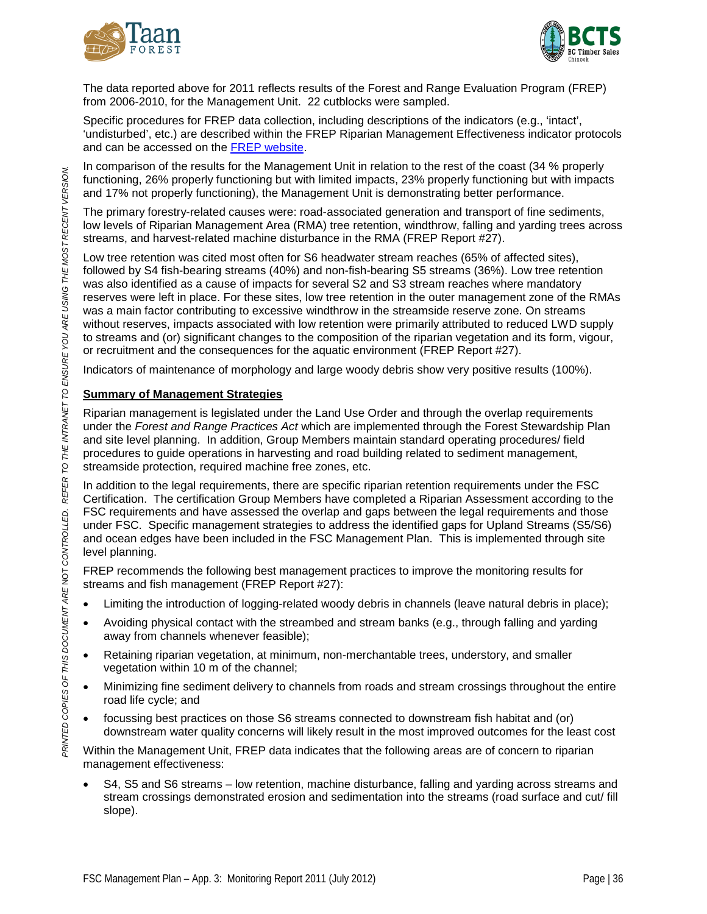The data reported above for 2011 reflects results of the Forest and Range Evaluation Program (FREP) from 2006-2010, for the Management Unit. 22 cutblocks were sampled.

Specific procedures for FREP data collection, including descriptions of the indicators (e.g., 'intact', 'undisturbed', etc.) are described within the FREP Riparian Management Effectiveness indicator protocols and can be accessed on the [FREP website](#).

In comparison of the results for the Management Unit in relation to the rest of the coast (34 % properly functioning, 26% properly functioning but with limited impacts, 23% properly functioning but with impacts and 17% not properly functioning), the Management Unit is demonstrating better performance.

The primary forestry-related causes were: road-associated generation and transport of fine sediments, low levels of Riparian Management Area (RMA) tree retention, windthrow, falling and yarding trees across streams, and harvest-related machine disturbance in the RMA (FREP Report #27).

Low tree retention was cited most often for S6 headwater stream reaches (65% of affected sites), followed by S4 fish-bearing streams (40%) and non-fish-bearing S5 streams (36%). Low tree retention was also identified as a cause of impacts for several S2 and S3 stream reaches where mandatory reserves were left in place. For these sites, low tree retention in the outer management zone of the RMAs was a main factor contributing to excessive windthrow in the streamside reserve zone. On streams without reserves, impacts associated with low retention were primarily attributed to reduced LWD supply to streams and (or) significant changes to the composition of the riparian vegetation and its form, vigour, or recruitment and the consequences for the aquatic environment (FREP Report #27).

Indicators of maintenance of morphology and large woody debris show very positive results (100%).

**Summary of Management Strategies**

Riparian management is legislated under the Land Use Order and through the overlap requirements under the *Forest and Range Practices Act* which are implemented through the Forest Stewardship Plan and site level planning. In addition, Group Members maintain standard operating procedures/ field procedures to guide operations in harvesting and road building related to sediment management, streamside protection, required machine free zones, etc.

In addition to the legal requirements, there are specific riparian retention requirements under the FSC Certification. The certification Group Members have completed a Riparian Assessment according to the FSC requirements and have assessed the overlap and gaps between the legal requirements and those under FSC. Specific management strategies to address the identified gaps for Upland Streams (S5/S6) and ocean edges have been included in the FSC Management Plan. This is implemented through site level planning.

FREP recommends the following best management practices to improve the monitoring results for streams and fish management (FREP Report #27):

- Limiting the introduction of logging-related woody debris in channels (leave natural debris in place);
- Avoiding physical contact with the streambed and stream banks (e.g., through falling and yarding away from channels whenever feasible);
- Retaining riparian vegetation, at minimum, non-merchantable trees, understory, and smaller vegetation within 10 m of the channel;
- Minimizing fine sediment delivery to channels from roads and stream crossings throughout the entire road life cycle; and
- focussing best practices on those S6 streams connected to downstream fish habitat and (or) downstream water quality concerns will likely result in the most improved outcomes for the least cost

Within the Management Unit, FREP data indicates that the following areas are of concern to riparian management effectiveness:

- S4, S5 and S6 streams – low retention, machine disturbance, falling and yarding across streams and stream crossings demonstrated erosion and sedimentation into the streams (road surface and cut/ fill slope).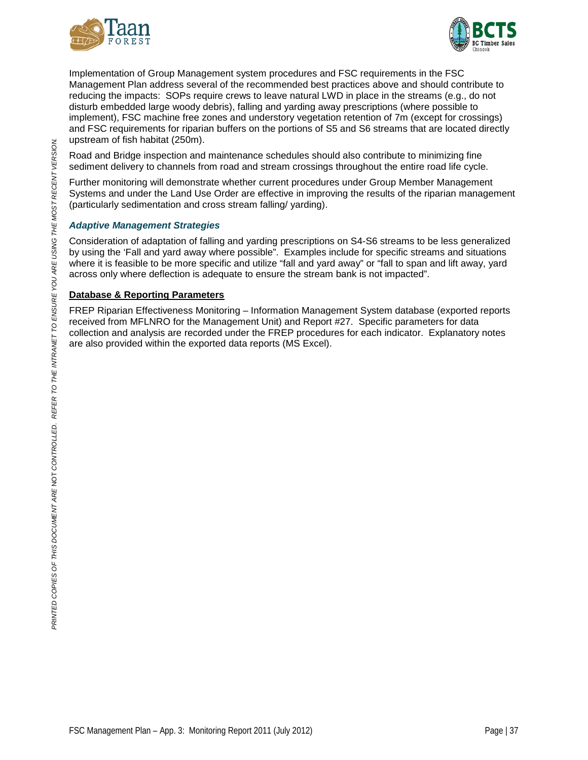Implementation of Group Management system procedures and FSC requirements in the FSC Management Plan address several of the recommended best practices above and should contribute to reducing the impacts: SOPs require crews to leave natural LWD in place in the streams (e.g., do not disturb embedded large woody debris), falling and yarding away prescriptions (where possible to implement), FSC machine free zones and understory vegetation retention of 7m (except for crossings) and FSC requirements for riparian buffers on the portions of S5 and S6 streams that are located directly upstream of fish habitat (250m).

Road and Bridge inspection and maintenance schedules should also contribute to minimizing fine sediment delivery to channels from road and stream crossings throughout the entire road life cycle.

Further monitoring will demonstrate whether current procedures under Group Member Management Systems and under the Land Use Order are effective in improving the results of the riparian management (particularly sedimentation and cross stream falling/ yarding).

### *Adaptive Management Strategies*

Consideration of adaptation of falling and yarding prescriptions on S4-S6 streams to be less generalized by using the 'Fall and yard away where possible". Examples include for specific streams and situations where it is feasible to be more specific and utilize "fall and yard away" or "fall to span and lift away, yard across only where deflection is adequate to ensure the stream bank is not impacted".

### **Database & Reporting Parameters**

FREP Riparian Effectiveness Monitoring – Information Management System database (exported reports received from MFLNRO for the Management Unit) and Report #27. Specific parameters for data collection and analysis are recorded under the FREP procedures for each indicator. Explanatory notes are also provided within the exported data reports (MS Excel).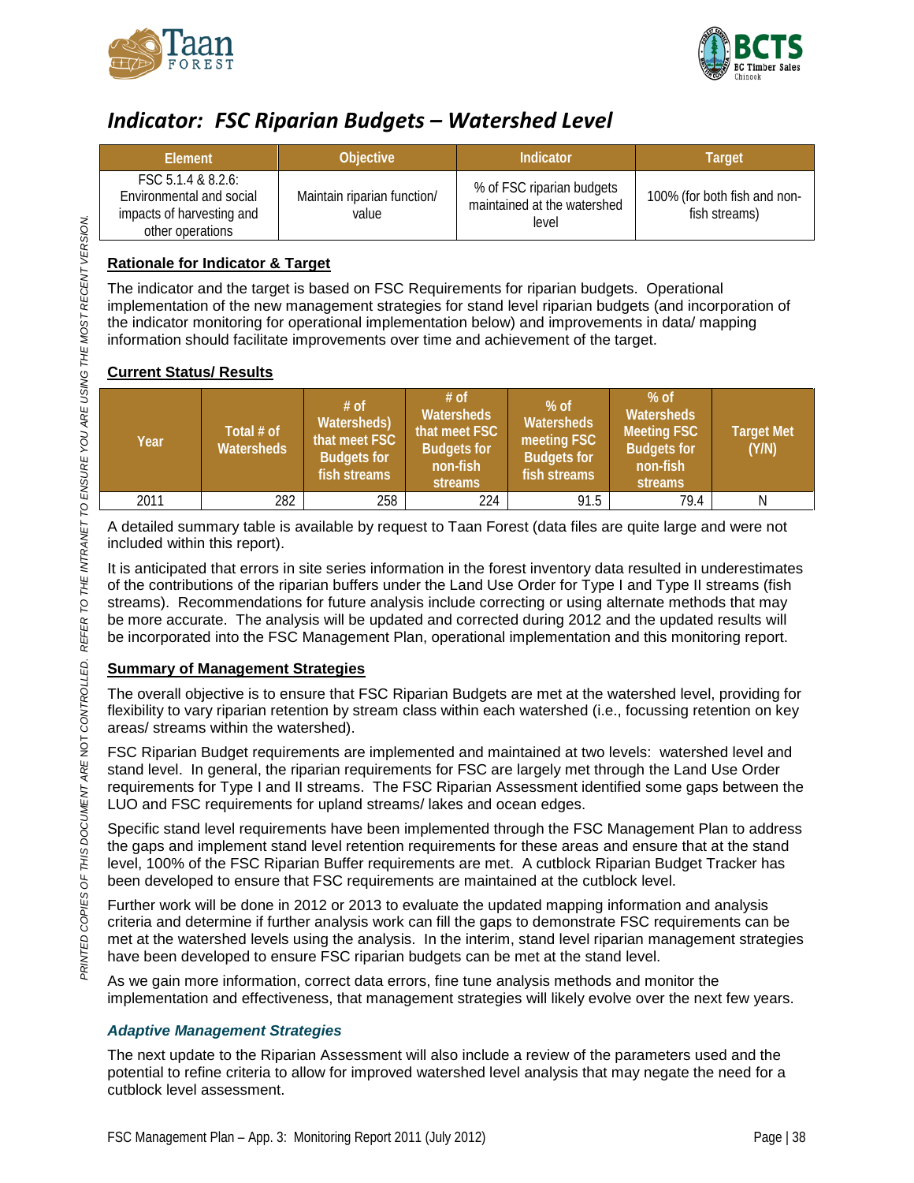# Indicator: FSC Riparian Budgets – Watershed Level

| Element | Objective | Indicator | Target |
|---|---|---|---|
| FSC 5.1.4 & 8.2.6: Environmental and social impacts of harvesting and other operations | Maintain riparian function/ value | % of FSC riparian budgets maintained at the watershed level | 100% (for both fish and non-fish streams) |

## Rationale for Indicator & Target

The indicator and the target is based on FSC Requirements for riparian budgets. Operational implementation of the new management strategies for stand level riparian budgets (and incorporation of the indicator monitoring for operational implementation below) and improvements in data/ mapping information should facilitate improvements over time and achievement of the target.

## Current Status/ Results

| Year | Total # of Watersheds | # of Watersheds) that meet FSC Budgets for fish streams | # of Watersheds that meet FSC Budgets for non-fish streams | % of Watersheds meeting FSC Budgets for fish streams | % of Watersheds Meeting FSC Budgets for non-fish streams | Target Met (Y/N) |
|---|---|---|---|---|---|---|
| 2011 | 282 | 258 | 224 | 91.5 | 79.4 | N |

A detailed summary table is available by request to Taan Forest (data files are quite large and were not included within this report).

It is anticipated that errors in site series information in the forest inventory data resulted in underestimates of the contributions of the riparian buffers under the Land Use Order for Type I and Type II streams (fish streams). Recommendations for future analysis include correcting or using alternate methods that may be more accurate. The analysis will be updated and corrected during 2012 and the updated results will be incorporated into the FSC Management Plan, operational implementation and this monitoring report.

## Summary of Management Strategies

The overall objective is to ensure that FSC Riparian Budgets are met at the watershed level, providing for flexibility to vary riparian retention by stream class within each watershed (i.e., focussing retention on key areas/ streams within the watershed).

FSC Riparian Budget requirements are implemented and maintained at two levels: watershed level and stand level. In general, the riparian requirements for FSC are largely met through the Land Use Order requirements for Type I and II streams. The FSC Riparian Assessment identified some gaps between the LUO and FSC requirements for upland streams/ lakes and ocean edges.

Specific stand level requirements have been implemented through the FSC Management Plan to address the gaps and implement stand level retention requirements for these areas and ensure that at the stand level, 100% of the FSC Riparian Buffer requirements are met. A cutblock Riparian Budget Tracker has been developed to ensure that FSC requirements are maintained at the cutblock level.

Further work will be done in 2012 or 2013 to evaluate the updated mapping information and analysis criteria and determine if further analysis work can fill the gaps to demonstrate FSC requirements can be met at the watershed levels using the analysis. In the interim, stand level riparian management strategies have been developed to ensure FSC riparian budgets can be met at the stand level.

As we gain more information, correct data errors, fine tune analysis methods and monitor the implementation and effectiveness, that management strategies will likely evolve over the next few years.

### *Adaptive Management Strategies*

The next update to the Riparian Assessment will also include a review of the parameters used and the potential to refine criteria to allow for improved watershed level analysis that may negate the need for a cutblock level assessment.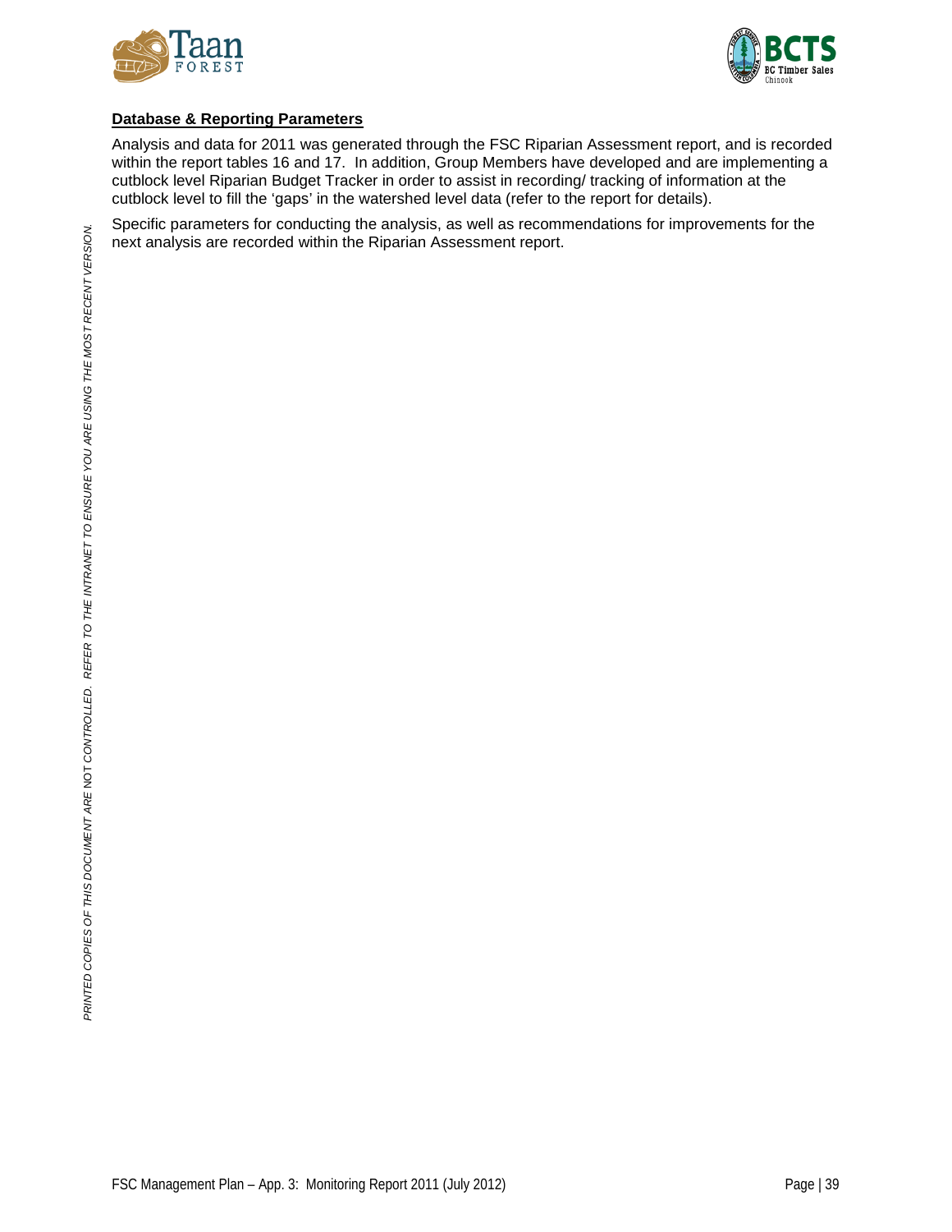**Database & Reporting Parameters**

Analysis and data for 2011 was generated through the FSC Riparian Assessment report, and is recorded within the report tables 16 and 17. In addition, Group Members have developed and are implementing a cutblock level Riparian Budget Tracker in order to assist in recording/ tracking of information at the cutblock level to fill the 'gaps' in the watershed level data (refer to the report for details).

Specific parameters for conducting the analysis, as well as recommendations for improvements for the next analysis are recorded within the Riparian Assessment report.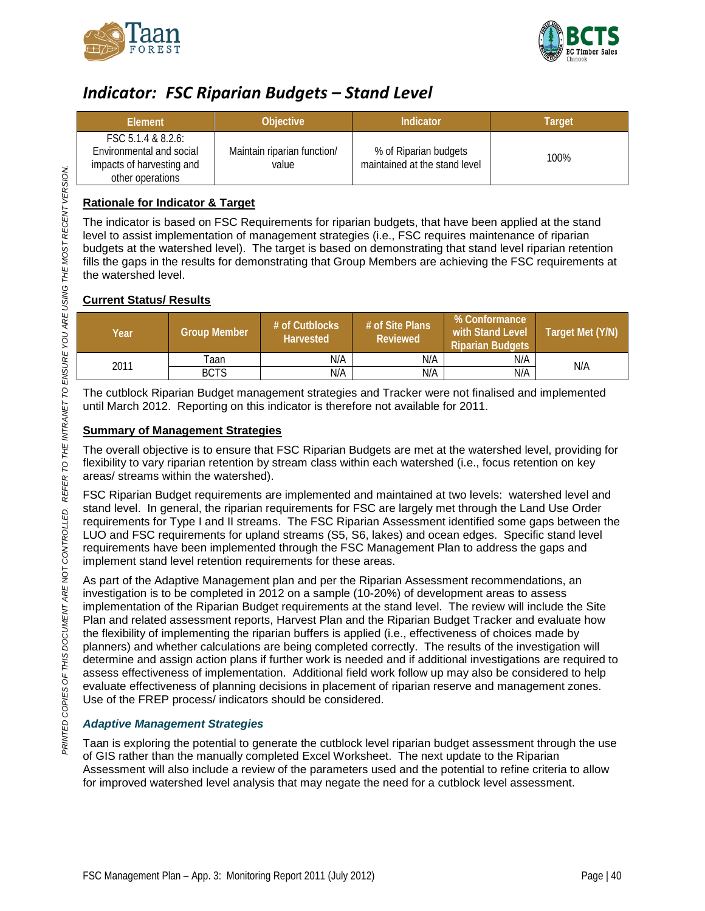# *Indicator: FSC Riparian Budgets – Stand Level*

| Element | Objective | Indicator | Target |
|---|---|---|---|
| FSC 5.1.4 & 8.2.6: Environmental and social impacts of harvesting and other operations | Maintain riparian function/ value | % of Riparian budgets maintained at the stand level | 100% |

**Rationale for Indicator & Target**

The indicator is based on FSC Requirements for riparian budgets, that have been applied at the stand level to assist implementation of management strategies (i.e., FSC requires maintenance of riparian budgets at the watershed level). The target is based on demonstrating that stand level riparian retention fills the gaps in the results for demonstrating that Group Members are achieving the FSC requirements at the watershed level.

**Current Status/ Results**

| Year | Group Member | # of Cutblocks Harvested | # of Site Plans Reviewed | % Conformance with Stand Level Riparian Budgets | Target Met (Y/N) |
|---|---|---|---|---|---|
| 2011 | Taan | N/A | N/A | N/A | N/A |
| | BCTS | N/A | N/A | N/A | |

The cutblock Riparian Budget management strategies and Tracker were not finalised and implemented until March 2012. Reporting on this indicator is therefore not available for 2011.

**Summary of Management Strategies**

The overall objective is to ensure that FSC Riparian Budgets are met at the watershed level, providing for flexibility to vary riparian retention by stream class within each watershed (i.e., focus retention on key areas/ streams within the watershed).

FSC Riparian Budget requirements are implemented and maintained at two levels: watershed level and stand level. In general, the riparian requirements for FSC are largely met through the Land Use Order requirements for Type I and II streams. The FSC Riparian Assessment identified some gaps between the LUO and FSC requirements for upland streams (S5, S6, lakes) and ocean edges. Specific stand level requirements have been implemented through the FSC Management Plan to address the gaps and implement stand level retention requirements for these areas.

As part of the Adaptive Management plan and per the Riparian Assessment recommendations, an investigation is to be completed in 2012 on a sample (10-20%) of development areas to assess implementation of the Riparian Budget requirements at the stand level. The review will include the Site Plan and related assessment reports, Harvest Plan and the Riparian Budget Tracker and evaluate how the flexibility of implementing the riparian buffers is applied (i.e., effectiveness of choices made by planners) and whether calculations are being completed correctly. The results of the investigation will determine and assign action plans if further work is needed and if additional investigations are required to assess effectiveness of implementation. Additional field work follow up may also be considered to help evaluate effectiveness of planning decisions in placement of riparian reserve and management zones. Use of the FREP process/ indicators should be considered.

***Adaptive Management Strategies***

Taan is exploring the potential to generate the cutblock level riparian budget assessment through the use of GIS rather than the manually completed Excel Worksheet. The next update to the Riparian Assessment will also include a review of the parameters used and the potential to refine criteria to allow for improved watershed level analysis that may negate the need for a cutblock level assessment.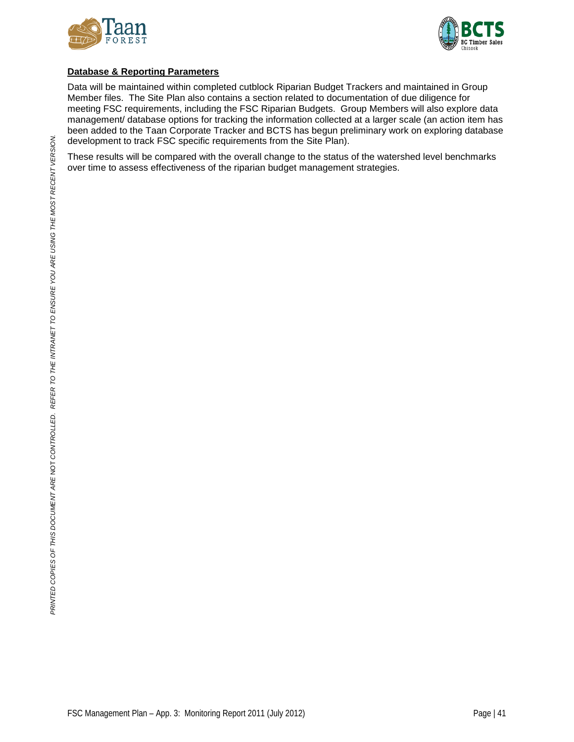**Database & Reporting Parameters**

Data will be maintained within completed cutblock Riparian Budget Trackers and maintained in Group Member files. The Site Plan also contains a section related to documentation of due diligence for meeting FSC requirements, including the FSC Riparian Budgets. Group Members will also explore data management/ database options for tracking the information collected at a larger scale (an action item has been added to the Taan Corporate Tracker and BCTS has begun preliminary work on exploring database development to track FSC specific requirements from the Site Plan).

These results will be compared with the overall change to the status of the watershed level benchmarks over time to assess effectiveness of the riparian budget management strategies.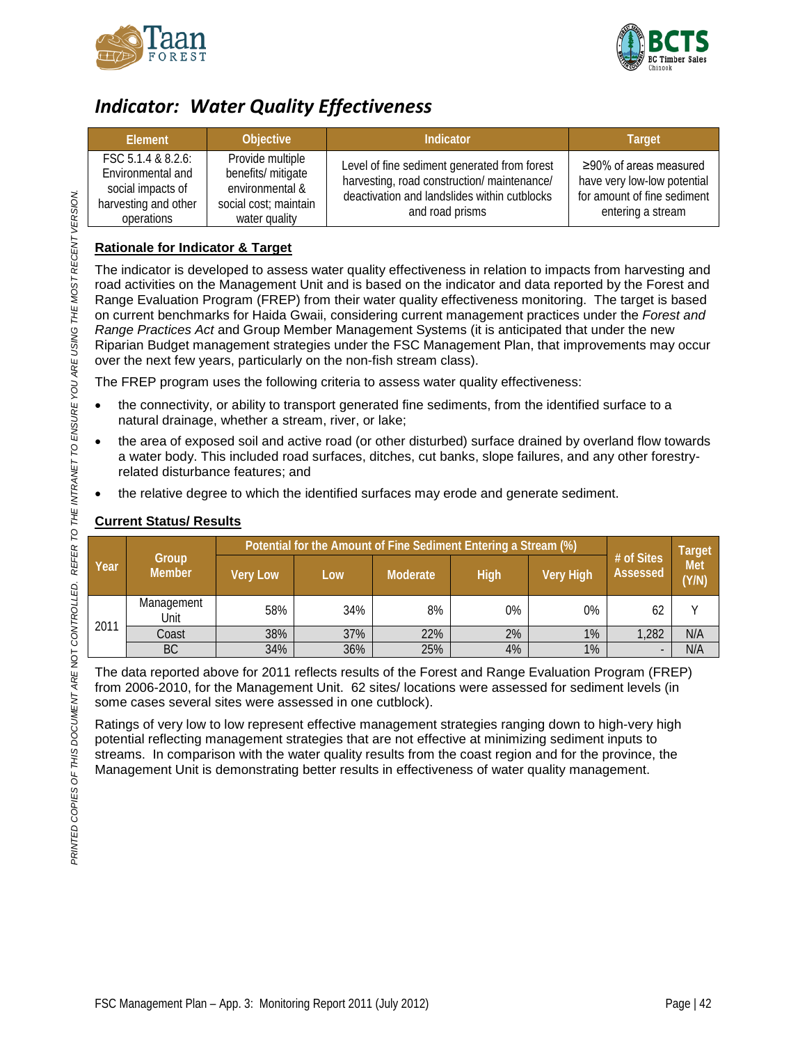# *Indicator: Water Quality Effectiveness*

| Element | Objective | Indicator | Target |
|---|---|---|---|
| FSC 5.1.4 & 8.2.6: Environmental and social impacts of harvesting and other operations | Provide multiple benefits/ mitigate environmental & social cost; maintain water quality | Level of fine sediment generated from forest harvesting, road construction/ maintenance/ deactivation and landslides within cutblocks and road prisms | ≥90% of areas measured have very low-low potential for amount of fine sediment entering a stream |

## Rationale for Indicator & Target

The indicator is developed to assess water quality effectiveness in relation to impacts from harvesting and road activities on the Management Unit and is based on the indicator and data reported by the Forest and Range Evaluation Program (FREP) from their water quality effectiveness monitoring. The target is based on current benchmarks for Haida Gwaii, considering current management practices under the *Forest and Range Practices Act* and Group Member Management Systems (it is anticipated that under the new Riparian Budget management strategies under the FSC Management Plan, that improvements may occur over the next few years, particularly on the non-fish stream class).

The FREP program uses the following criteria to assess water quality effectiveness:

- the connectivity, or ability to transport generated fine sediments, from the identified surface to a natural drainage, whether a stream, river, or lake;
- the area of exposed soil and active road (or other disturbed) surface drained by overland flow towards a water body. This included road surfaces, ditches, cut banks, slope failures, and any other forestry-related disturbance features; and
- the relative degree to which the identified surfaces may erode and generate sediment.

## Current Status/ Results

| Year | Group Member | Potential for the Amount of Fine Sediment Entering a Stream (%) | | | | | # of Sites Assessed | Target Met (Y/N) |
|---|---|---|---|---|---|---|---|---|
| | | Very Low | Low | Moderate | High | Very High | | |
| 2011 | Management Unit | 58% | 34% | 8% | 0% | 0% | 62 | Y |
| | Coast | 38% | 37% | 22% | 2% | 1% | 1,282 | N/A |
| | BC | 34% | 36% | 25% | 4% | 1% | - | N/A |

The data reported above for 2011 reflects results of the Forest and Range Evaluation Program (FREP) from 2006-2010, for the Management Unit. 62 sites/ locations were assessed for sediment levels (in some cases several sites were assessed in one cutblock).

Ratings of very low to low represent effective management strategies ranging down to high-very high potential reflecting management strategies that are not effective at minimizing sediment inputs to streams. In comparison with the water quality results from the coast region and for the province, the Management Unit is demonstrating better results in effectiveness of water quality management.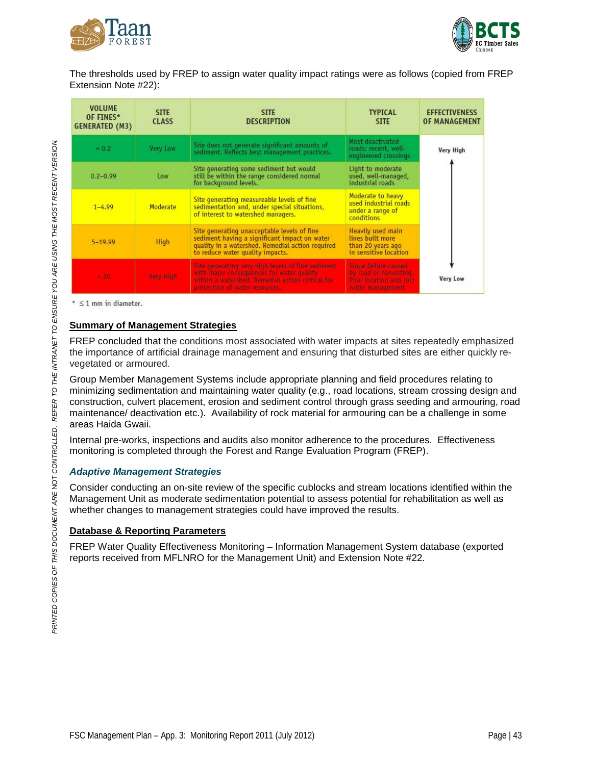The thresholds used by FREP to assign water quality impact ratings were as follows (copied from FREP Extension Note #22):

| VOLUME OF FINES* GENERATED (M3) | SITE CLASS | SITE DESCRIPTION | TYPICAL SITE | EFFECTIVENESS OF MANAGEMENT |
|---|---|---|---|---|
| < 0.2 | Very Low | Site does not generate significant amounts of sediment. Reflects best management practices. | Most deactivated roads; recent, well-engineered crossings | Very High |
| 0.2–0.99 | Low | Site generating some sediment but would still be within the range considered normal for background levels. | Light to moderate used, well-managed, industrial roads | |
| 1–4.99 | Moderate | Site generating measureable levels of fine sedimentation and, under special situations, of interest to watershed managers. | Moderate to heavy used industrial roads under a range of conditions | |
| 5–19.99 | High | Site generating unacceptable levels of fine sediment having a significant impact on water quality in a watershed. Remedial action required to reduce water quality impacts. | Heavily used main lines built more than 20 years ago in sensitive location | |
| > 20 | Very High | Site generating very high levels of fine sediment with major consequences for water quality within a watershed. Remedial action critical for protection of water resources. | Slope failure caused by road or harvesting. Poor location and (or) water management | Very Low |

\* ≤ 1 mm in diameter.

**Summary of Management Strategies**

FREP concluded that the conditions most associated with water impacts at sites repeatedly emphasized the importance of artificial drainage management and ensuring that disturbed sites are either quickly re-vegetated or armoured.

Group Member Management Systems include appropriate planning and field procedures relating to minimizing sedimentation and maintaining water quality (e.g., road locations, stream crossing design and construction, culvert placement, erosion and sediment control through grass seeding and armouring, road maintenance/ deactivation etc.). Availability of rock material for armouring can be a challenge in some areas Haida Gwaii.

Internal pre-works, inspections and audits also monitor adherence to the procedures. Effectiveness monitoring is completed through the Forest and Range Evaluation Program (FREP).

***Adaptive Management Strategies***

Consider conducting an on-site review of the specific cublocks and stream locations identified within the Management Unit as moderate sedimentation potential to assess potential for rehabilitation as well as whether changes to management strategies could have improved the results.

**Database & Reporting Parameters**

FREP Water Quality Effectiveness Monitoring – Information Management System database (exported reports received from MFLNRO for the Management Unit) and Extension Note #22.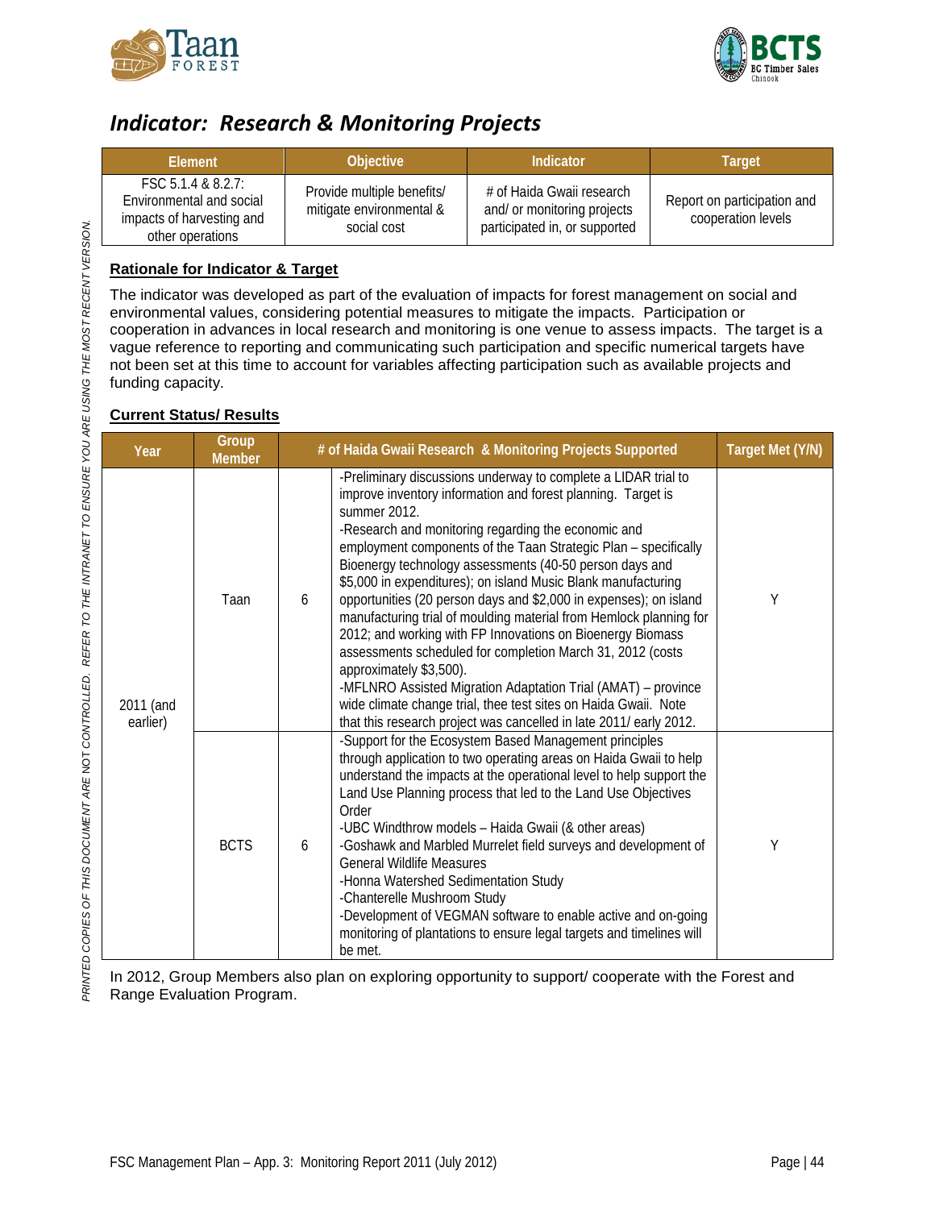## *Indicator: Research & Monitoring Projects*

| Element | Objective | Indicator | Target |
|---|---|---|---|
| FSC 5.1.4 & 8.2.7: Environmental and social impacts of harvesting and other operations | Provide multiple benefits/ mitigate environmental & social cost | # of Haida Gwaii research and/ or monitoring projects participated in, or supported | Report on participation and cooperation levels |

**Rationale for Indicator & Target**

The indicator was developed as part of the evaluation of impacts for forest management on social and environmental values, considering potential measures to mitigate the impacts. Participation or cooperation in advances in local research and monitoring is one venue to assess impacts. The target is a vague reference to reporting and communicating such participation and specific numerical targets have not been set at this time to account for variables affecting participation such as available projects and funding capacity.

**Current Status/ Results**

| Year | Group Member | # of Haida Gwaii Research & Monitoring Projects Supported | | Target Met (Y/N) |
|---|---|---|---|---|
| 2011 (and earlier) | Taan | 6 | -Preliminary discussions underway to complete a LIDAR trial to improve inventory information and forest planning. Target is summer 2012.<br>-Research and monitoring regarding the economic and employment components of the Taan Strategic Plan – specifically Bioenergy technology assessments (40-50 person days and $5,000 in expenditures); on island Music Blank manufacturing opportunities (20 person days and $2,000 in expenses); on island manufacturing trial of moulding material from Hemlock planning for 2012; and working with FP Innovations on Bioenergy Biomass assessments scheduled for completion March 31, 2012 (costs approximately $3,500).<br>-MFLNRO Assisted Migration Adaptation Trial (AMAT) – province wide climate change trial, thee test sites on Haida Gwaii. Note that this research project was cancelled in late 2011/ early 2012. | Y |
| | BCTS | 6 | -Support for the Ecosystem Based Management principles through application to two operating areas on Haida Gwaii to help understand the impacts at the operational level to help support the Land Use Planning process that led to the Land Use Objectives Order<br>-UBC Windthrow models – Haida Gwaii (& other areas)<br>-Goshawk and Marbled Murrelet field surveys and development of General Wildlife Measures<br>-Honna Watershed Sedimentation Study<br>-Chanterelle Mushroom Study<br>-Development of VEGMAN software to enable active and on-going monitoring of plantations to ensure legal targets and timelines will be met. | Y |

In 2012, Group Members also plan on exploring opportunity to support/ cooperate with the Forest and Range Evaluation Program.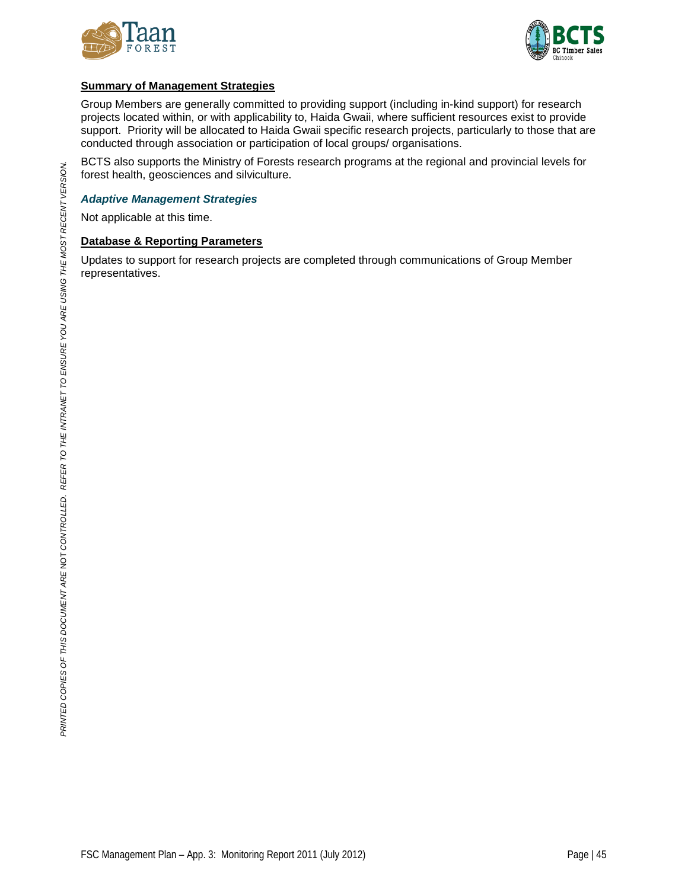**Summary of Management Strategies**

Group Members are generally committed to providing support (including in-kind support) for research projects located within, or with applicability to, Haida Gwaii, where sufficient resources exist to provide support. Priority will be allocated to Haida Gwaii specific research projects, particularly to those that are conducted through association or participation of local groups/ organisations.

BCTS also supports the Ministry of Forests research programs at the regional and provincial levels for forest health, geosciences and silviculture.

***Adaptive Management Strategies***

Not applicable at this time.

**Database & Reporting Parameters**

Updates to support for research projects are completed through communications of Group Member representatives.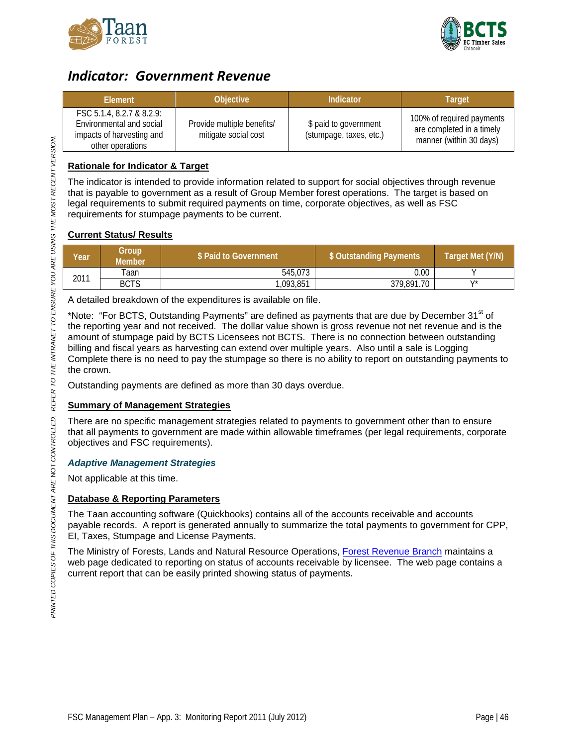## *Indicator: Government Revenue*

| Element | Objective | Indicator | Target |
|---|---|---|---|
| FSC 5.1.4, 8.2.7 & 8.2.9: Environmental and social impacts of harvesting and other operations | Provide multiple benefits/ mitigate social cost | $ paid to government (stumpage, taxes, etc.) | 100% of required payments are completed in a timely manner (within 30 days) |

**Rationale for Indicator & Target**

The indicator is intended to provide information related to support for social objectives through revenue that is payable to government as a result of Group Member forest operations. The target is based on legal requirements to submit required payments on time, corporate objectives, as well as FSC requirements for stumpage payments to be current.

**Current Status/ Results**

| Year | Group Member | $ Paid to Government | $ Outstanding Payments | Target Met (Y/N) |
|---|---|---|---|---|
| 2011 | Taan | 545,073 | 0.00 | Y |
| | BCTS | 1,093,851 | 379,891.70 | Y* |

A detailed breakdown of the expenditures is available on file.

*Note: "For BCTS, Outstanding Payments" are defined as payments that are due by December 31st of the reporting year and not received. The dollar value shown is gross revenue not net revenue and is the amount of stumpage paid by BCTS Licensees not BCTS. There is no connection between outstanding billing and fiscal years as harvesting can extend over multiple years. Also until a sale is Logging Complete there is no need to pay the stumpage so there is no ability to report on outstanding payments to the crown.

Outstanding payments are defined as more than 30 days overdue.

**Summary of Management Strategies**

There are no specific management strategies related to payments to government other than to ensure that all payments to government are made within allowable timeframes (per legal requirements, corporate objectives and FSC requirements).

***Adaptive Management Strategies***

Not applicable at this time.

**Database & Reporting Parameters**

The Taan accounting software (Quickbooks) contains all of the accounts receivable and accounts payable records. A report is generated annually to summarize the total payments to government for CPP, EI, Taxes, Stumpage and License Payments.

The Ministry of Forests, Lands and Natural Resource Operations, Forest Revenue Branch maintains a web page dedicated to reporting on status of accounts receivable by licensee. The web page contains a current report that can be easily printed showing status of payments.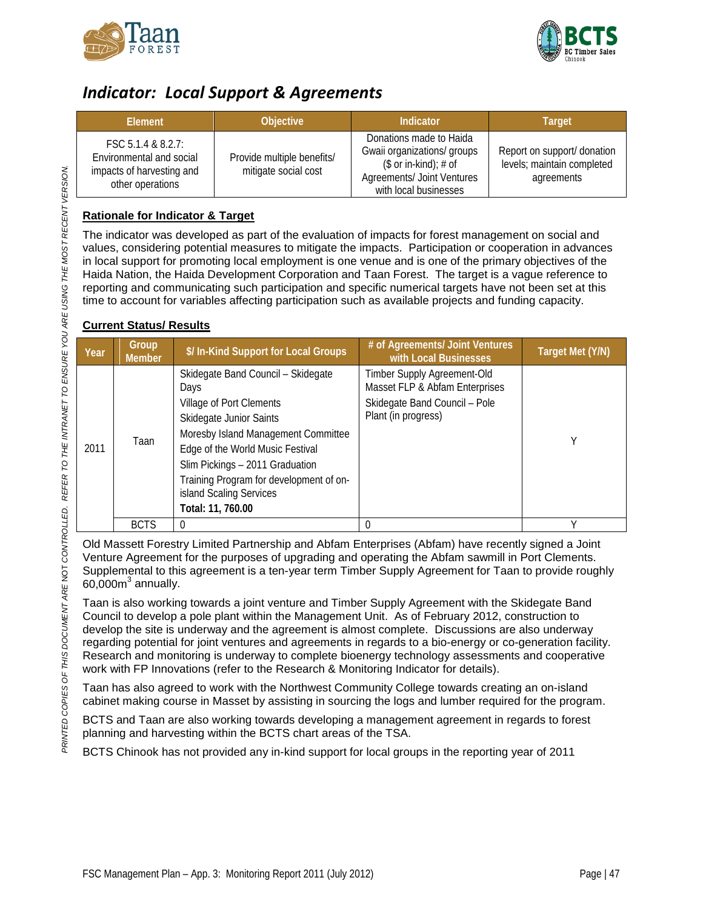## *Indicator: Local Support & Agreements*

| Element | Objective | Indicator | Target |
|---|---|---|---|
| FSC 5.1.4 & 8.2.7: Environmental and social impacts of harvesting and other operations | Provide multiple benefits/ mitigate social cost | Donations made to Haida Gwaii organizations/ groups ($ or in-kind); # of Agreements/ Joint Ventures with local businesses | Report on support/ donation levels; maintain completed agreements |

**Rationale for Indicator & Target**

The indicator was developed as part of the evaluation of impacts for forest management on social and values, considering potential measures to mitigate the impacts. Participation or cooperation in advances in local support for promoting local employment is one venue and is one of the primary objectives of the Haida Nation, the Haida Development Corporation and Taan Forest. The target is a vague reference to reporting and communicating such participation and specific numerical targets have not been set at this time to account for variables affecting participation such as available projects and funding capacity.

**Current Status/ Results**

| Year | Group Member | $/ In-Kind Support for Local Groups | # of Agreements/ Joint Ventures with Local Businesses | Target Met (Y/N) |
|---|---|---|---|---|
| 2011 | Taan | Skidegate Band Council – Skidegate Days<br>Village of Port Clements<br>Skidegate Junior Saints<br>Moresby Island Management Committee<br>Edge of the World Music Festival<br>Slim Pickings – 2011 Graduation<br>Training Program for development of on-island Scaling Services<br>**Total: 11, 760.00** | Timber Supply Agreement-Old Masset FLP & Abfam Enterprises<br>Skidegate Band Council – Pole Plant (in progress) | Y |
| | BCTS | 0 | 0 | Y |

Old Massett Forestry Limited Partnership and Abfam Enterprises (Abfam) have recently signed a Joint Venture Agreement for the purposes of upgrading and operating the Abfam sawmill in Port Clements. Supplemental to this agreement is a ten-year term Timber Supply Agreement for Taan to provide roughly 60,000m$^3$ annually.

Taan is also working towards a joint venture and Timber Supply Agreement with the Skidegate Band Council to develop a pole plant within the Management Unit. As of February 2012, construction to develop the site is underway and the agreement is almost complete. Discussions are also underway regarding potential for joint ventures and agreements in regards to a bio-energy or co-generation facility. Research and monitoring is underway to complete bioenergy technology assessments and cooperative work with FP Innovations (refer to the Research & Monitoring Indicator for details).

Taan has also agreed to work with the Northwest Community College towards creating an on-island cabinet making course in Masset by assisting in sourcing the logs and lumber required for the program.

BCTS and Taan are also working towards developing a management agreement in regards to forest planning and harvesting within the BCTS chart areas of the TSA.

BCTS Chinook has not provided any in-kind support for local groups in the reporting year of 2011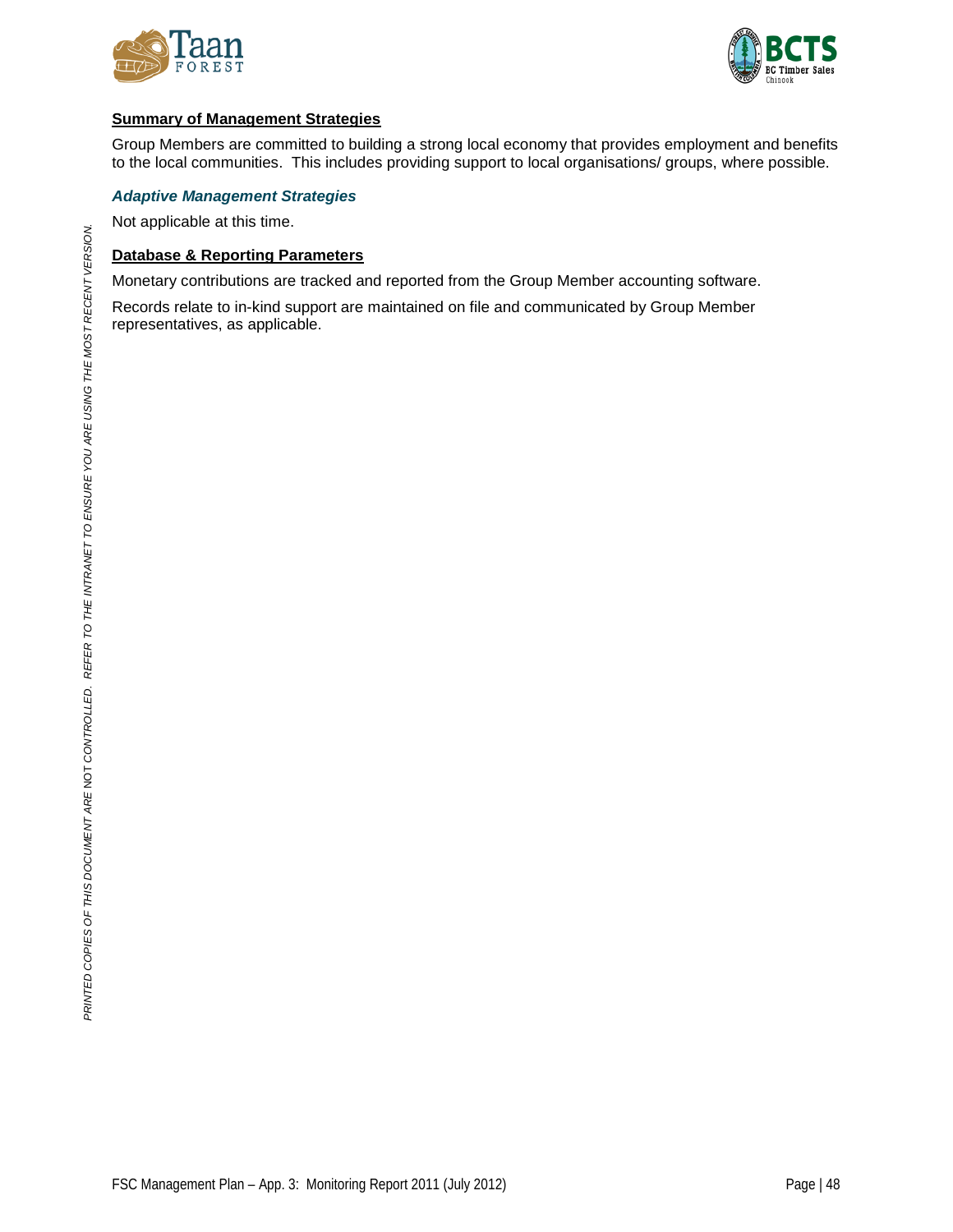**Summary of Management Strategies**

Group Members are committed to building a strong local economy that provides employment and benefits to the local communities. This includes providing support to local organisations/ groups, where possible.

***Adaptive Management Strategies***

Not applicable at this time.

**Database & Reporting Parameters**

Monetary contributions are tracked and reported from the Group Member accounting software.

Records relate to in-kind support are maintained on file and communicated by Group Member representatives, as applicable.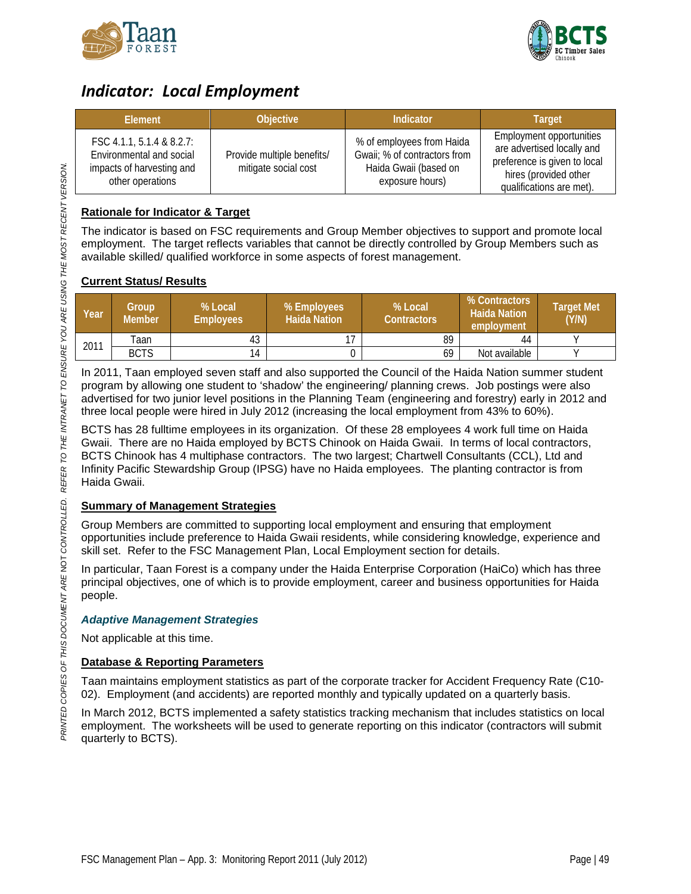## *Indicator: Local Employment*

| Element | Objective | Indicator | Target |
|---|---|---|---|
| FSC 4.1.1, 5.1.4 & 8.2.7: Environmental and social impacts of harvesting and other operations | Provide multiple benefits/ mitigate social cost | % of employees from Haida Gwaii; % of contractors from Haida Gwaii (based on exposure hours) | Employment opportunities are advertised locally and preference is given to local hires (provided other qualifications are met). |

**Rationale for Indicator & Target**

The indicator is based on FSC requirements and Group Member objectives to support and promote local employment. The target reflects variables that cannot be directly controlled by Group Members such as available skilled/ qualified workforce in some aspects of forest management.

**Current Status/ Results**

| Year | Group Member | % Local Employees | % Employees Haida Nation | % Local Contractors | % Contractors Haida Nation employment | Target Met (Y/N) |
|---|---|---|---|---|---|---|
| 2011 | Taan | 43 | 17 | 89 | 44 | Y |
| | BCTS | 14 | 0 | 69 | Not available | Y |

In 2011, Taan employed seven staff and also supported the Council of the Haida Nation summer student program by allowing one student to 'shadow' the engineering/ planning crews. Job postings were also advertised for two junior level positions in the Planning Team (engineering and forestry) early in 2012 and three local people were hired in July 2012 (increasing the local employment from 43% to 60%).

BCTS has 28 fulltime employees in its organization. Of these 28 employees 4 work full time on Haida Gwaii. There are no Haida employed by BCTS Chinook on Haida Gwaii. In terms of local contractors, BCTS Chinook has 4 multiphase contractors. The two largest; Chartwell Consultants (CCL), Ltd and Infinity Pacific Stewardship Group (IPSG) have no Haida employees. The planting contractor is from Haida Gwaii.

**Summary of Management Strategies**

Group Members are committed to supporting local employment and ensuring that employment opportunities include preference to Haida Gwaii residents, while considering knowledge, experience and skill set. Refer to the FSC Management Plan, Local Employment section for details.

In particular, Taan Forest is a company under the Haida Enterprise Corporation (HaiCo) which has three principal objectives, one of which is to provide employment, career and business opportunities for Haida people.

***Adaptive Management Strategies***

Not applicable at this time.

**Database & Reporting Parameters**

Taan maintains employment statistics as part of the corporate tracker for Accident Frequency Rate (C10-02). Employment (and accidents) are reported monthly and typically updated on a quarterly basis.

In March 2012, BCTS implemented a safety statistics tracking mechanism that includes statistics on local employment. The worksheets will be used to generate reporting on this indicator (contractors will submit quarterly to BCTS).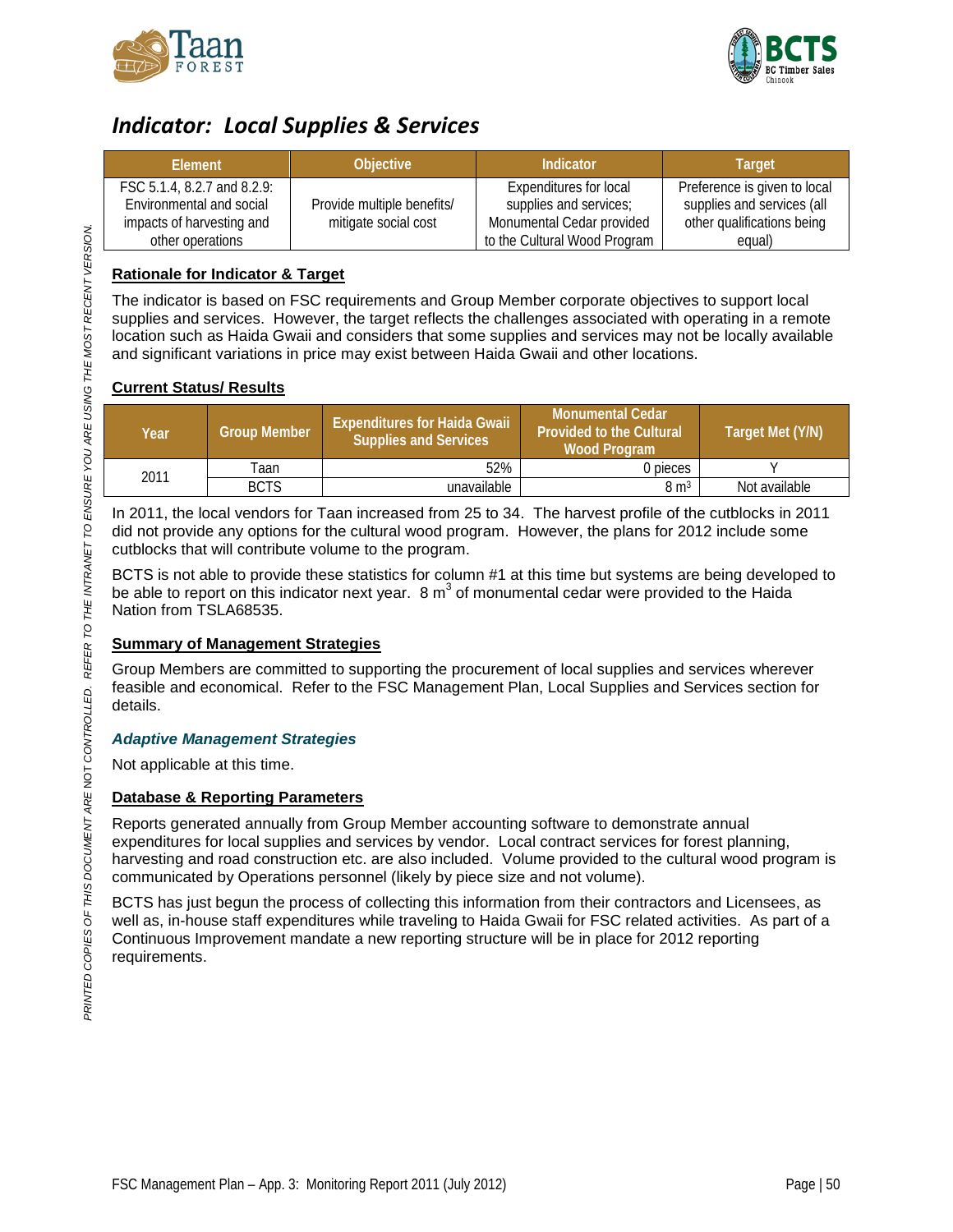## *Indicator: Local Supplies & Services*

| Element | Objective | Indicator | Target |
|---|---|---|---|
| FSC 5.1.4, 8.2.7 and 8.2.9: Environmental and social impacts of harvesting and other operations | Provide multiple benefits/ mitigate social cost | Expenditures for local supplies and services; Monumental Cedar provided to the Cultural Wood Program | Preference is given to local supplies and services (all other qualifications being equal) |

**Rationale for Indicator & Target**

The indicator is based on FSC requirements and Group Member corporate objectives to support local supplies and services. However, the target reflects the challenges associated with operating in a remote location such as Haida Gwaii and considers that some supplies and services may not be locally available and significant variations in price may exist between Haida Gwaii and other locations.

**Current Status/ Results**

| Year | Group Member | Expenditures for Haida Gwaii Supplies and Services | Monumental Cedar Provided to the Cultural Wood Program | Target Met (Y/N) |
|---|---|---|---|---|
| 2011 | Taan | 52% | 0 pieces | Y |
| | BCTS | unavailable | 8 $m^3$ | Not available |

In 2011, the local vendors for Taan increased from 25 to 34. The harvest profile of the cutblocks in 2011 did not provide any options for the cultural wood program. However, the plans for 2012 include some cutblocks that will contribute volume to the program.

BCTS is not able to provide these statistics for column #1 at this time but systems are being developed to be able to report on this indicator next year. 8 $m^3$ of monumental cedar were provided to the Haida Nation from TSLA68535.

**Summary of Management Strategies**

Group Members are committed to supporting the procurement of local supplies and services wherever feasible and economical. Refer to the FSC Management Plan, Local Supplies and Services section for details.

***Adaptive Management Strategies***

Not applicable at this time.

**Database & Reporting Parameters**

Reports generated annually from Group Member accounting software to demonstrate annual expenditures for local supplies and services by vendor. Local contract services for forest planning, harvesting and road construction etc. are also included. Volume provided to the cultural wood program is communicated by Operations personnel (likely by piece size and not volume).

BCTS has just begun the process of collecting this information from their contractors and Licensees, as well as, in-house staff expenditures while traveling to Haida Gwaii for FSC related activities. As part of a Continuous Improvement mandate a new reporting structure will be in place for 2012 reporting requirements.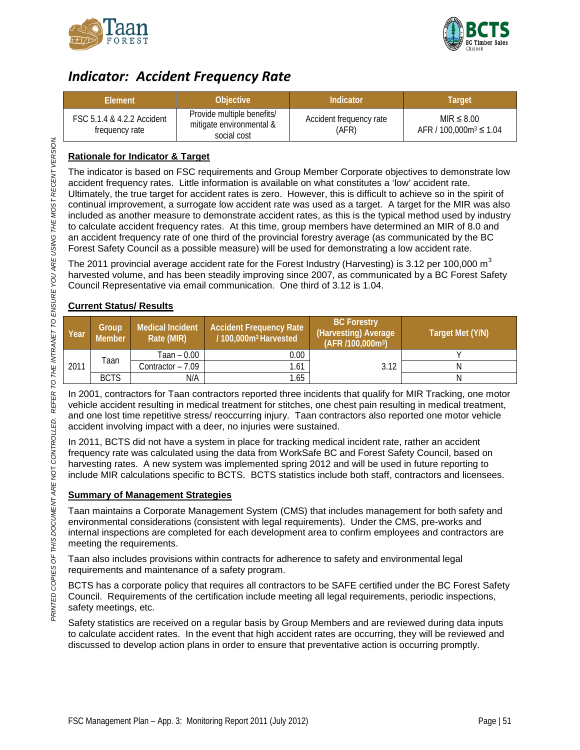## *Indicator: Accident Frequency Rate*

| Element | Objective | Indicator | Target |
|---|---|---|---|
| FSC 5.1.4 & 4.2.2 Accident frequency rate | Provide multiple benefits/ mitigate environmental & social cost | Accident frequency rate (AFR) | MIR ≤ 8.00<br>AFR / 100,000m$^3$ ≤ 1.04 |

**Rationale for Indicator & Target**

The indicator is based on FSC requirements and Group Member Corporate objectives to demonstrate low accident frequency rates. Little information is available on what constitutes a 'low' accident rate. Ultimately, the true target for accident rates is zero. However, this is difficult to achieve so in the spirit of continual improvement, a surrogate low accident rate was used as a target. A target for the MIR was also included as another measure to demonstrate accident rates, as this is the typical method used by industry to calculate accident frequency rates. At this time, group members have determined an MIR of 8.0 and an accident frequency rate of one third of the provincial forestry average (as communicated by the BC Forest Safety Council as a possible measure) will be used for demonstrating a low accident rate.

The 2011 provincial average accident rate for the Forest Industry (Harvesting) is 3.12 per 100,000 m$^3$ harvested volume, and has been steadily improving since 2007, as communicated by a BC Forest Safety Council Representative via email communication. One third of 3.12 is 1.04.

**Current Status/ Results**

| Year | Group Member | Medical Incident Rate (MIR) | Accident Frequency Rate / 100,000m$^3$ Harvested | BC Forestry (Harvesting) Average (AFR /100,000m$^3$) | Target Met (Y/N) |
|---|---|---|---|---|---|
| 2011 | Taan | Taan – 0.00 | 0.00 | 3.12 | Y |
| | | Contractor – 7.09 | 1.61 | | N |
| | BCTS | N/A | 1.65 | | N |

In 2001, contractors for Taan contractors reported three incidents that qualify for MIR Tracking, one motor vehicle accident resulting in medical treatment for stitches, one chest pain resulting in medical treatment, and one lost time repetitive stress/ reoccurring injury. Taan contractors also reported one motor vehicle accident involving impact with a deer, no injuries were sustained.

In 2011, BCTS did not have a system in place for tracking medical incident rate, rather an accident frequency rate was calculated using the data from WorkSafe BC and Forest Safety Council, based on harvesting rates. A new system was implemented spring 2012 and will be used in future reporting to include MIR calculations specific to BCTS. BCTS statistics include both staff, contractors and licensees.

**Summary of Management Strategies**

Taan maintains a Corporate Management System (CMS) that includes management for both safety and environmental considerations (consistent with legal requirements). Under the CMS, pre-works and internal inspections are completed for each development area to confirm employees and contractors are meeting the requirements.

Taan also includes provisions within contracts for adherence to safety and environmental legal requirements and maintenance of a safety program.

BCTS has a corporate policy that requires all contractors to be SAFE certified under the BC Forest Safety Council. Requirements of the certification include meeting all legal requirements, periodic inspections, safety meetings, etc.

Safety statistics are received on a regular basis by Group Members and are reviewed during data inputs to calculate accident rates. In the event that high accident rates are occurring, they will be reviewed and discussed to develop action plans in order to ensure that preventative action is occurring promptly.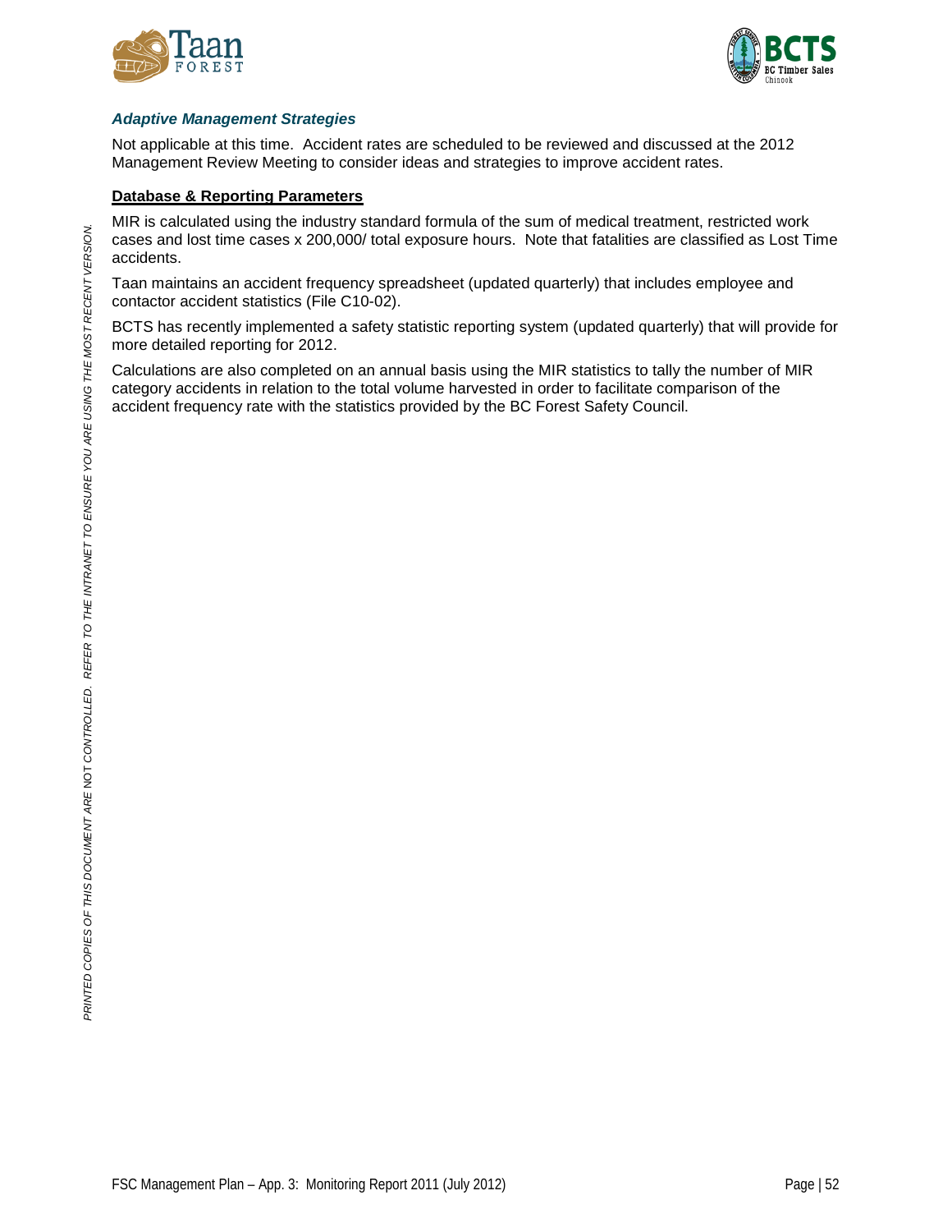### *Adaptive Management Strategies*

Not applicable at this time. Accident rates are scheduled to be reviewed and discussed at the 2012 Management Review Meeting to consider ideas and strategies to improve accident rates.

**Database & Reporting Parameters**

MIR is calculated using the industry standard formula of the sum of medical treatment, restricted work cases and lost time cases x 200,000/ total exposure hours. Note that fatalities are classified as Lost Time accidents.

Taan maintains an accident frequency spreadsheet (updated quarterly) that includes employee and contactor accident statistics (File C10-02).

BCTS has recently implemented a safety statistic reporting system (updated quarterly) that will provide for more detailed reporting for 2012.

Calculations are also completed on an annual basis using the MIR statistics to tally the number of MIR category accidents in relation to the total volume harvested in order to facilitate comparison of the accident frequency rate with the statistics provided by the BC Forest Safety Council.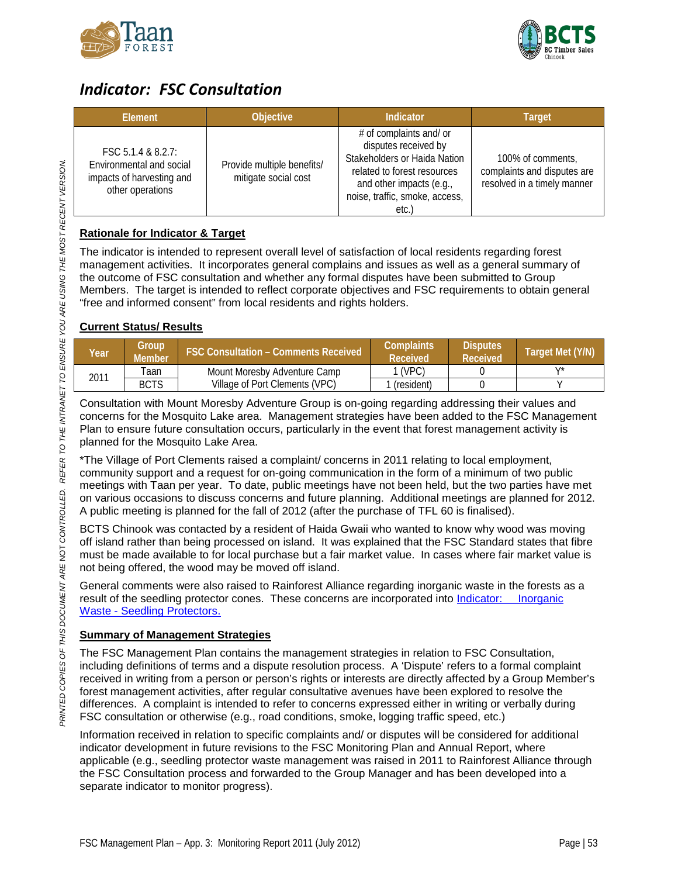## *Indicator: FSC Consultation*

| Element | Objective | Indicator | Target |
|---|---|---|---|
| FSC 5.1.4 & 8.2.7: Environmental and social impacts of harvesting and other operations | Provide multiple benefits/ mitigate social cost | # of complaints and/ or disputes received by Stakeholders or Haida Nation related to forest resources and other impacts (e.g., noise, traffic, smoke, access, etc.) | 100% of comments, complaints and disputes are resolved in a timely manner |

**Rationale for Indicator & Target**

The indicator is intended to represent overall level of satisfaction of local residents regarding forest management activities. It incorporates general complains and issues as well as a general summary of the outcome of FSC consultation and whether any formal disputes have been submitted to Group Members. The target is intended to reflect corporate objectives and FSC requirements to obtain general "free and informed consent" from local residents and rights holders.

**Current Status/ Results**

| Year | Group Member | FSC Consultation – Comments Received | Complaints Received | Disputes Received | Target Met (Y/N) |
|---|---|---|---|---|---|
| 2011 | Taan | Mount Moresby Adventure Camp<br>Village of Port Clements (VPC) | 1 (VPC) | 0 | Y* |
| | BCTS | | 1 (resident) | 0 | Y |

Consultation with Mount Moresby Adventure Group is on-going regarding addressing their values and concerns for the Mosquito Lake area. Management strategies have been added to the FSC Management Plan to ensure future consultation occurs, particularly in the event that forest management activity is planned for the Mosquito Lake Area.

*The Village of Port Clements raised a complaint/ concerns in 2011 relating to local employment, community support and a request for on-going communication in the form of a minimum of two public meetings with Taan per year. To date, public meetings have not been held, but the two parties have met on various occasions to discuss concerns and future planning. Additional meetings are planned for 2012. A public meeting is planned for the fall of 2012 (after the purchase of TFL 60 is finalised).

BCTS Chinook was contacted by a resident of Haida Gwaii who wanted to know why wood was moving off island rather than being processed on island. It was explained that the FSC Standard states that fibre must be made available to for local purchase but a fair market value. In cases where fair market value is not being offered, the wood may be moved off island.

General comments were also raised to Rainforest Alliance regarding inorganic waste in the forests as a result of the seedling protector cones. These concerns are incorporated into Indicator: Inorganic Waste - Seedling Protectors.

**Summary of Management Strategies**

The FSC Management Plan contains the management strategies in relation to FSC Consultation, including definitions of terms and a dispute resolution process. A 'Dispute' refers to a formal complaint received in writing from a person or person's rights or interests are directly affected by a Group Member's forest management activities, after regular consultative avenues have been explored to resolve the differences. A complaint is intended to refer to concerns expressed either in writing or verbally during FSC consultation or otherwise (e.g., road conditions, smoke, logging traffic speed, etc.)

Information received in relation to specific complaints and/ or disputes will be considered for additional indicator development in future revisions to the FSC Monitoring Plan and Annual Report, where applicable (e.g., seedling protector waste management was raised in 2011 to Rainforest Alliance through the FSC Consultation process and forwarded to the Group Manager and has been developed into a separate indicator to monitor progress).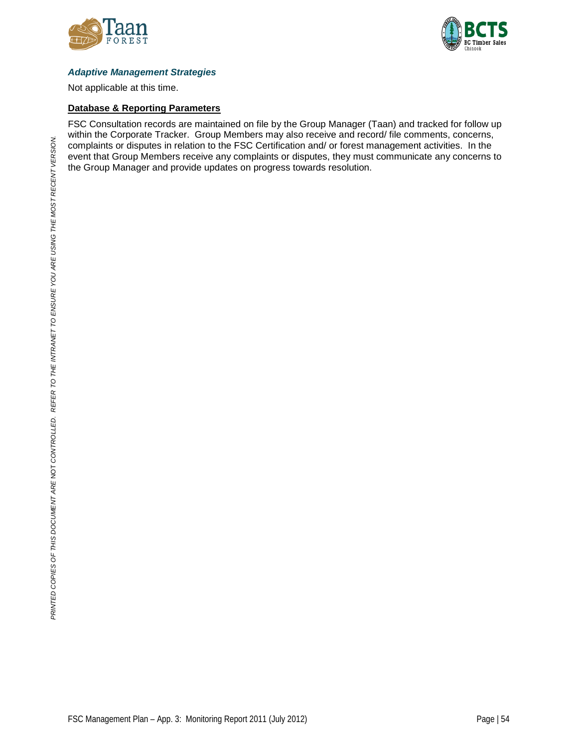### *Adaptive Management Strategies*

Not applicable at this time.

**Database & Reporting Parameters**

FSC Consultation records are maintained on file by the Group Manager (Taan) and tracked for follow up within the Corporate Tracker. Group Members may also receive and record/ file comments, concerns, complaints or disputes in relation to the FSC Certification and/ or forest management activities. In the event that Group Members receive any complaints or disputes, they must communicate any concerns to the Group Manager and provide updates on progress towards resolution.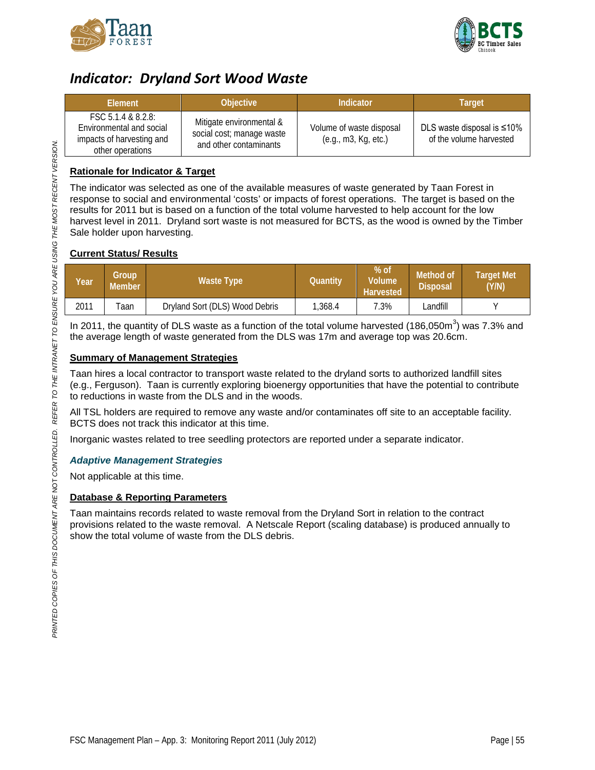# Indicator: Dryland Sort Wood Waste

| Element | Objective | Indicator | Target |
|---|---|---|---|
| FSC 5.1.4 & 8.2.8: Environmental and social impacts of harvesting and other operations | Mitigate environmental & social cost; manage waste and other contaminants | Volume of waste disposal (e.g., m3, Kg, etc.) | DLS waste disposal is ≤10% of the volume harvested |

## Rationale for Indicator & Target

The indicator was selected as one of the available measures of waste generated by Taan Forest in response to social and environmental 'costs' or impacts of forest operations. The target is based on the results for 2011 but is based on a function of the total volume harvested to help account for the low harvest level in 2011. Dryland sort waste is not measured for BCTS, as the wood is owned by the Timber Sale holder upon harvesting.

## Current Status/ Results

| Year | Group Member | Waste Type | Quantity | % of Volume Harvested | Method of Disposal | Target Met (Y/N) |
|---|---|---|---|---|---|---|
| 2011 | Taan | Dryland Sort (DLS) Wood Debris | 1,368.4 | 7.3% | Landfill | Y |

In 2011, the quantity of DLS waste as a function of the total volume harvested (186,050$m^3$) was 7.3% and the average length of waste generated from the DLS was 17m and average top was 20.6cm.

## Summary of Management Strategies

Taan hires a local contractor to transport waste related to the dryland sorts to authorized landfill sites (e.g., Ferguson). Taan is currently exploring bioenergy opportunities that have the potential to contribute to reductions in waste from the DLS and in the woods.

All TSL holders are required to remove any waste and/or contaminates off site to an acceptable facility. BCTS does not track this indicator at this time.

Inorganic wastes related to tree seedling protectors are reported under a separate indicator.

### *Adaptive Management Strategies*

Not applicable at this time.

## Database & Reporting Parameters

Taan maintains records related to waste removal from the Dryland Sort in relation to the contract provisions related to the waste removal. A Netscale Report (scaling database) is produced annually to show the total volume of waste from the DLS debris.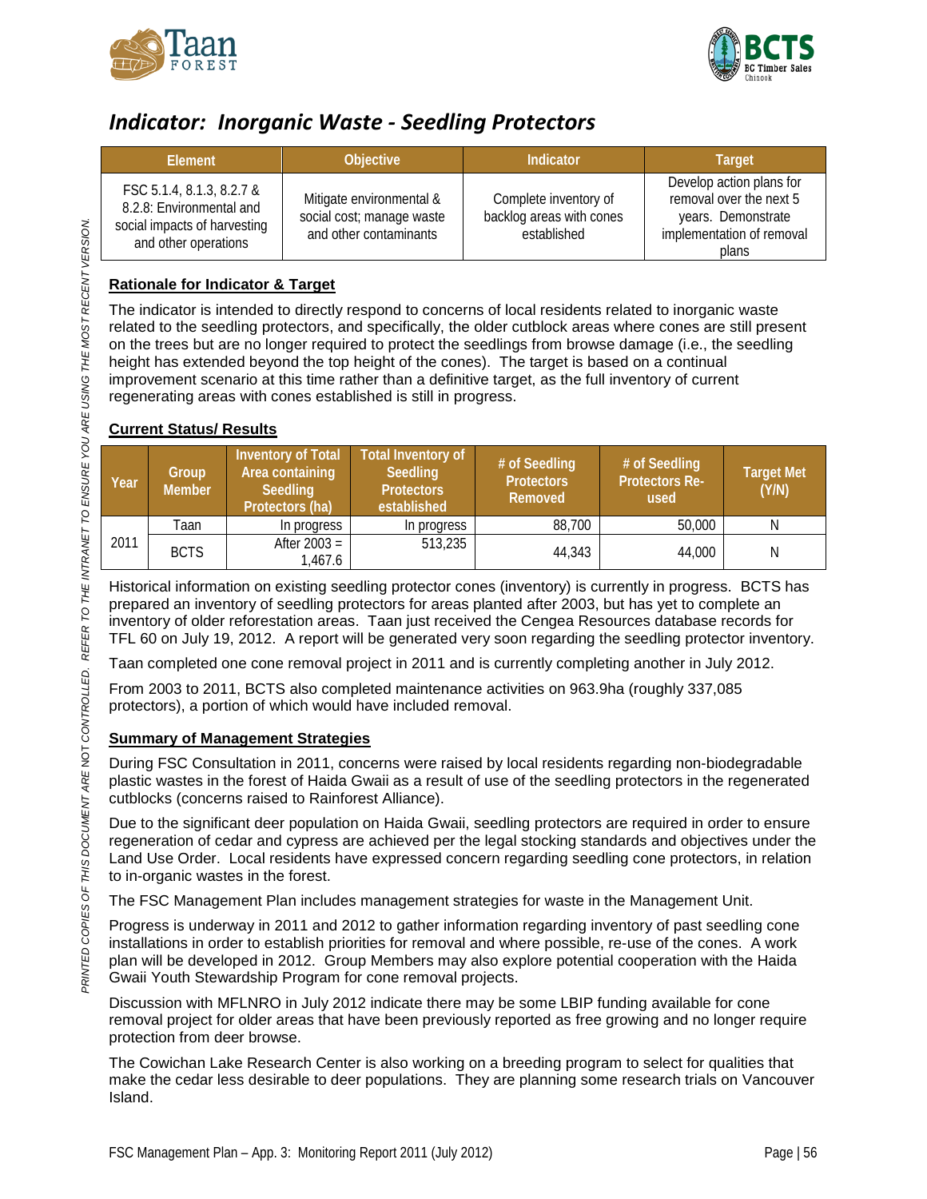## *Indicator: Inorganic Waste - Seedling Protectors*

| Element | Objective | Indicator | Target |
|---|---|---|---|
| FSC 5.1.4, 8.1.3, 8.2.7 & 8.2.8: Environmental and social impacts of harvesting and other operations | Mitigate environmental & social cost; manage waste and other contaminants | Complete inventory of backlog areas with cones established | Develop action plans for removal over the next 5 years. Demonstrate implementation of removal plans |

### Rationale for Indicator & Target

The indicator is intended to directly respond to concerns of local residents related to inorganic waste related to the seedling protectors, and specifically, the older cutblock areas where cones are still present on the trees but are no longer required to protect the seedlings from browse damage (i.e., the seedling height has extended beyond the top height of the cones). The target is based on a continual improvement scenario at this time rather than a definitive target, as the full inventory of current regenerating areas with cones established is still in progress.

### Current Status/ Results

| Year | Group Member | Inventory of Total Area containing Seedling Protectors (ha) | Total Inventory of Seedling Protectors established | # of Seedling Protectors Removed | # of Seedling Protectors Re-used | Target Met (Y/N) |
|---|---|---|---|---|---|---|
| 2011 | Taan | In progress | In progress | 88,700 | 50,000 | N |
| | BCTS | After 2003 = 1,467.6 | 513,235 | 44,343 | 44,000 | N |

Historical information on existing seedling protector cones (inventory) is currently in progress. BCTS has prepared an inventory of seedling protectors for areas planted after 2003, but has yet to complete an inventory of older reforestation areas. Taan just received the Cengea Resources database records for TFL 60 on July 19, 2012. A report will be generated very soon regarding the seedling protector inventory.

Taan completed one cone removal project in 2011 and is currently completing another in July 2012.

From 2003 to 2011, BCTS also completed maintenance activities on 963.9ha (roughly 337,085 protectors), a portion of which would have included removal.

### Summary of Management Strategies

During FSC Consultation in 2011, concerns were raised by local residents regarding non-biodegradable plastic wastes in the forest of Haida Gwaii as a result of use of the seedling protectors in the regenerated cutblocks (concerns raised to Rainforest Alliance).

Due to the significant deer population on Haida Gwaii, seedling protectors are required in order to ensure regeneration of cedar and cypress are achieved per the legal stocking standards and objectives under the Land Use Order. Local residents have expressed concern regarding seedling cone protectors, in relation to in-organic wastes in the forest.

The FSC Management Plan includes management strategies for waste in the Management Unit.

Progress is underway in 2011 and 2012 to gather information regarding inventory of past seedling cone installations in order to establish priorities for removal and where possible, re-use of the cones. A work plan will be developed in 2012. Group Members may also explore potential cooperation with the Haida Gwaii Youth Stewardship Program for cone removal projects.

Discussion with MFLNRO in July 2012 indicate there may be some LBIP funding available for cone removal project for older areas that have been previously reported as free growing and no longer require protection from deer browse.

The Cowichan Lake Research Center is also working on a breeding program to select for qualities that make the cedar less desirable to deer populations. They are planning some research trials on Vancouver Island.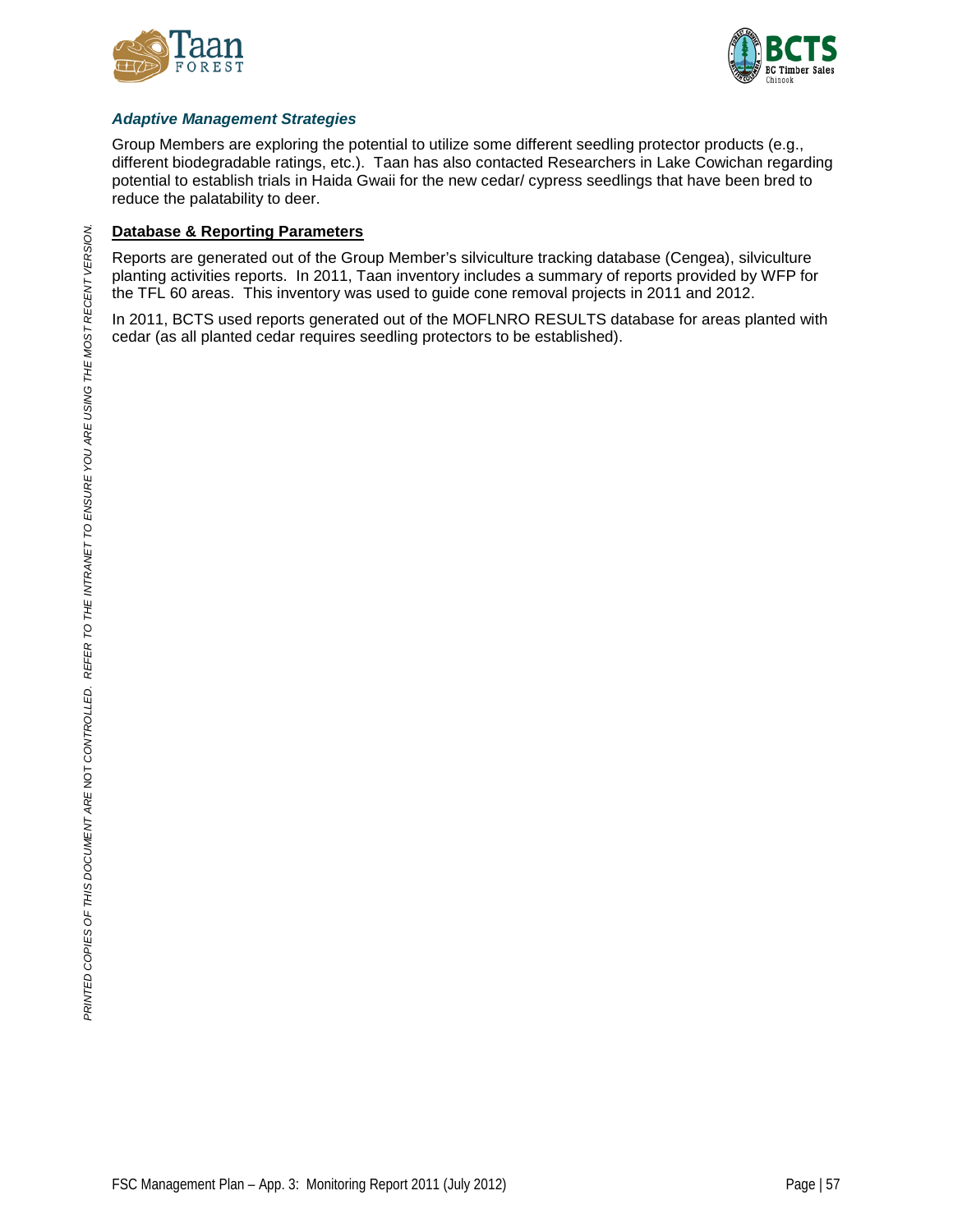### *Adaptive Management Strategies*

Group Members are exploring the potential to utilize some different seedling protector products (e.g., different biodegradable ratings, etc.). Taan has also contacted Researchers in Lake Cowichan regarding potential to establish trials in Haida Gwaii for the new cedar/ cypress seedlings that have been bred to reduce the palatability to deer.

**Database & Reporting Parameters**

Reports are generated out of the Group Member's silviculture tracking database (Cengea), silviculture planting activities reports. In 2011, Taan inventory includes a summary of reports provided by WFP for the TFL 60 areas. This inventory was used to guide cone removal projects in 2011 and 2012.

In 2011, BCTS used reports generated out of the MOFLNRO RESULTS database for areas planted with cedar (as all planted cedar requires seedling protectors to be established).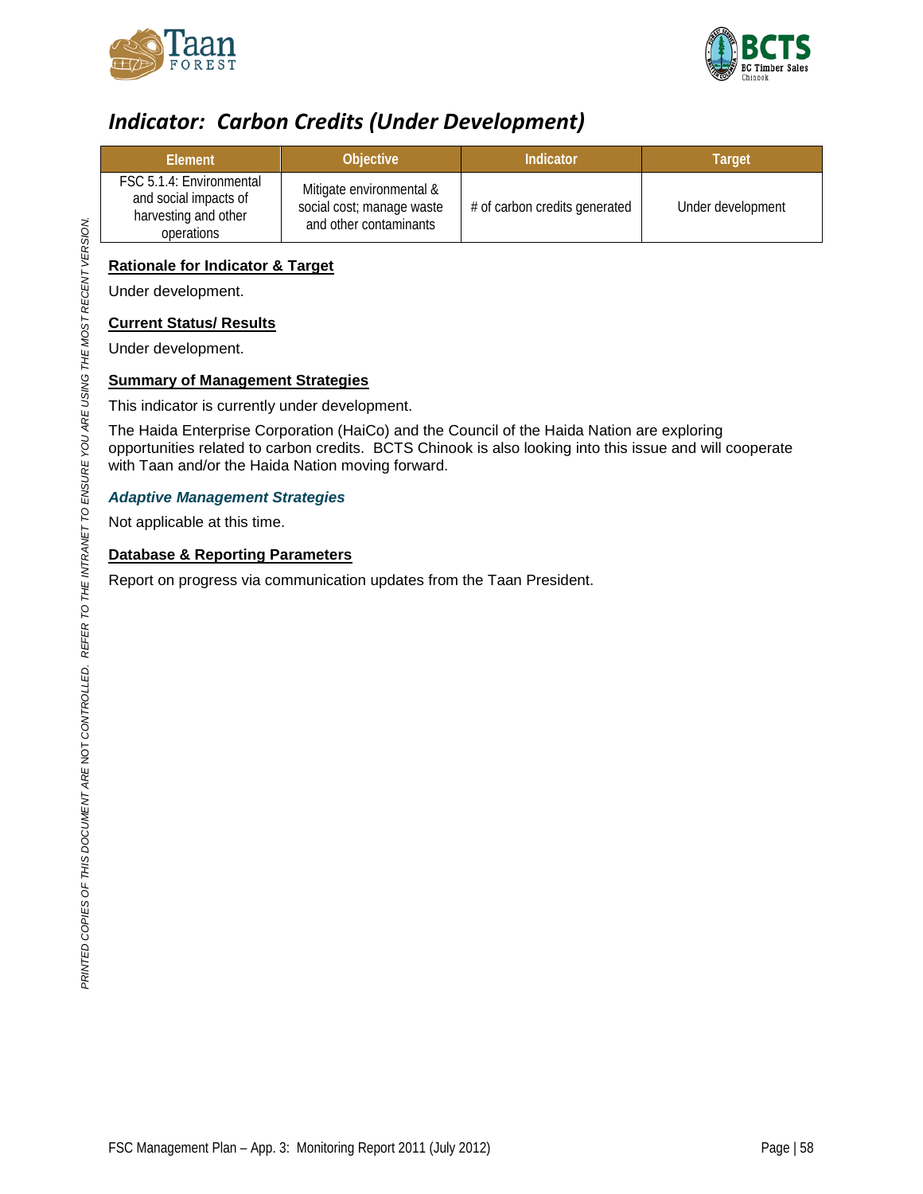## *Indicator: Carbon Credits (Under Development)*

| Element | Objective | Indicator | Target |
|---|---|---|---|
| FSC 5.1.4: Environmental and social impacts of harvesting and other operations | Mitigate environmental & social cost; manage waste and other contaminants | # of carbon credits generated | Under development |

### Rationale for Indicator & Target

Under development.

### Current Status/ Results

Under development.

### Summary of Management Strategies

This indicator is currently under development.

The Haida Enterprise Corporation (HaiCo) and the Council of the Haida Nation are exploring opportunities related to carbon credits. BCTS Chinook is also looking into this issue and will cooperate with Taan and/or the Haida Nation moving forward.

#### *Adaptive Management Strategies*

Not applicable at this time.

### Database & Reporting Parameters

Report on progress via communication updates from the Taan President.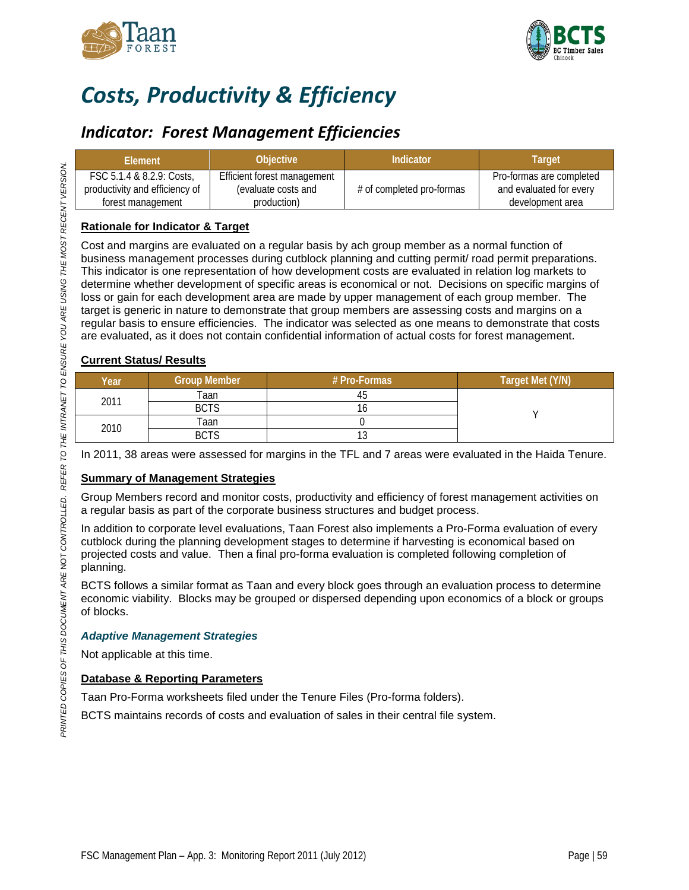# Costs, Productivity & Efficiency

## Indicator: Forest Management Efficiencies

| Element | Objective | Indicator | Target |
|---|---|---|---|
| FSC 5.1.4 & 8.2.9: Costs, productivity and efficiency of forest management | Efficient forest management (evaluate costs and production) | # of completed pro-formas | Pro-formas are completed and evaluated for every development area |

**Rationale for Indicator & Target**

Cost and margins are evaluated on a regular basis by ach group member as a normal function of business management processes during cutblock planning and cutting permit/ road permit preparations. This indicator is one representation of how development costs are evaluated in relation log markets to determine whether development of specific areas is economical or not. Decisions on specific margins of loss or gain for each development area are made by upper management of each group member. The target is generic in nature to demonstrate that group members are assessing costs and margins on a regular basis to ensure efficiencies. The indicator was selected as one means to demonstrate that costs are evaluated, as it does not contain confidential information of actual costs for forest management.

**Current Status/ Results**

| Year | Group Member | # Pro-Formas | Target Met (Y/N) |
|---|---|---|---|
| 2011 | Taan | 45 | Y |
| | BCTS | 16 | |
| 2010 | Taan | 0 | |
| | BCTS | 13 | |

In 2011, 38 areas were assessed for margins in the TFL and 7 areas were evaluated in the Haida Tenure.

**Summary of Management Strategies**

Group Members record and monitor costs, productivity and efficiency of forest management activities on a regular basis as part of the corporate business structures and budget process.

In addition to corporate level evaluations, Taan Forest also implements a Pro-Forma evaluation of every cutblock during the planning development stages to determine if harvesting is economical based on projected costs and value. Then a final pro-forma evaluation is completed following completion of planning.

BCTS follows a similar format as Taan and every block goes through an evaluation process to determine economic viability. Blocks may be grouped or dispersed depending upon economics of a block or groups of blocks.

***Adaptive Management Strategies***

Not applicable at this time.

**Database & Reporting Parameters**

Taan Pro-Forma worksheets filed under the Tenure Files (Pro-forma folders).

BCTS maintains records of costs and evaluation of sales in their central file system.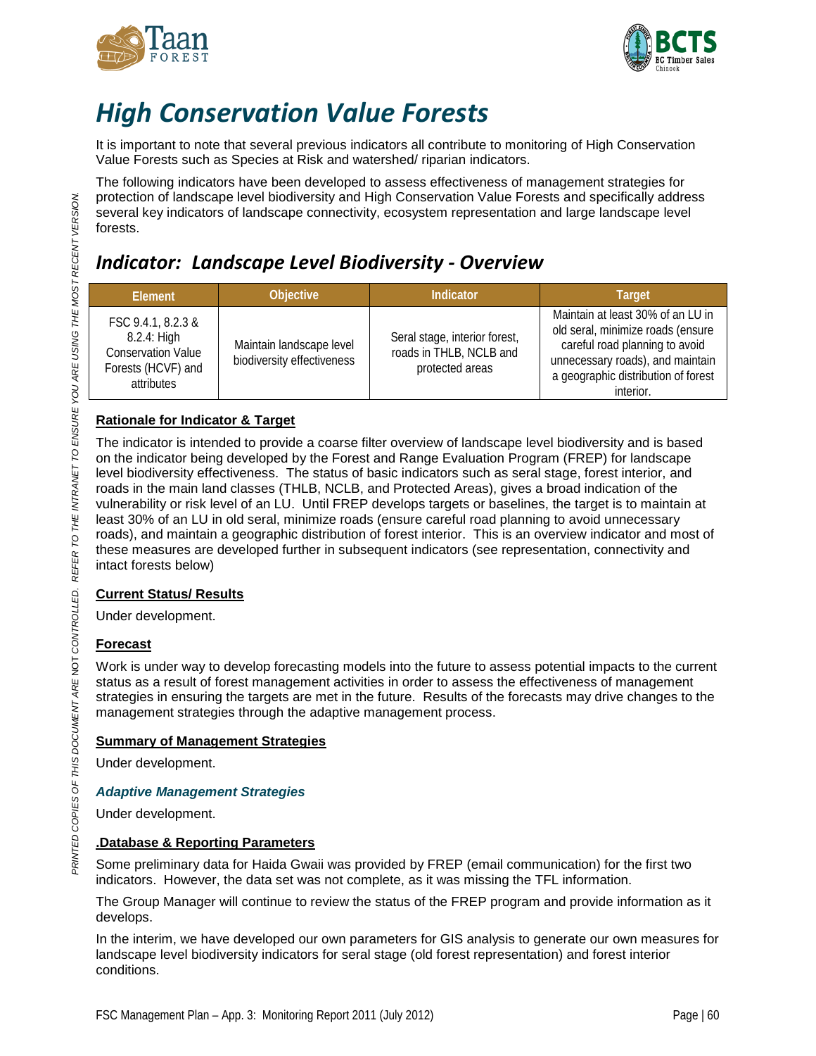# High Conservation Value Forests

It is important to note that several previous indicators all contribute to monitoring of High Conservation Value Forests such as Species at Risk and watershed/ riparian indicators.

The following indicators have been developed to assess effectiveness of management strategies for protection of landscape level biodiversity and High Conservation Value Forests and specifically address several key indicators of landscape connectivity, ecosystem representation and large landscape level forests.

## Indicator: Landscape Level Biodiversity - Overview

| Element | Objective | Indicator | Target |
|---|---|---|---|
| FSC 9.4.1, 8.2.3 & 8.2.4: High Conservation Value Forests (HCVF) and attributes | Maintain landscape level biodiversity effectiveness | Seral stage, interior forest, roads in THLB, NCLB and protected areas | Maintain at least 30% of an LU in old seral, minimize roads (ensure careful road planning to avoid unnecessary roads), and maintain a geographic distribution of forest interior. |

**Rationale for Indicator & Target**

The indicator is intended to provide a coarse filter overview of landscape level biodiversity and is based on the indicator being developed by the Forest and Range Evaluation Program (FREP) for landscape level biodiversity effectiveness. The status of basic indicators such as seral stage, forest interior, and roads in the main land classes (THLB, NCLB, and Protected Areas), gives a broad indication of the vulnerability or risk level of an LU. Until FREP develops targets or baselines, the target is to maintain at least 30% of an LU in old seral, minimize roads (ensure careful road planning to avoid unnecessary roads), and maintain a geographic distribution of forest interior. This is an overview indicator and most of these measures are developed further in subsequent indicators (see representation, connectivity and intact forests below)

**Current Status/ Results**

Under development.

**Forecast**

Work is under way to develop forecasting models into the future to assess potential impacts to the current status as a result of forest management activities in order to assess the effectiveness of management strategies in ensuring the targets are met in the future. Results of the forecasts may drive changes to the management strategies through the adaptive management process.

**Summary of Management Strategies**

Under development.

***Adaptive Management Strategies***

Under development.

**.Database & Reporting Parameters**

Some preliminary data for Haida Gwaii was provided by FREP (email communication) for the first two indicators. However, the data set was not complete, as it was missing the TFL information.

The Group Manager will continue to review the status of the FREP program and provide information as it develops.

In the interim, we have developed our own parameters for GIS analysis to generate our own measures for landscape level biodiversity indicators for seral stage (old forest representation) and forest interior conditions.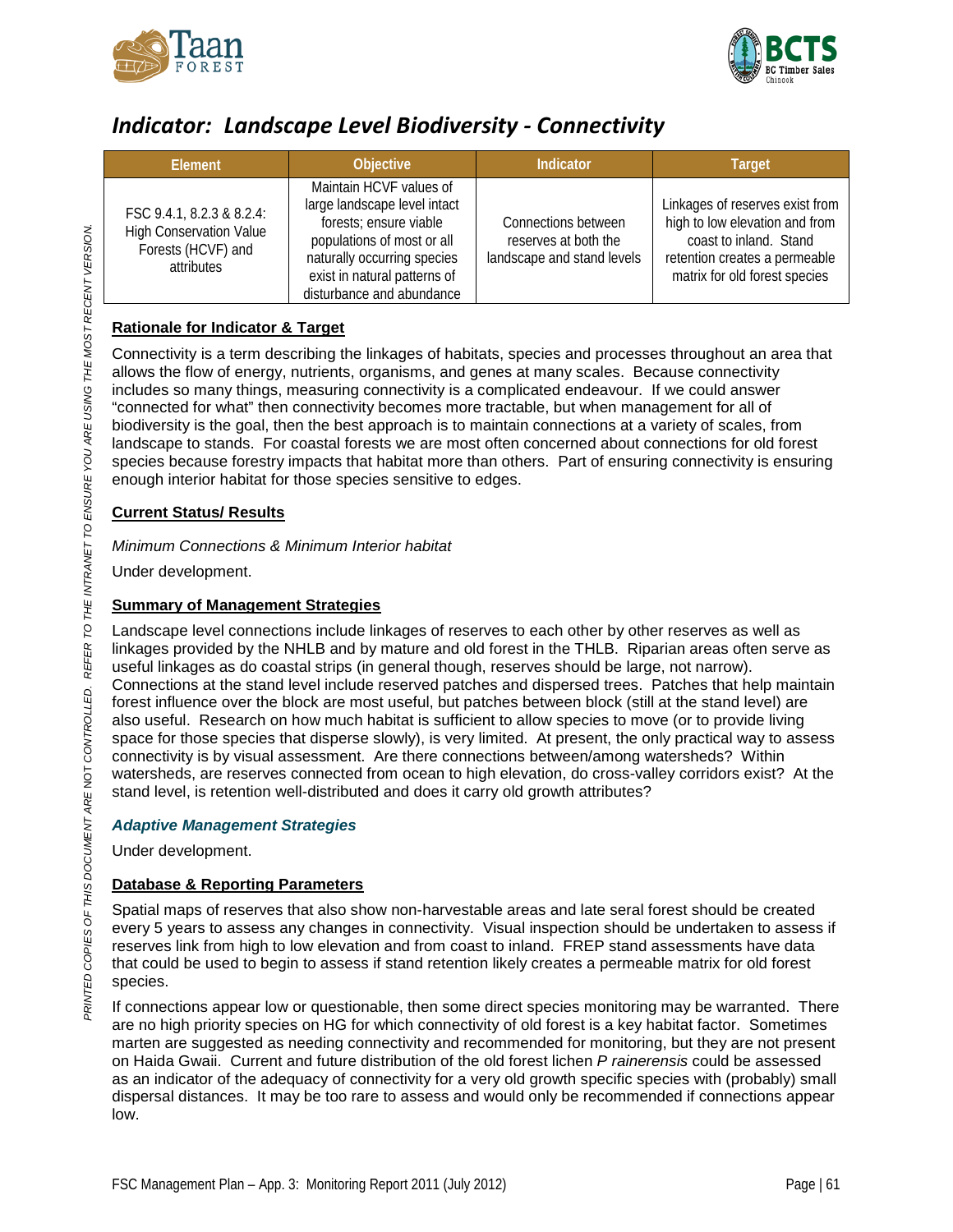# Indicator: Landscape Level Biodiversity - Connectivity

| Element | Objective | Indicator | Target |
|---|---|---|---|
| FSC 9.4.1, 8.2.3 & 8.2.4: High Conservation Value Forests (HCVF) and attributes | Maintain HCVF values of large landscape level intact forests; ensure viable populations of most or all naturally occurring species exist in natural patterns of disturbance and abundance | Connections between reserves at both the landscape and stand levels | Linkages of reserves exist from high to low elevation and from coast to inland. Stand retention creates a permeable matrix for old forest species |

**Rationale for Indicator & Target**

Connectivity is a term describing the linkages of habitats, species and processes throughout an area that allows the flow of energy, nutrients, organisms, and genes at many scales. Because connectivity includes so many things, measuring connectivity is a complicated endeavour. If we could answer "connected for what" then connectivity becomes more tractable, but when management for all of biodiversity is the goal, then the best approach is to maintain connections at a variety of scales, from landscape to stands. For coastal forests we are most often concerned about connections for old forest species because forestry impacts that habitat more than others. Part of ensuring connectivity is ensuring enough interior habitat for those species sensitive to edges.

**Current Status/ Results**

*Minimum Connections & Minimum Interior habitat*

Under development.

**Summary of Management Strategies**

Landscape level connections include linkages of reserves to each other by other reserves as well as linkages provided by the NHLB and by mature and old forest in the THLB. Riparian areas often serve as useful linkages as do coastal strips (in general though, reserves should be large, not narrow). Connections at the stand level include reserved patches and dispersed trees. Patches that help maintain forest influence over the block are most useful, but patches between block (still at the stand level) are also useful. Research on how much habitat is sufficient to allow species to move (or to provide living space for those species that disperse slowly), is very limited. At present, the only practical way to assess connectivity is by visual assessment. Are there connections between/among watersheds? Within watersheds, are reserves connected from ocean to high elevation, do cross-valley corridors exist? At the stand level, is retention well-distributed and does it carry old growth attributes?

***Adaptive Management Strategies***

Under development.

**Database & Reporting Parameters**

Spatial maps of reserves that also show non-harvestable areas and late seral forest should be created every 5 years to assess any changes in connectivity. Visual inspection should be undertaken to assess if reserves link from high to low elevation and from coast to inland. FREP stand assessments have data that could be used to begin to assess if stand retention likely creates a permeable matrix for old forest species.

If connections appear low or questionable, then some direct species monitoring may be warranted. There are no high priority species on HG for which connectivity of old forest is a key habitat factor. Sometimes marten are suggested as needing connectivity and recommended for monitoring, but they are not present on Haida Gwaii. Current and future distribution of the old forest lichen *P rainerensis* could be assessed as an indicator of the adequacy of connectivity for a very old growth specific species with (probably) small dispersal distances. It may be too rare to assess and would only be recommended if connections appear low.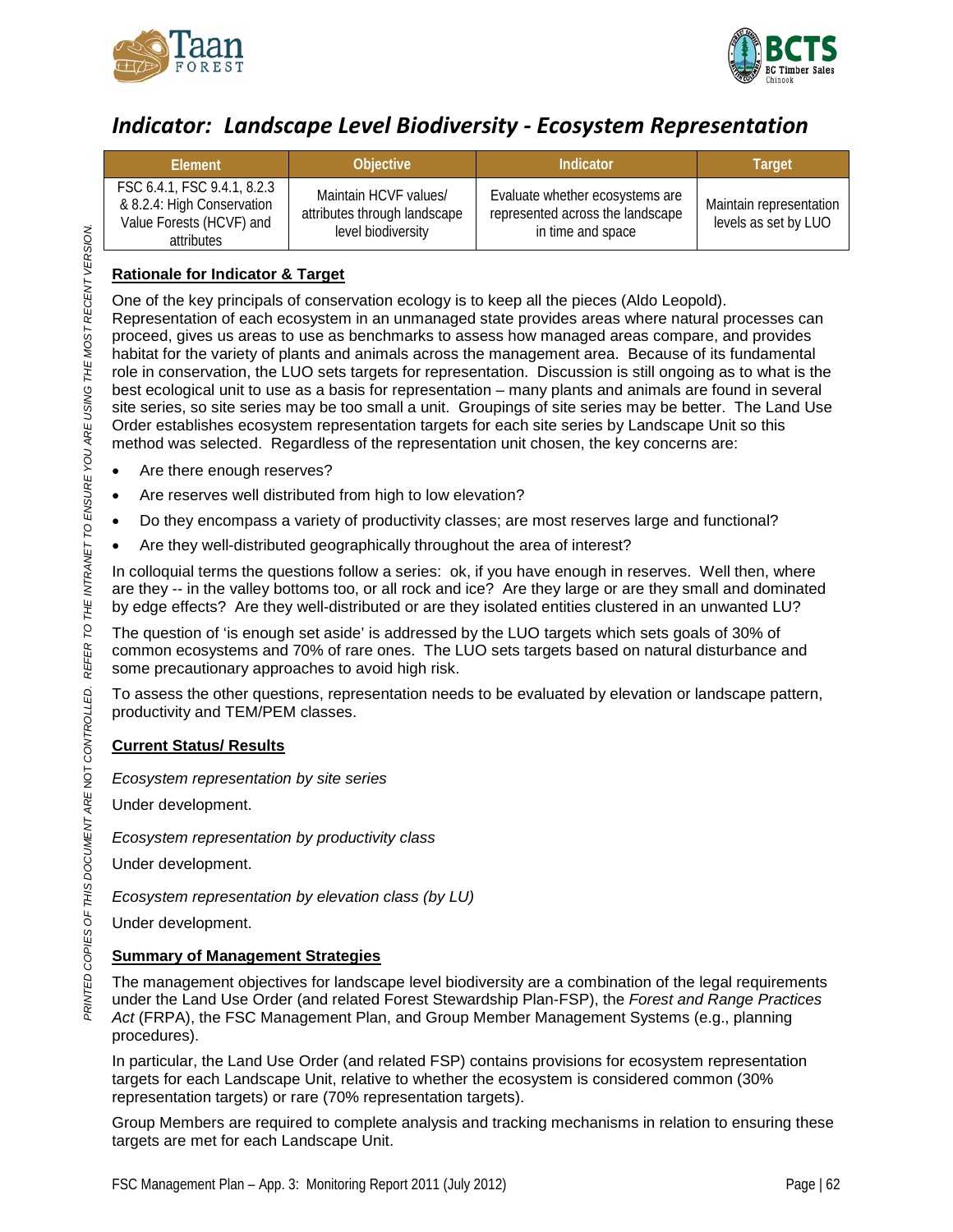## *Indicator: Landscape Level Biodiversity - Ecosystem Representation*

| Element | Objective | Indicator | Target |
|---|---|---|---|
| FSC 6.4.1, FSC 9.4.1, 8.2.3 & 8.2.4: High Conservation Value Forests (HCVF) and attributes | Maintain HCVF values/ attributes through landscape level biodiversity | Evaluate whether ecosystems are represented across the landscape in time and space | Maintain representation levels as set by LUO |

**Rationale for Indicator & Target**

One of the key principals of conservation ecology is to keep all the pieces (Aldo Leopold). Representation of each ecosystem in an unmanaged state provides areas where natural processes can proceed, gives us areas to use as benchmarks to assess how managed areas compare, and provides habitat for the variety of plants and animals across the management area. Because of its fundamental role in conservation, the LUO sets targets for representation. Discussion is still ongoing as to what is the best ecological unit to use as a basis for representation – many plants and animals are found in several site series, so site series may be too small a unit. Groupings of site series may be better. The Land Use Order establishes ecosystem representation targets for each site series by Landscape Unit so this method was selected. Regardless of the representation unit chosen, the key concerns are:

- Are there enough reserves?
- Are reserves well distributed from high to low elevation?
- Do they encompass a variety of productivity classes; are most reserves large and functional?
- Are they well-distributed geographically throughout the area of interest?

In colloquial terms the questions follow a series: ok, if you have enough in reserves. Well then, where are they -- in the valley bottoms too, or all rock and ice? Are they large or are they small and dominated by edge effects? Are they well-distributed or are they isolated entities clustered in an unwanted LU?

The question of 'is enough set aside' is addressed by the LUO targets which sets goals of 30% of common ecosystems and 70% of rare ones. The LUO sets targets based on natural disturbance and some precautionary approaches to avoid high risk.

To assess the other questions, representation needs to be evaluated by elevation or landscape pattern, productivity and TEM/PEM classes.

**Current Status/ Results**

*Ecosystem representation by site series*

Under development.

*Ecosystem representation by productivity class*

Under development.

*Ecosystem representation by elevation class (by LU)*

Under development.

**Summary of Management Strategies**

The management objectives for landscape level biodiversity are a combination of the legal requirements under the Land Use Order (and related Forest Stewardship Plan-FSP), the *Forest and Range Practices Act* (FRPA), the FSC Management Plan, and Group Member Management Systems (e.g., planning procedures).

In particular, the Land Use Order (and related FSP) contains provisions for ecosystem representation targets for each Landscape Unit, relative to whether the ecosystem is considered common (30% representation targets) or rare (70% representation targets).

Group Members are required to complete analysis and tracking mechanisms in relation to ensuring these targets are met for each Landscape Unit.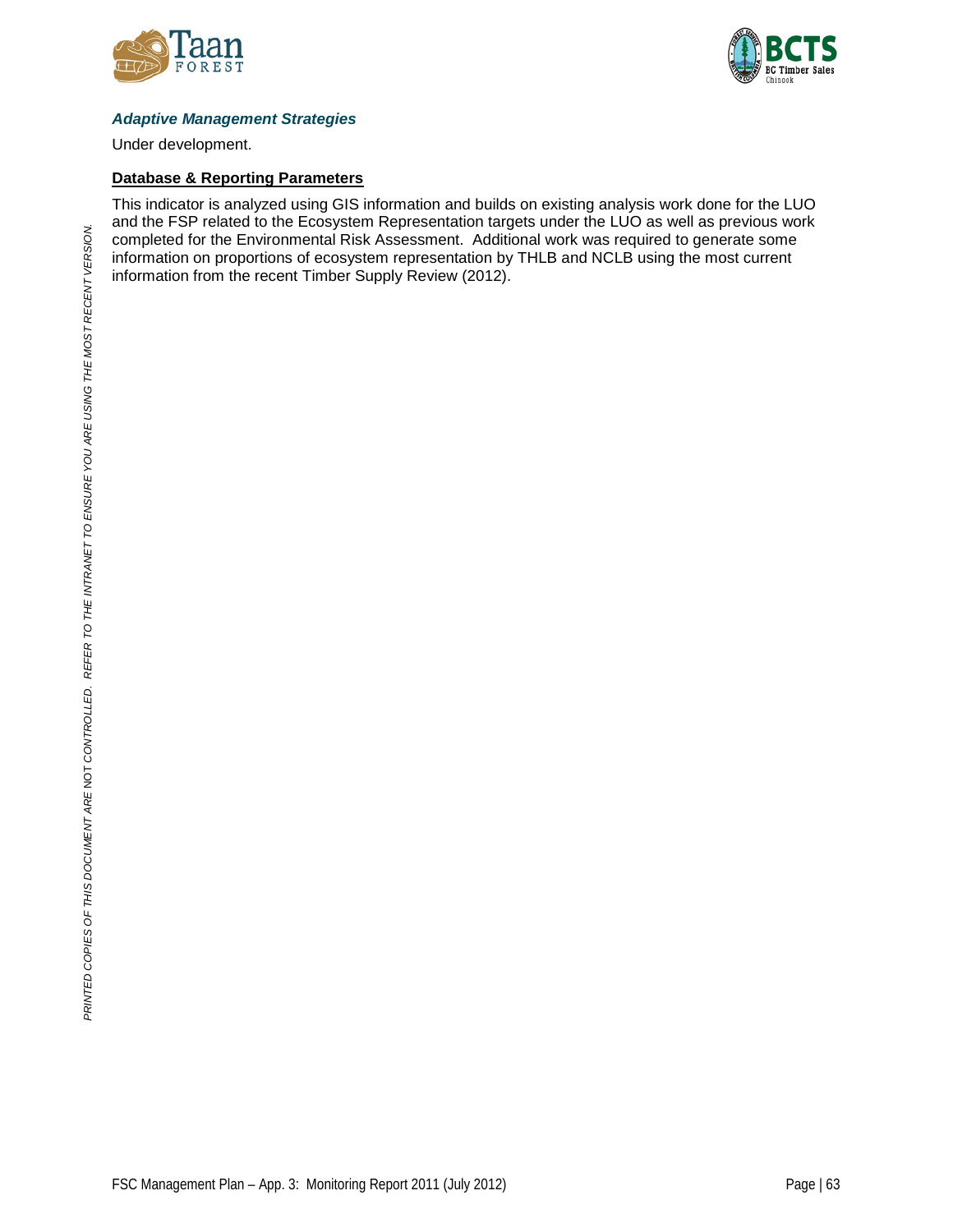### *Adaptive Management Strategies*

Under development.

**Database & Reporting Parameters**

This indicator is analyzed using GIS information and builds on existing analysis work done for the LUO and the FSP related to the Ecosystem Representation targets under the LUO as well as previous work completed for the Environmental Risk Assessment. Additional work was required to generate some information on proportions of ecosystem representation by THLB and NCLB using the most current information from the recent Timber Supply Review (2012).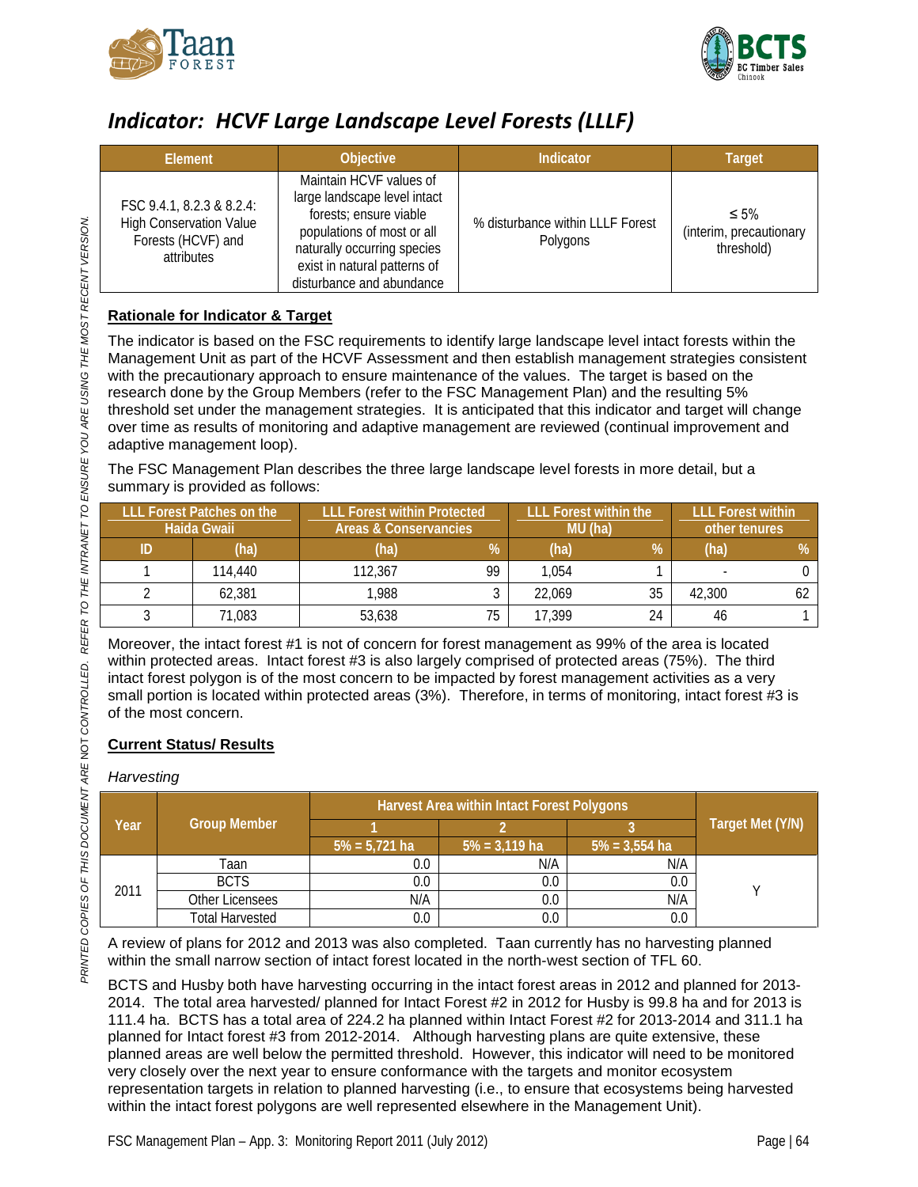## *Indicator: HCVF Large Landscape Level Forests (LLLF)*

| Element | Objective | Indicator | Target |
|---|---|---|---|
| FSC 9.4.1, 8.2.3 & 8.2.4: High Conservation Value Forests (HCVF) and attributes | Maintain HCVF values of large landscape level intact forests; ensure viable populations of most or all naturally occurring species exist in natural patterns of disturbance and abundance | % disturbance within LLLF Forest Polygons | ≤ 5% (interim, precautionary threshold) |

**Rationale for Indicator & Target**

The indicator is based on the FSC requirements to identify large landscape level intact forests within the Management Unit as part of the HCVF Assessment and then establish management strategies consistent with the precautionary approach to ensure maintenance of the values. The target is based on the research done by the Group Members (refer to the FSC Management Plan) and the resulting 5% threshold set under the management strategies. It is anticipated that this indicator and target will change over time as results of monitoring and adaptive management are reviewed (continual improvement and adaptive management loop).

The FSC Management Plan describes the three large landscape level forests in more detail, but a summary is provided as follows:

| LLL Forest Patches on the Haida Gwaii | | LLL Forest within Protected Areas & Conservancies | | LLL Forest within the MU (ha) | | LLL Forest within other tenures | |
|---|---|---|---|---|---|---|---|
| ID | (ha) | (ha) | % | (ha) | % | (ha) | % |
| 1 | 114,440 | 112,367 | 99 | 1,054 | 1 | - | 0 |
| 2 | 62,381 | 1,988 | 3 | 22,069 | 35 | 42,300 | 62 |
| 3 | 71,083 | 53,638 | 75 | 17,399 | 24 | 46 | 1 |

Moreover, the intact forest #1 is not of concern for forest management as 99% of the area is located within protected areas. Intact forest #3 is also largely comprised of protected areas (75%). The third intact forest polygon is of the most concern to be impacted by forest management activities as a very small portion is located within protected areas (3%). Therefore, in terms of monitoring, intact forest #3 is of the most concern.

**Current Status/ Results**

*Harvesting*

| Year | Group Member | Harvest Area within Intact Forest Polygons | | | Target Met (Y/N) |
|---|---|---|---|---|---|
| | | 1 | 2 | 3 | |
| | | 5% = 5,721 ha | 5% = 3,119 ha | 5% = 3,554 ha | |
| 2011 | Taan | 0.0 | N/A | N/A | Y |
| | BCTS | 0.0 | 0.0 | 0.0 | |
| | Other Licensees | N/A | 0.0 | N/A | |
| | Total Harvested | 0.0 | 0.0 | 0.0 | |

A review of plans for 2012 and 2013 was also completed. Taan currently has no harvesting planned within the small narrow section of intact forest located in the north-west section of TFL 60.

BCTS and Husby both have harvesting occurring in the intact forest areas in 2012 and planned for 2013-2014. The total area harvested/ planned for Intact Forest #2 in 2012 for Husby is 99.8 ha and for 2013 is 111.4 ha. BCTS has a total area of 224.2 ha planned within Intact Forest #2 for 2013-2014 and 311.1 ha planned for Intact forest #3 from 2012-2014. Although harvesting plans are quite extensive, these planned areas are well below the permitted threshold. However, this indicator will need to be monitored very closely over the next year to ensure conformance with the targets and monitor ecosystem representation targets in relation to planned harvesting (i.e., to ensure that ecosystems being harvested within the intact forest polygons are well represented elsewhere in the Management Unit).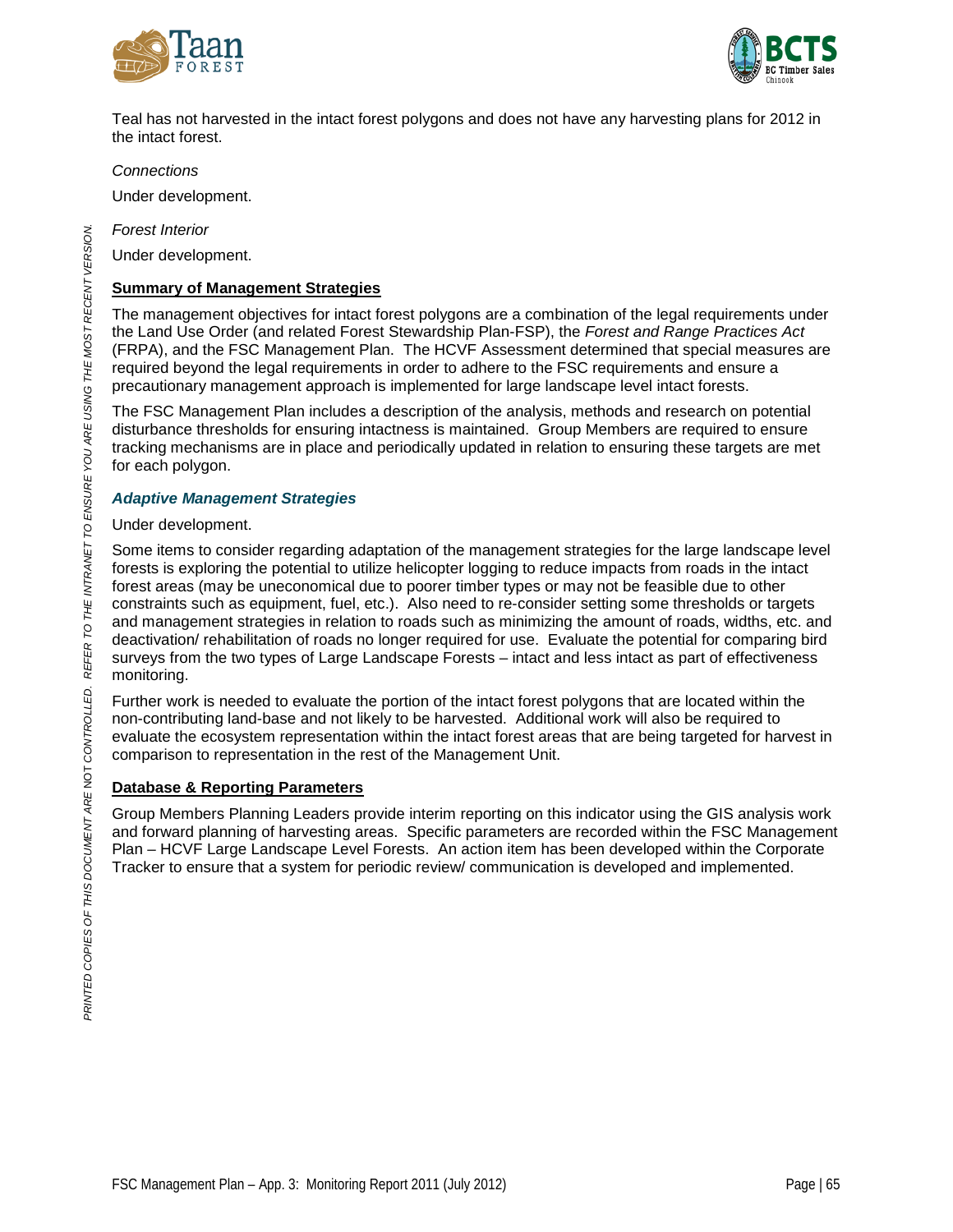Teal has not harvested in the intact forest polygons and does not have any harvesting plans for 2012 in the intact forest.

*Connections*

Under development.

*Forest Interior*

Under development.

**Summary of Management Strategies**

The management objectives for intact forest polygons are a combination of the legal requirements under the Land Use Order (and related Forest Stewardship Plan-FSP), the *Forest and Range Practices Act* (FRPA), and the FSC Management Plan. The HCVF Assessment determined that special measures are required beyond the legal requirements in order to adhere to the FSC requirements and ensure a precautionary management approach is implemented for large landscape level intact forests.

The FSC Management Plan includes a description of the analysis, methods and research on potential disturbance thresholds for ensuring intactness is maintained. Group Members are required to ensure tracking mechanisms are in place and periodically updated in relation to ensuring these targets are met for each polygon.

### *Adaptive Management Strategies*

Under development.

Some items to consider regarding adaptation of the management strategies for the large landscape level forests is exploring the potential to utilize helicopter logging to reduce impacts from roads in the intact forest areas (may be uneconomical due to poorer timber types or may not be feasible due to other constraints such as equipment, fuel, etc.). Also need to re-consider setting some thresholds or targets and management strategies in relation to roads such as minimizing the amount of roads, widths, etc. and deactivation/ rehabilitation of roads no longer required for use. Evaluate the potential for comparing bird surveys from the two types of Large Landscape Forests – intact and less intact as part of effectiveness monitoring.

Further work is needed to evaluate the portion of the intact forest polygons that are located within the non-contributing land-base and not likely to be harvested. Additional work will also be required to evaluate the ecosystem representation within the intact forest areas that are being targeted for harvest in comparison to representation in the rest of the Management Unit.

**Database & Reporting Parameters**

Group Members Planning Leaders provide interim reporting on this indicator using the GIS analysis work and forward planning of harvesting areas. Specific parameters are recorded within the FSC Management Plan – HCVF Large Landscape Level Forests. An action item has been developed within the Corporate Tracker to ensure that a system for periodic review/ communication is developed and implemented.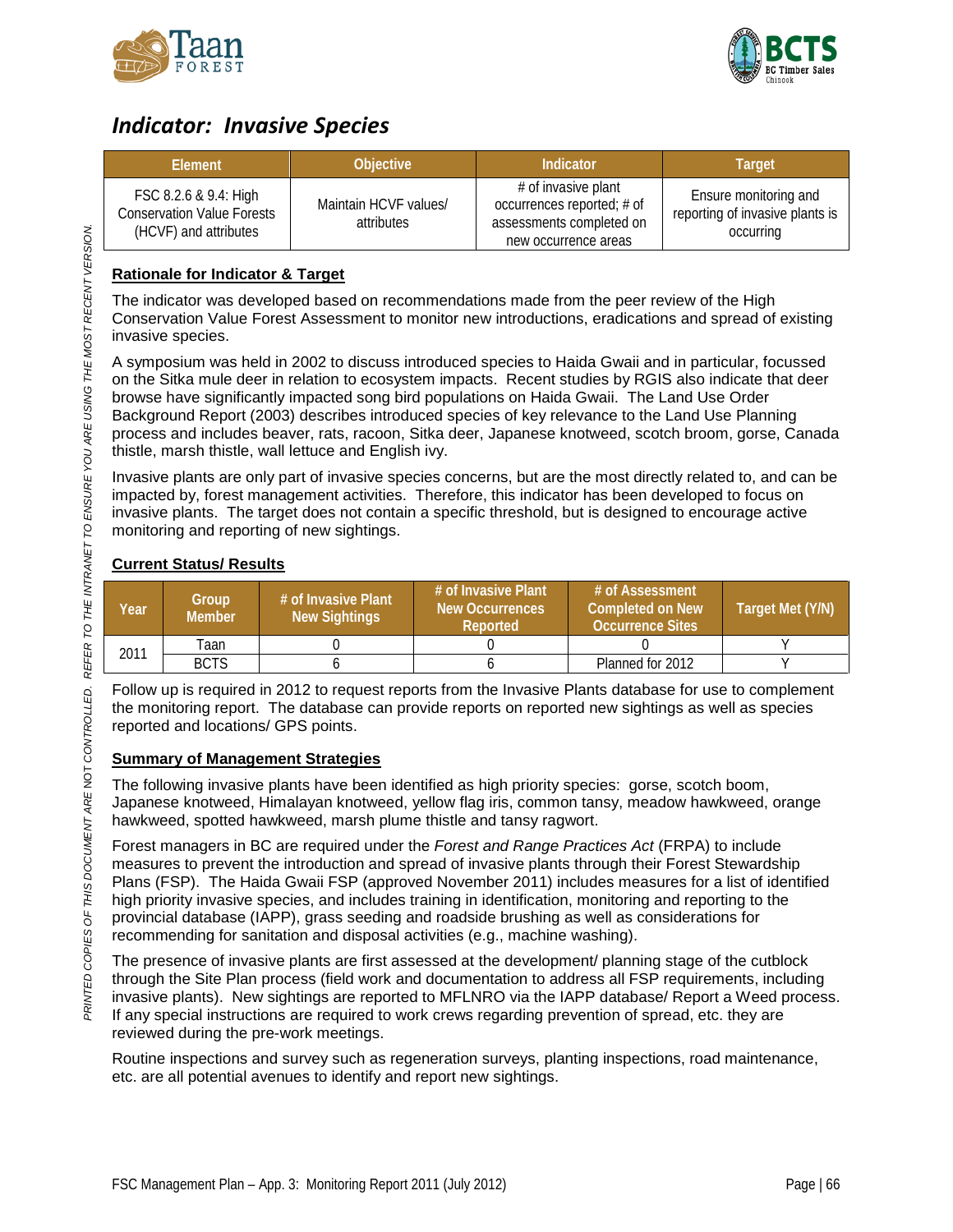## *Indicator: Invasive Species*

| Element | Objective | Indicator | Target |
|---|---|---|---|
| FSC 8.2.6 & 9.4: High Conservation Value Forests (HCVF) and attributes | Maintain HCVF values/ attributes | # of invasive plant occurrences reported; # of assessments completed on new occurrence areas | Ensure monitoring and reporting of invasive plants is occurring |

**Rationale for Indicator & Target**

The indicator was developed based on recommendations made from the peer review of the High Conservation Value Forest Assessment to monitor new introductions, eradications and spread of existing invasive species.

A symposium was held in 2002 to discuss introduced species to Haida Gwaii and in particular, focussed on the Sitka mule deer in relation to ecosystem impacts. Recent studies by RGIS also indicate that deer browse have significantly impacted song bird populations on Haida Gwaii. The Land Use Order Background Report (2003) describes introduced species of key relevance to the Land Use Planning process and includes beaver, rats, racoon, Sitka deer, Japanese knotweed, scotch broom, gorse, Canada thistle, marsh thistle, wall lettuce and English ivy.

Invasive plants are only part of invasive species concerns, but are the most directly related to, and can be impacted by, forest management activities. Therefore, this indicator has been developed to focus on invasive plants. The target does not contain a specific threshold, but is designed to encourage active monitoring and reporting of new sightings.

**Current Status/ Results**

| Year | Group Member | # of Invasive Plant New Sightings | # of Invasive Plant New Occurrences Reported | # of Assessment Completed on New Occurrence Sites | Target Met (Y/N) |
|---|---|---|---|---|---|
| 2011 | Taan | 0 | 0 | 0 | Y |
| | BCTS | 6 | 6 | Planned for 2012 | Y |

Follow up is required in 2012 to request reports from the Invasive Plants database for use to complement the monitoring report. The database can provide reports on reported new sightings as well as species reported and locations/ GPS points.

**Summary of Management Strategies**

The following invasive plants have been identified as high priority species: gorse, scotch boom, Japanese knotweed, Himalayan knotweed, yellow flag iris, common tansy, meadow hawkweed, orange hawkweed, spotted hawkweed, marsh plume thistle and tansy ragwort.

Forest managers in BC are required under the *Forest and Range Practices Act* (FRPA) to include measures to prevent the introduction and spread of invasive plants through their Forest Stewardship Plans (FSP). The Haida Gwaii FSP (approved November 2011) includes measures for a list of identified high priority invasive species, and includes training in identification, monitoring and reporting to the provincial database (IAPP), grass seeding and roadside brushing as well as considerations for recommending for sanitation and disposal activities (e.g., machine washing).

The presence of invasive plants are first assessed at the development/ planning stage of the cutblock through the Site Plan process (field work and documentation to address all FSP requirements, including invasive plants). New sightings are reported to MFLNRO via the IAPP database/ Report a Weed process. If any special instructions are required to work crews regarding prevention of spread, etc. they are reviewed during the pre-work meetings.

Routine inspections and survey such as regeneration surveys, planting inspections, road maintenance, etc. are all potential avenues to identify and report new sightings.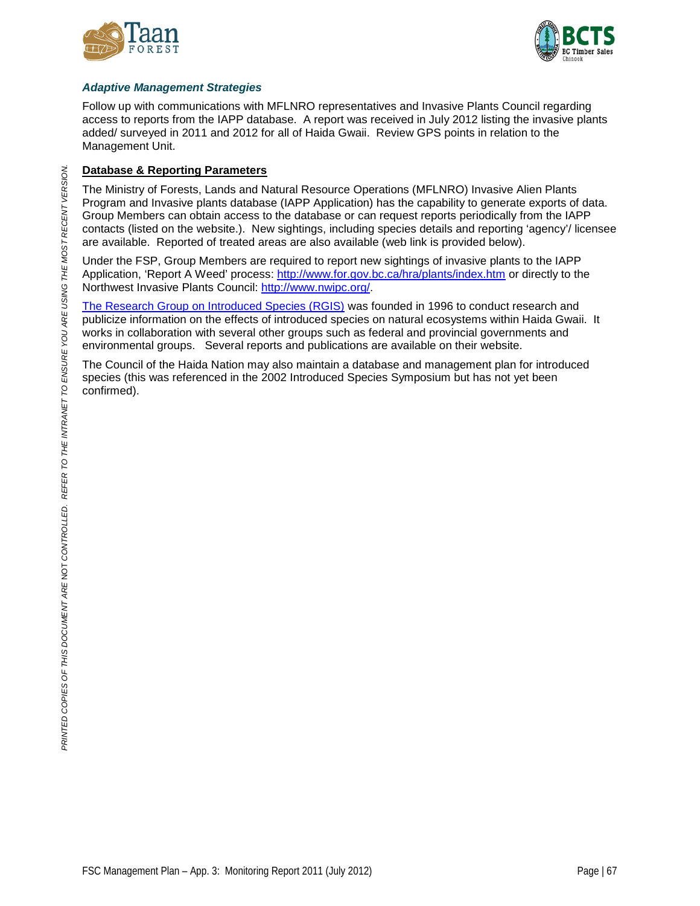### *Adaptive Management Strategies*

Follow up with communications with MFLNRO representatives and Invasive Plants Council regarding access to reports from the IAPP database. A report was received in July 2012 listing the invasive plants added/ surveyed in 2011 and 2012 for all of Haida Gwaii. Review GPS points in relation to the Management Unit.

**Database & Reporting Parameters**

The Ministry of Forests, Lands and Natural Resource Operations (MFLNRO) Invasive Alien Plants Program and Invasive plants database (IAPP Application) has the capability to generate exports of data. Group Members can obtain access to the database or can request reports periodically from the IAPP contacts (listed on the website.). New sightings, including species details and reporting 'agency'/ licensee are available. Reported of treated areas are also available (web link is provided below).

Under the FSP, Group Members are required to report new sightings of invasive plants to the IAPP Application, 'Report A Weed' process: http://www.for.gov.bc.ca/hra/plants/index.htm or directly to the Northwest Invasive Plants Council: http://www.nwipc.org/.

The Research Group on Introduced Species (RGIS) was founded in 1996 to conduct research and publicize information on the effects of introduced species on natural ecosystems within Haida Gwaii. It works in collaboration with several other groups such as federal and provincial governments and environmental groups. Several reports and publications are available on their website.

The Council of the Haida Nation may also maintain a database and management plan for introduced species (this was referenced in the 2002 Introduced Species Symposium but has not yet been confirmed).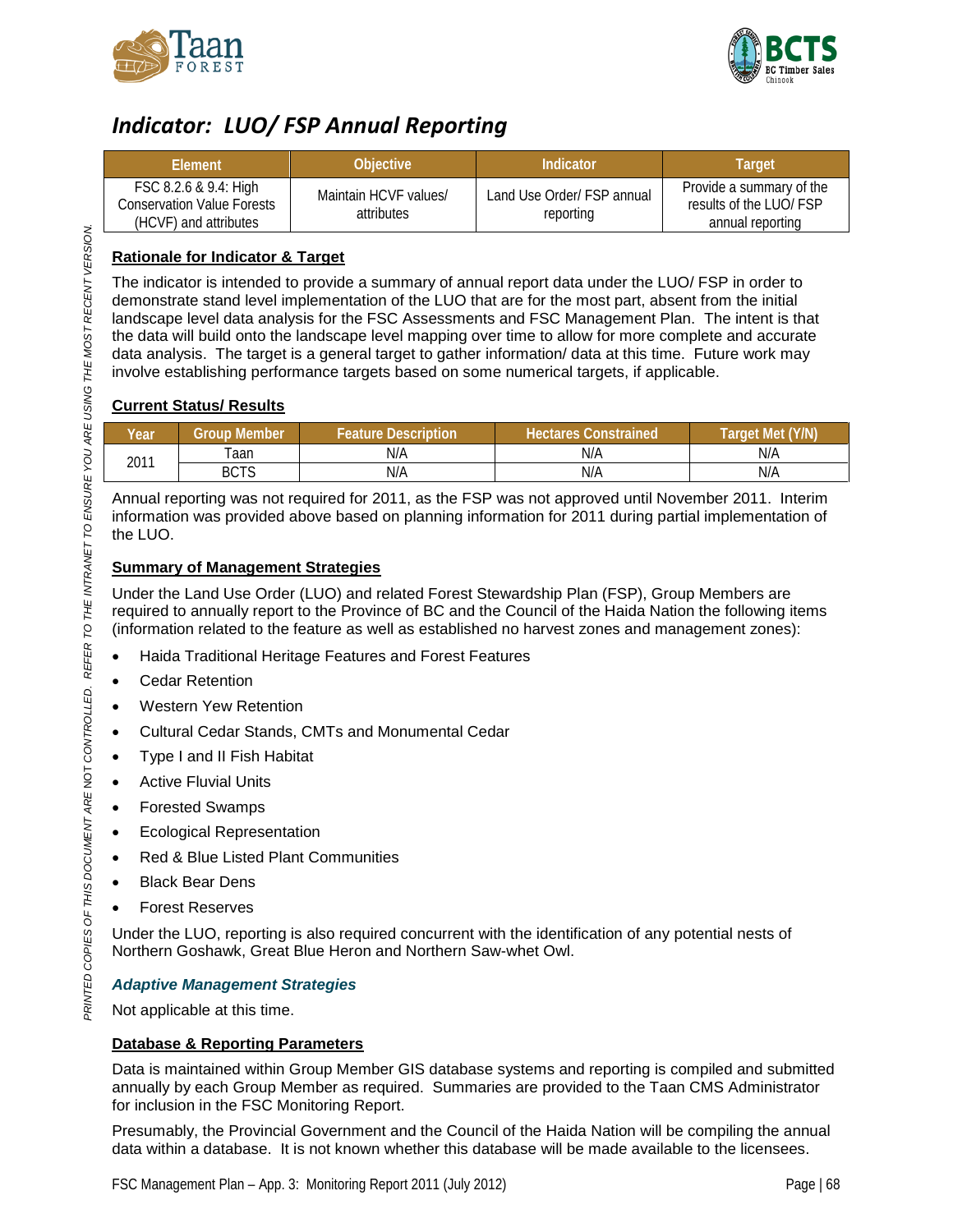# *Indicator: LUO/ FSP Annual Reporting*

| Element | Objective | Indicator | Target |
|---|---|---|---|
| FSC 8.2.6 & 9.4: High Conservation Value Forests (HCVF) and attributes | Maintain HCVF values/ attributes | Land Use Order/ FSP annual reporting | Provide a summary of the results of the LUO/ FSP annual reporting |

## Rationale for Indicator & Target

The indicator is intended to provide a summary of annual report data under the LUO/ FSP in order to demonstrate stand level implementation of the LUO that are for the most part, absent from the initial landscape level data analysis for the FSC Assessments and FSC Management Plan. The intent is that the data will build onto the landscape level mapping over time to allow for more complete and accurate data analysis. The target is a general target to gather information/ data at this time. Future work may involve establishing performance targets based on some numerical targets, if applicable.

## Current Status/ Results

| Year | Group Member | Feature Description | Hectares Constrained | Target Met (Y/N) |
|---|---|---|---|---|
| 2011 | Taan | N/A | N/A | N/A |
| | BCTS | N/A | N/A | N/A |

Annual reporting was not required for 2011, as the FSP was not approved until November 2011. Interim information was provided above based on planning information for 2011 during partial implementation of the LUO.

## Summary of Management Strategies

Under the Land Use Order (LUO) and related Forest Stewardship Plan (FSP), Group Members are required to annually report to the Province of BC and the Council of the Haida Nation the following items (information related to the feature as well as established no harvest zones and management zones):

- Haida Traditional Heritage Features and Forest Features
- Cedar Retention
- Western Yew Retention
- Cultural Cedar Stands, CMTs and Monumental Cedar
- Type I and II Fish Habitat
- Active Fluvial Units
- Forested Swamps
- Ecological Representation
- Red & Blue Listed Plant Communities
- Black Bear Dens
- Forest Reserves

Under the LUO, reporting is also required concurrent with the identification of any potential nests of Northern Goshawk, Great Blue Heron and Northern Saw-whet Owl.

### *Adaptive Management Strategies*

Not applicable at this time.

## Database & Reporting Parameters

Data is maintained within Group Member GIS database systems and reporting is compiled and submitted annually by each Group Member as required. Summaries are provided to the Taan CMS Administrator for inclusion in the FSC Monitoring Report.

Presumably, the Provincial Government and the Council of the Haida Nation will be compiling the annual data within a database. It is not known whether this database will be made available to the licensees.